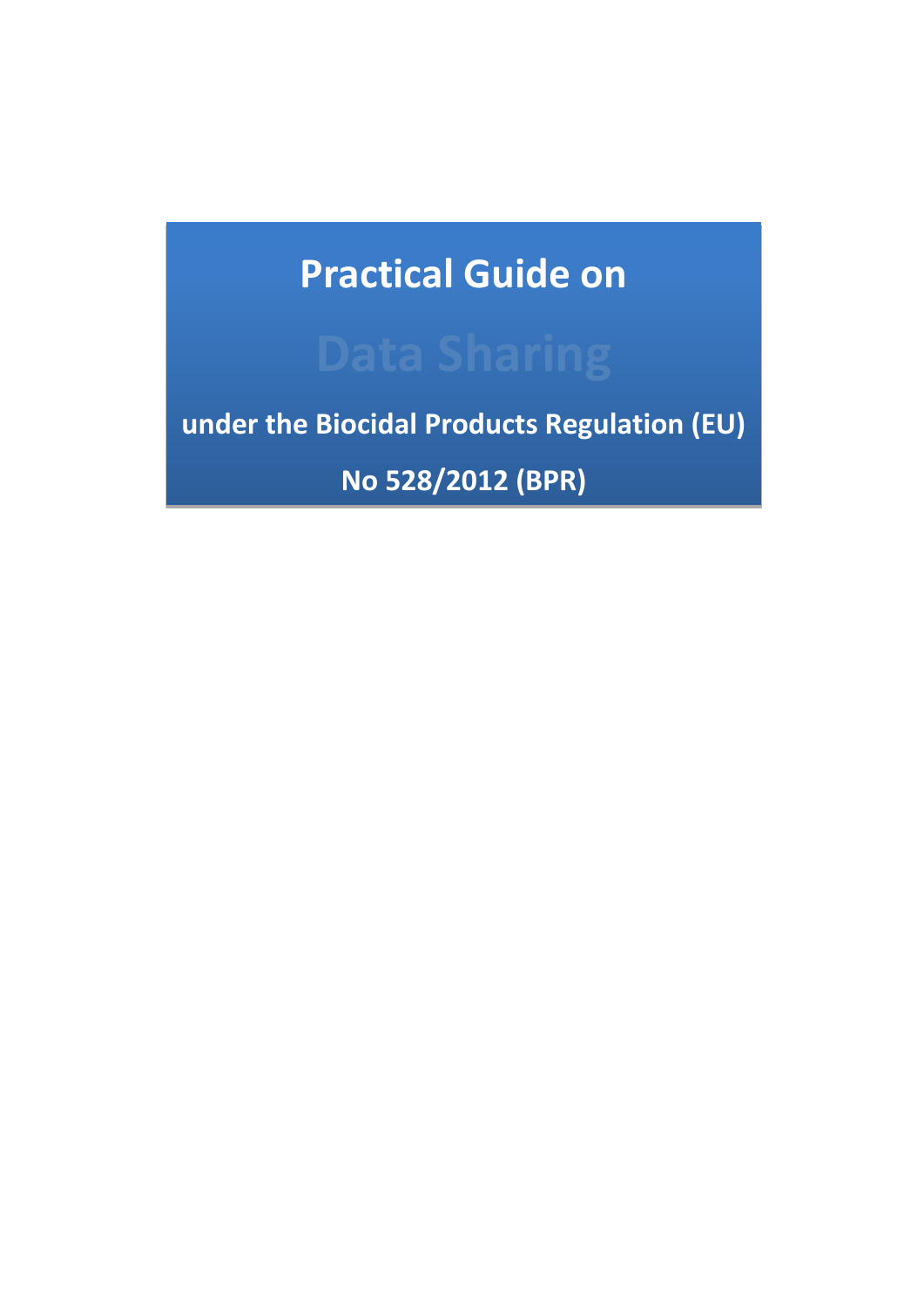# Practical Guide on

# Data Sharing

**under the Biocidal Products Regulation (EU) No 528/2012 (BPR)**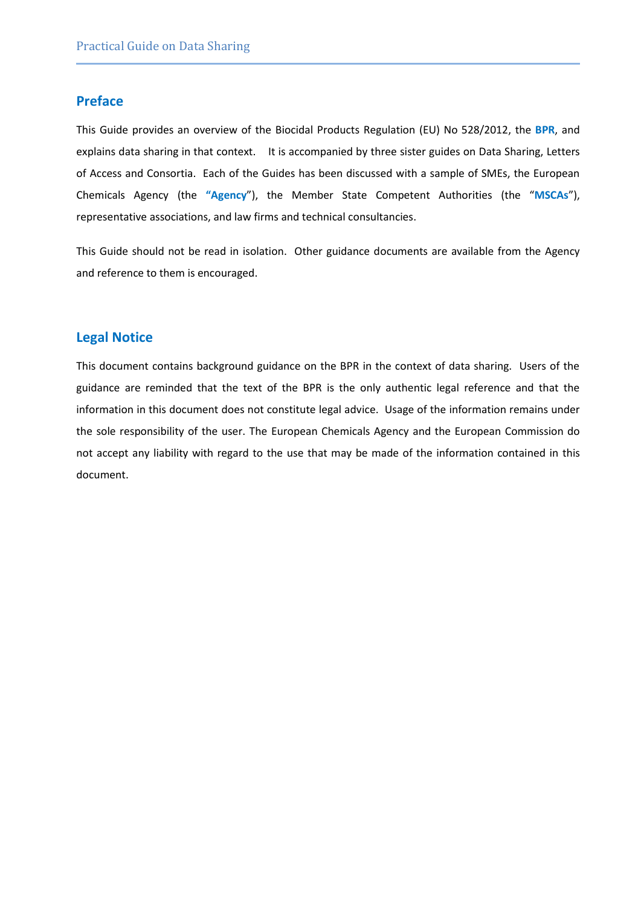## Preface

This Guide provides an overview of the Biocidal Products Regulation (EU) No 528/2012, the **BPR**, and explains data sharing in that context. It is accompanied by three sister guides on Data Sharing, Letters of Access and Consortia. Each of the Guides has been discussed with a sample of SMEs, the European Chemicals Agency (the "**Agency**"), the Member State Competent Authorities (the "**MSCAs**"), representative associations, and law firms and technical consultancies.

This Guide should not be read in isolation. Other guidance documents are available from the Agency and reference to them is encouraged.

## Legal Notice

This document contains background guidance on the BPR in the context of data sharing. Users of the guidance are reminded that the text of the BPR is the only authentic legal reference and that the information in this document does not constitute legal advice. Usage of the information remains under the sole responsibility of the user. The European Chemicals Agency and the European Commission do not accept any liability with regard to the use that may be made of the information contained in this document.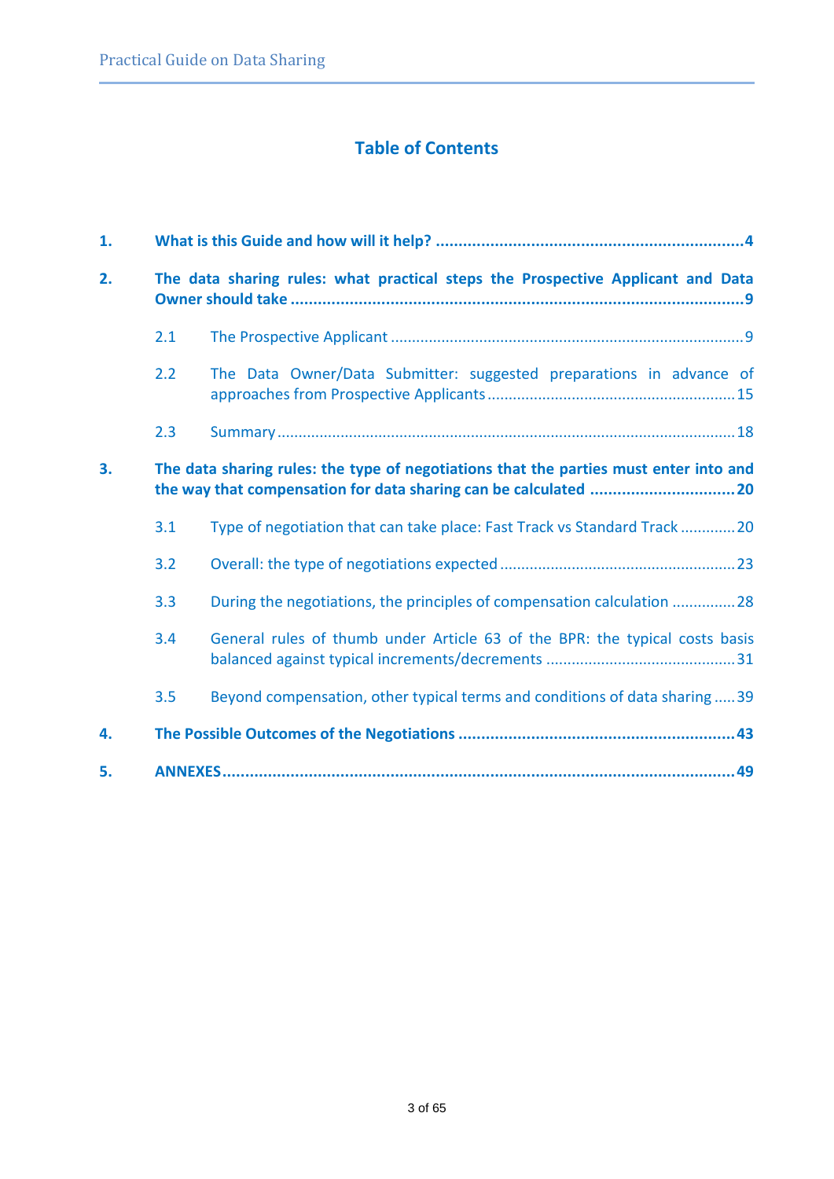# Table of Contents

**1. What is this Guide and how will it help? ..... 4**

**2. The data sharing rules: what practical steps the Prospective Applicant and Data Owner should take ..... 9**

- 2.1 The Prospective Applicant ..... 9
- 2.2 The Data Owner/Data Submitter: suggested preparations in advance of approaches from Prospective Applicants ..... 15
- 2.3 Summary ..... 18

**3. The data sharing rules: the type of negotiations that the parties must enter into and the way that compensation for data sharing can be calculated ..... 20**

- 3.1 Type of negotiation that can take place: Fast Track vs Standard Track ..... 20
- 3.2 Overall: the type of negotiations expected ..... 23
- 3.3 During the negotiations, the principles of compensation calculation ..... 28
- 3.4 General rules of thumb under Article 63 of the BPR: the typical costs basis balanced against typical increments/decrements ..... 31
- 3.5 Beyond compensation, other typical terms and conditions of data sharing ..... 39

**4. The Possible Outcomes of the Negotiations ..... 43**

**5. ANNEXES ..... 49**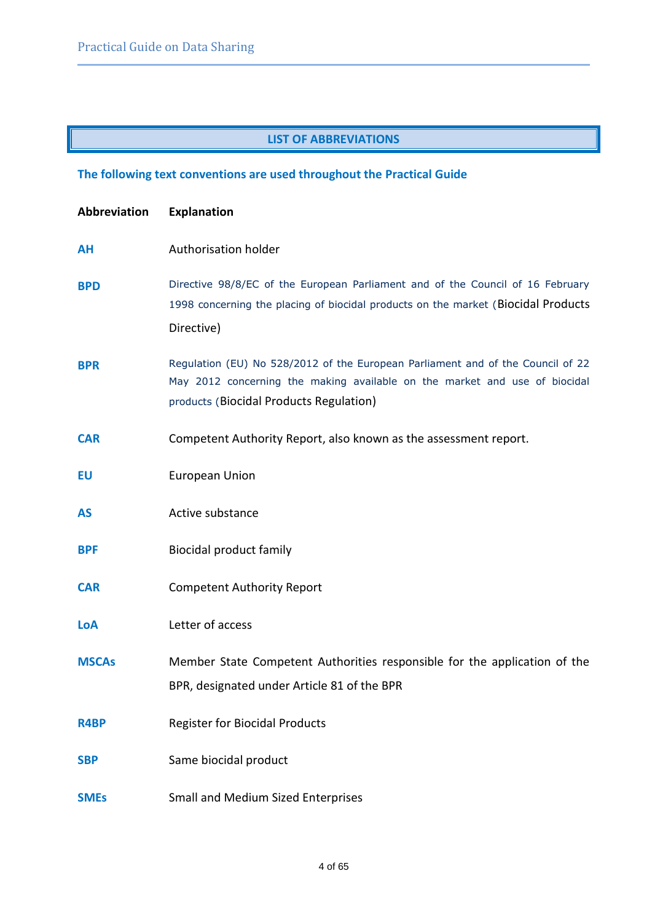# LIST OF ABBREVIATIONS

### The following text conventions are used throughout the Practical Guide

| Abbreviation | Explanation |
|---|---|
| **AH** | Authorisation holder |
| **BPD** | Directive 98/8/EC of the European Parliament and of the Council of 16 February 1998 concerning the placing of biocidal products on the market (Biocidal Products Directive) |
| **BPR** | Regulation (EU) No 528/2012 of the European Parliament and of the Council of 22 May 2012 concerning the making available on the market and use of biocidal products (Biocidal Products Regulation) |
| **CAR** | Competent Authority Report, also known as the assessment report. |
| **EU** | European Union |
| **AS** | Active substance |
| **BPF** | Biocidal product family |
| **CAR** | Competent Authority Report |
| **LoA** | Letter of access |
| **MSCAs** | Member State Competent Authorities responsible for the application of the BPR, designated under Article 81 of the BPR |
| **R4BP** | Register for Biocidal Products |
| **SBP** | Same biocidal product |
| **SMEs** | Small and Medium Sized Enterprises |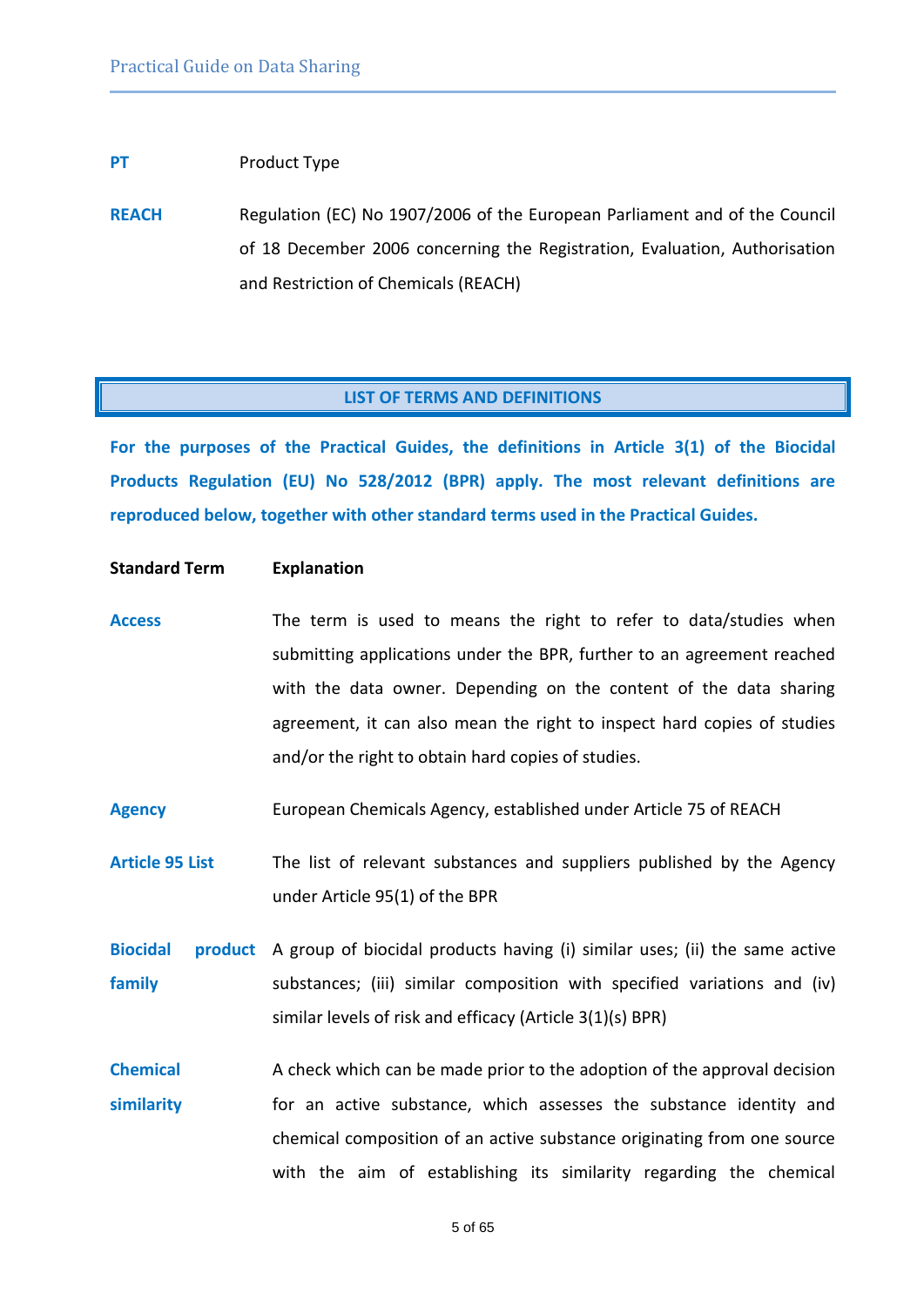**PT** Product Type

**REACH** Regulation (EC) No 1907/2006 of the European Parliament and of the Council of 18 December 2006 concerning the Registration, Evaluation, Authorisation and Restriction of Chemicals (REACH)

## LIST OF TERMS AND DEFINITIONS

**For the purposes of the Practical Guides, the definitions in Article 3(1) of the Biocidal Products Regulation (EU) No 528/2012 (BPR) apply. The most relevant definitions are reproduced below, together with other standard terms used in the Practical Guides.**

| Standard Term | Explanation |
|---|---|
| **Access** | The term is used to means the right to refer to data/studies when submitting applications under the BPR, further to an agreement reached with the data owner. Depending on the content of the data sharing agreement, it can also mean the right to inspect hard copies of studies and/or the right to obtain hard copies of studies. |
| **Agency** | European Chemicals Agency, established under Article 75 of REACH |
| **Article 95 List** | The list of relevant substances and suppliers published by the Agency under Article 95(1) of the BPR |
| **Biocidal product family** | A group of biocidal products having (i) similar uses; (ii) the same active substances; (iii) similar composition with specified variations and (iv) similar levels of risk and efficacy (Article 3(1)(s) BPR) |
| **Chemical similarity** | A check which can be made prior to the adoption of the approval decision for an active substance, which assesses the substance identity and chemical composition of an active substance originating from one source with the aim of establishing its similarity regarding the chemical |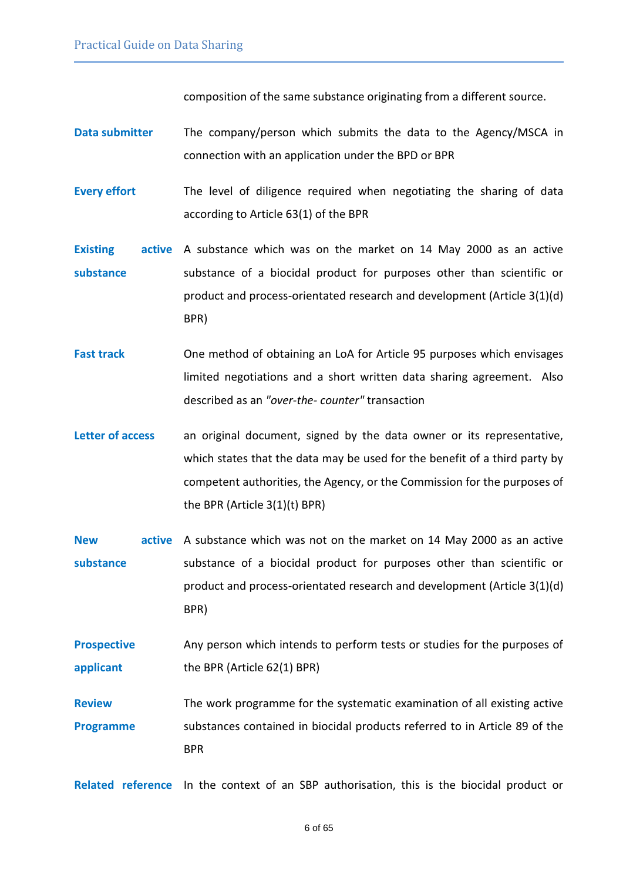composition of the same substance originating from a different source.

| | |
|---|---|
| **Data submitter** | The company/person which submits the data to the Agency/MSCA in connection with an application under the BPD or BPR |
| **Every effort** | The level of diligence required when negotiating the sharing of data according to Article 63(1) of the BPR |
| **Existing active substance** | A substance which was on the market on 14 May 2000 as an active substance of a biocidal product for purposes other than scientific or product and process-orientated research and development (Article 3(1)(d) BPR) |
| **Fast track** | One method of obtaining an LoA for Article 95 purposes which envisages limited negotiations and a short written data sharing agreement. Also described as an *"over-the- counter"* transaction |
| **Letter of access** | an original document, signed by the data owner or its representative, which states that the data may be used for the benefit of a third party by competent authorities, the Agency, or the Commission for the purposes of the BPR (Article 3(1)(t) BPR) |
| **New active substance** | A substance which was not on the market on 14 May 2000 as an active substance of a biocidal product for purposes other than scientific or product and process-orientated research and development (Article 3(1)(d) BPR) |
| **Prospective applicant** | Any person which intends to perform tests or studies for the purposes of the BPR (Article 62(1) BPR) |
| **Review Programme** | The work programme for the systematic examination of all existing active substances contained in biocidal products referred to in Article 89 of the BPR |
| **Related reference** | In the context of an SBP authorisation, this is the biocidal product or |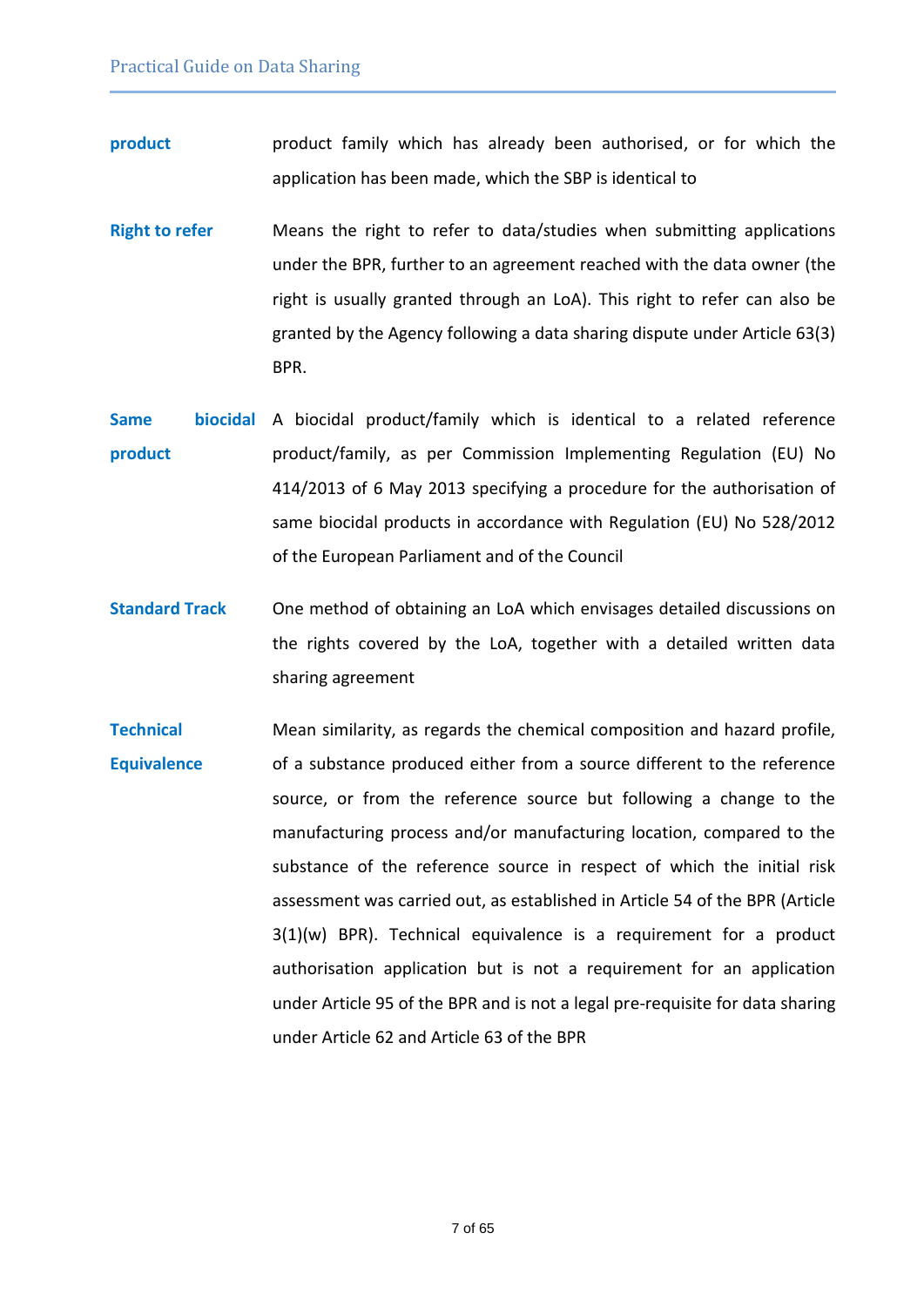| | |
|---|---|
| **product** | product family which has already been authorised, or for which the application has been made, which the SBP is identical to |
| **Right to refer** | Means the right to refer to data/studies when submitting applications under the BPR, further to an agreement reached with the data owner (the right is usually granted through an LoA). This right to refer can also be granted by the Agency following a data sharing dispute under Article 63(3) BPR. |
| **Same biocidal product** | A biocidal product/family which is identical to a related reference product/family, as per Commission Implementing Regulation (EU) No 414/2013 of 6 May 2013 specifying a procedure for the authorisation of same biocidal products in accordance with Regulation (EU) No 528/2012 of the European Parliament and of the Council |
| **Standard Track** | One method of obtaining an LoA which envisages detailed discussions on the rights covered by the LoA, together with a detailed written data sharing agreement |
| **Technical Equivalence** | Mean similarity, as regards the chemical composition and hazard profile, of a substance produced either from a source different to the reference source, or from the reference source but following a change to the manufacturing process and/or manufacturing location, compared to the substance of the reference source in respect of which the initial risk assessment was carried out, as established in Article 54 of the BPR (Article 3(1)(w) BPR). Technical equivalence is a requirement for a product authorisation application but is not a requirement for an application under Article 95 of the BPR and is not a legal pre-requisite for data sharing under Article 62 and Article 63 of the BPR |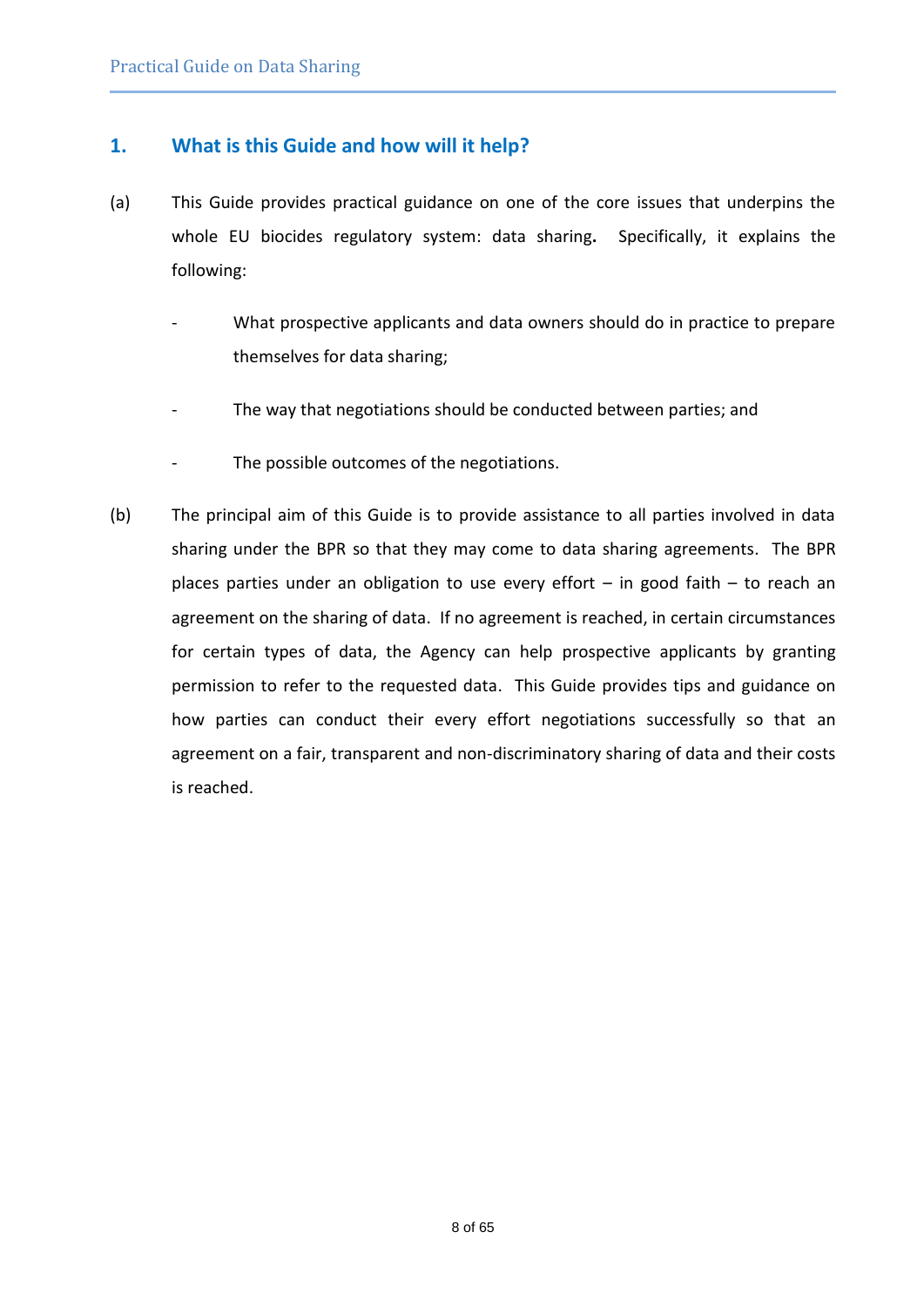## 1. What is this Guide and how will it help?

(a) This Guide provides practical guidance on one of the core issues that underpins the whole EU biocides regulatory system: data sharing**.** Specifically, it explains the following:

- What prospective applicants and data owners should do in practice to prepare themselves for data sharing;
- The way that negotiations should be conducted between parties; and
- The possible outcomes of the negotiations.

(b) The principal aim of this Guide is to provide assistance to all parties involved in data sharing under the BPR so that they may come to data sharing agreements. The BPR places parties under an obligation to use every effort – in good faith – to reach an agreement on the sharing of data. If no agreement is reached, in certain circumstances for certain types of data, the Agency can help prospective applicants by granting permission to refer to the requested data. This Guide provides tips and guidance on how parties can conduct their every effort negotiations successfully so that an agreement on a fair, transparent and non-discriminatory sharing of data and their costs is reached.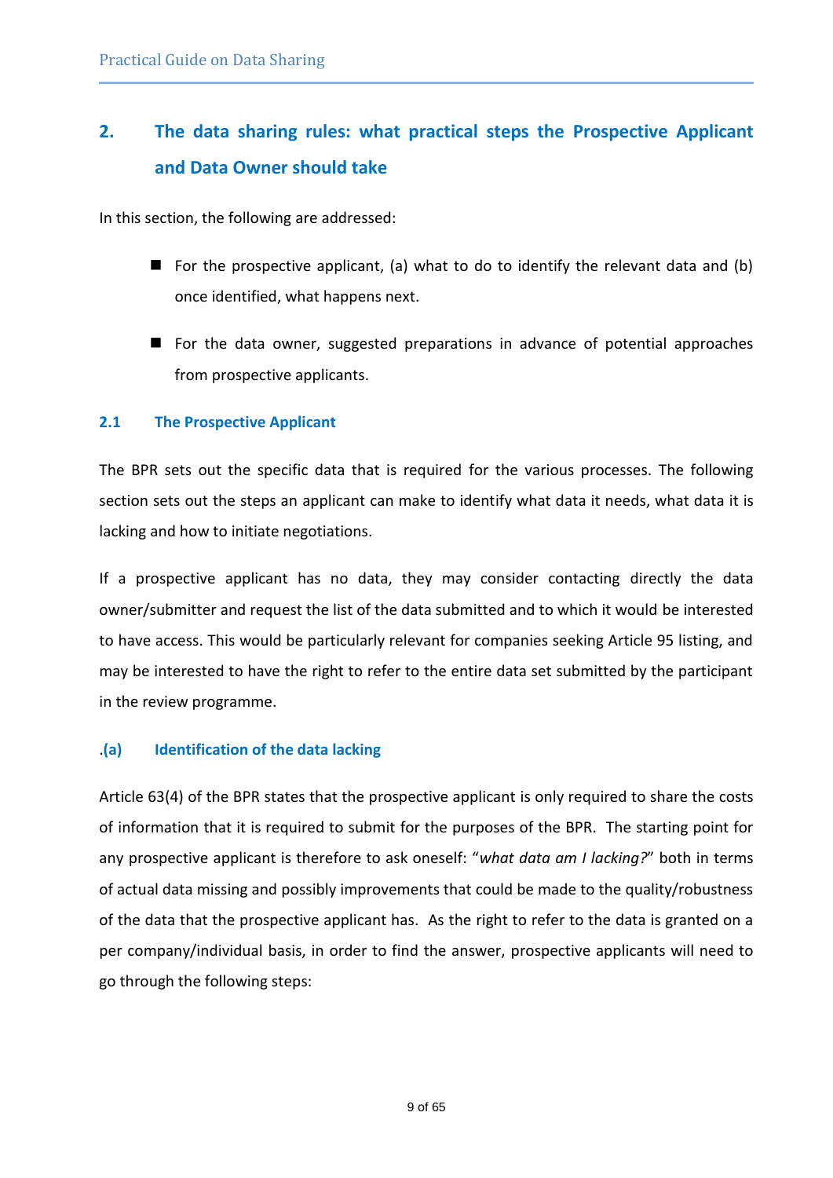## 2. The data sharing rules: what practical steps the Prospective Applicant and Data Owner should take

In this section, the following are addressed:

- For the prospective applicant, (a) what to do to identify the relevant data and (b) once identified, what happens next.
- For the data owner, suggested preparations in advance of potential approaches from prospective applicants.

### 2.1 The Prospective Applicant

The BPR sets out the specific data that is required for the various processes. The following section sets out the steps an applicant can make to identify what data it needs, what data it is lacking and how to initiate negotiations.

If a prospective applicant has no data, they may consider contacting directly the data owner/submitter and request the list of the data submitted and to which it would be interested to have access. This would be particularly relevant for companies seeking Article 95 listing, and may be interested to have the right to refer to the entire data set submitted by the participant in the review programme.

#### .(a) Identification of the data lacking

Article 63(4) of the BPR states that the prospective applicant is only required to share the costs of information that it is required to submit for the purposes of the BPR. The starting point for any prospective applicant is therefore to ask oneself: "*what data am I lacking?*" both in terms of actual data missing and possibly improvements that could be made to the quality/robustness of the data that the prospective applicant has. As the right to refer to the data is granted on a per company/individual basis, in order to find the answer, prospective applicants will need to go through the following steps: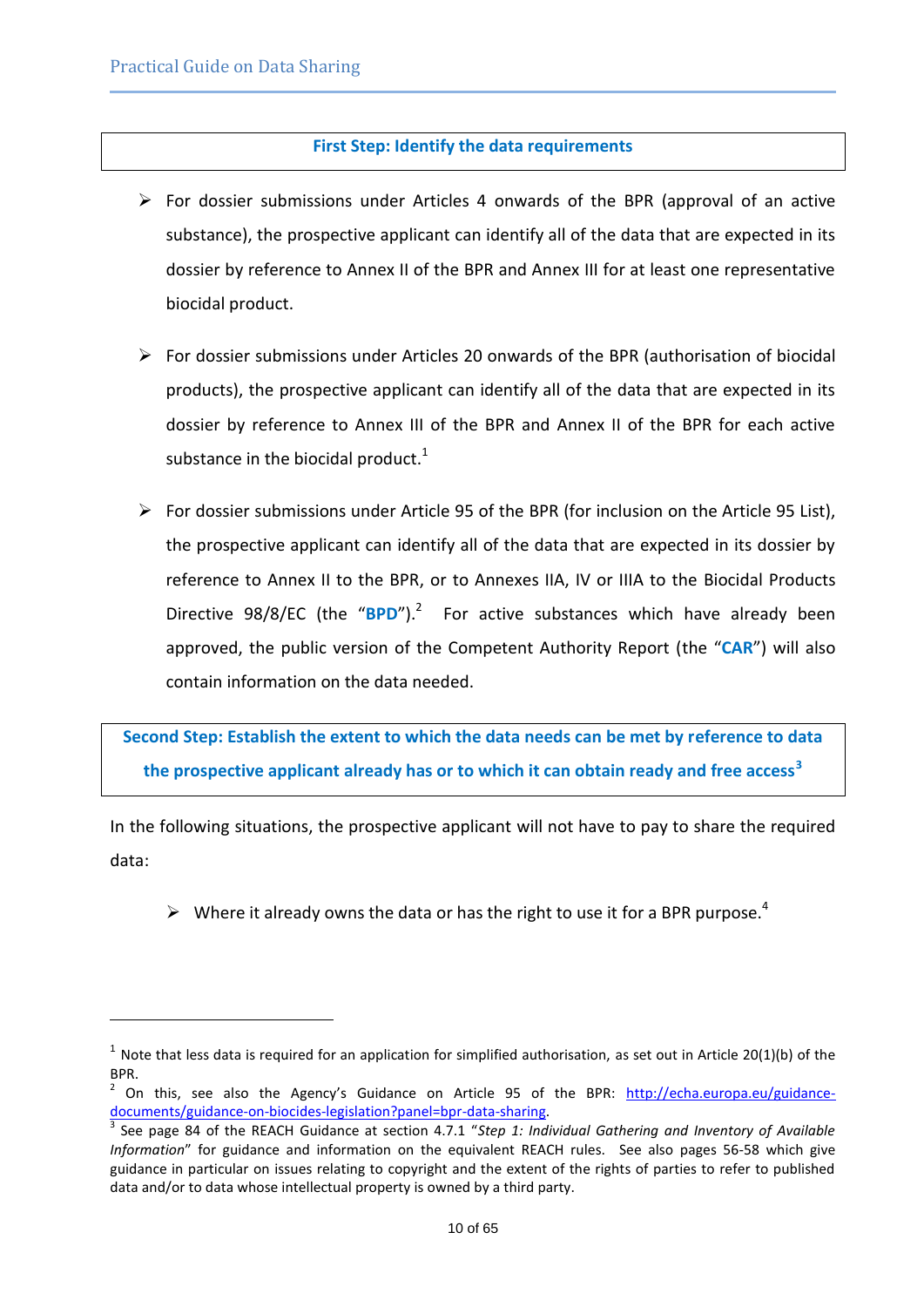### First Step: Identify the data requirements

- For dossier submissions under Articles 4 onwards of the BPR (approval of an active substance), the prospective applicant can identify all of the data that are expected in its dossier by reference to Annex II of the BPR and Annex III for at least one representative biocidal product.

- For dossier submissions under Articles 20 onwards of the BPR (authorisation of biocidal products), the prospective applicant can identify all of the data that are expected in its dossier by reference to Annex III of the BPR and Annex II of the BPR for each active substance in the biocidal product.[1]

- For dossier submissions under Article 95 of the BPR (for inclusion on the Article 95 List), the prospective applicant can identify all of the data that are expected in its dossier by reference to Annex II to the BPR, or to Annexes IIA, IV or IIIA to the Biocidal Products Directive 98/8/EC (the "**BPD**").[2] For active substances which have already been approved, the public version of the Competent Authority Report (the "**CAR**") will also contain information on the data needed.

### Second Step: Establish the extent to which the data needs can be met by reference to data the prospective applicant already has or to which it can obtain ready and free access[3]

In the following situations, the prospective applicant will not have to pay to share the required data:

- Where it already owns the data or has the right to use it for a BPR purpose.[4]

---

[1] Note that less data is required for an application for simplified authorisation, as set out in Article 20(1)(b) of the BPR.

[2] On this, see also the Agency's Guidance on Article 95 of the BPR: http://echa.europa.eu/guidance-documents/guidance-on-biocides-legislation?panel=bpr-data-sharing.

[3] See page 84 of the REACH Guidance at section 4.7.1 "*Step 1: Individual Gathering and Inventory of Available Information*" for guidance and information on the equivalent REACH rules. See also pages 56-58 which give guidance in particular on issues relating to copyright and the extent of the rights of parties to refer to published data and/or to data whose intellectual property is owned by a third party.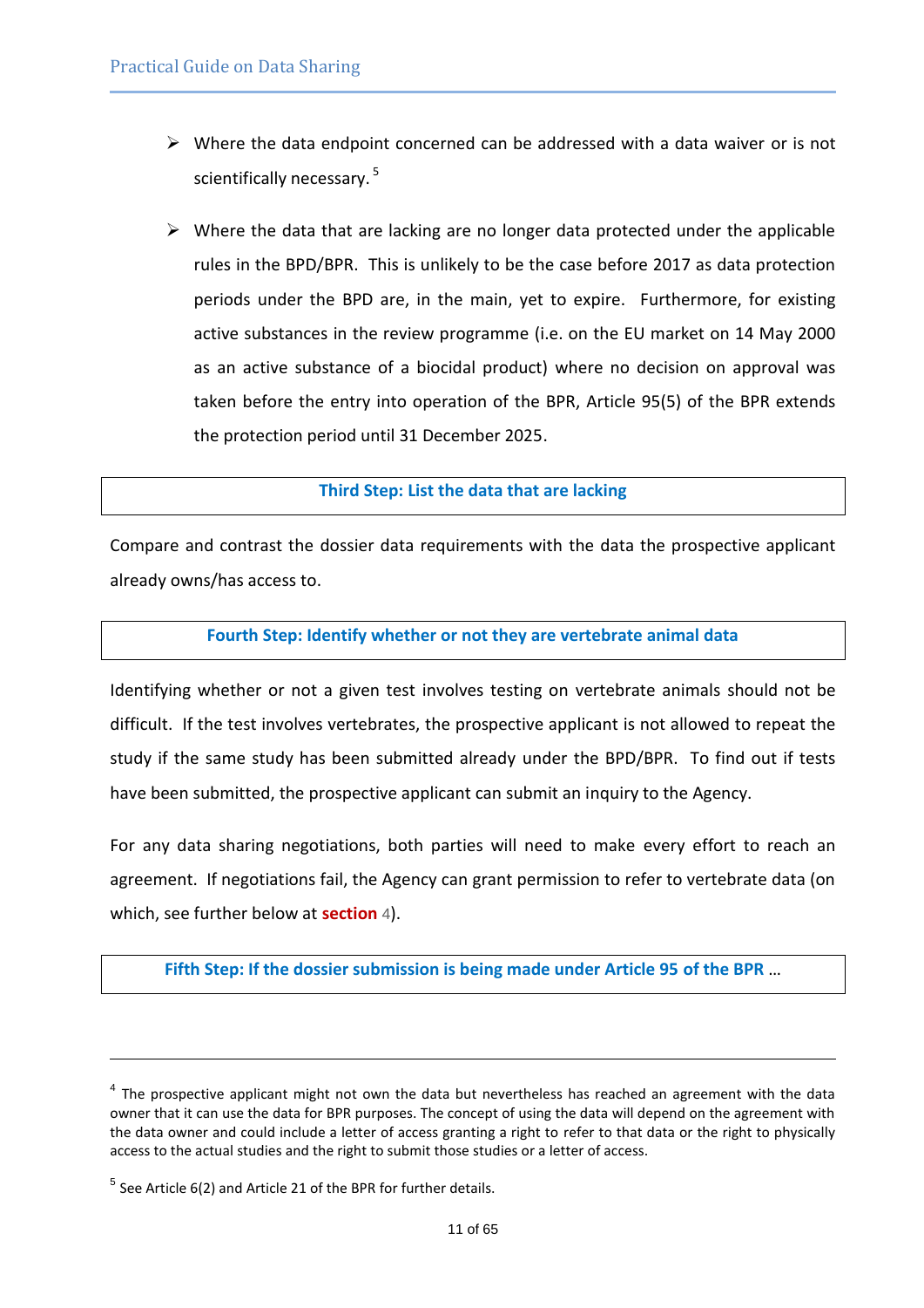- Where the data endpoint concerned can be addressed with a data waiver or is not scientifically necessary.[5]

- Where the data that are lacking are no longer data protected under the applicable rules in the BPD/BPR. This is unlikely to be the case before 2017 as data protection periods under the BPD are, in the main, yet to expire. Furthermore, for existing active substances in the review programme (i.e. on the EU market on 14 May 2000 as an active substance of a biocidal product) where no decision on approval was taken before the entry into operation of the BPR, Article 95(5) of the BPR extends the protection period until 31 December 2025.

### Third Step: List the data that are lacking

Compare and contrast the dossier data requirements with the data the prospective applicant already owns/has access to.

### Fourth Step: Identify whether or not they are vertebrate animal data

Identifying whether or not a given test involves testing on vertebrate animals should not be difficult. If the test involves vertebrates, the prospective applicant is not allowed to repeat the study if the same study has been submitted already under the BPD/BPR. To find out if tests have been submitted, the prospective applicant can submit an inquiry to the Agency.

For any data sharing negotiations, both parties will need to make every effort to reach an agreement. If negotiations fail, the Agency can grant permission to refer to vertebrate data (on which, see further below at section 4).

### Fifth Step: If the dossier submission is being made under Article 95 of the BPR …

---

[4] The prospective applicant might not own the data but nevertheless has reached an agreement with the data owner that it can use the data for BPR purposes. The concept of using the data will depend on the agreement with the data owner and could include a letter of access granting a right to refer to that data or the right to physically access to the actual studies and the right to submit those studies or a letter of access.

[5] See Article 6(2) and Article 21 of the BPR for further details.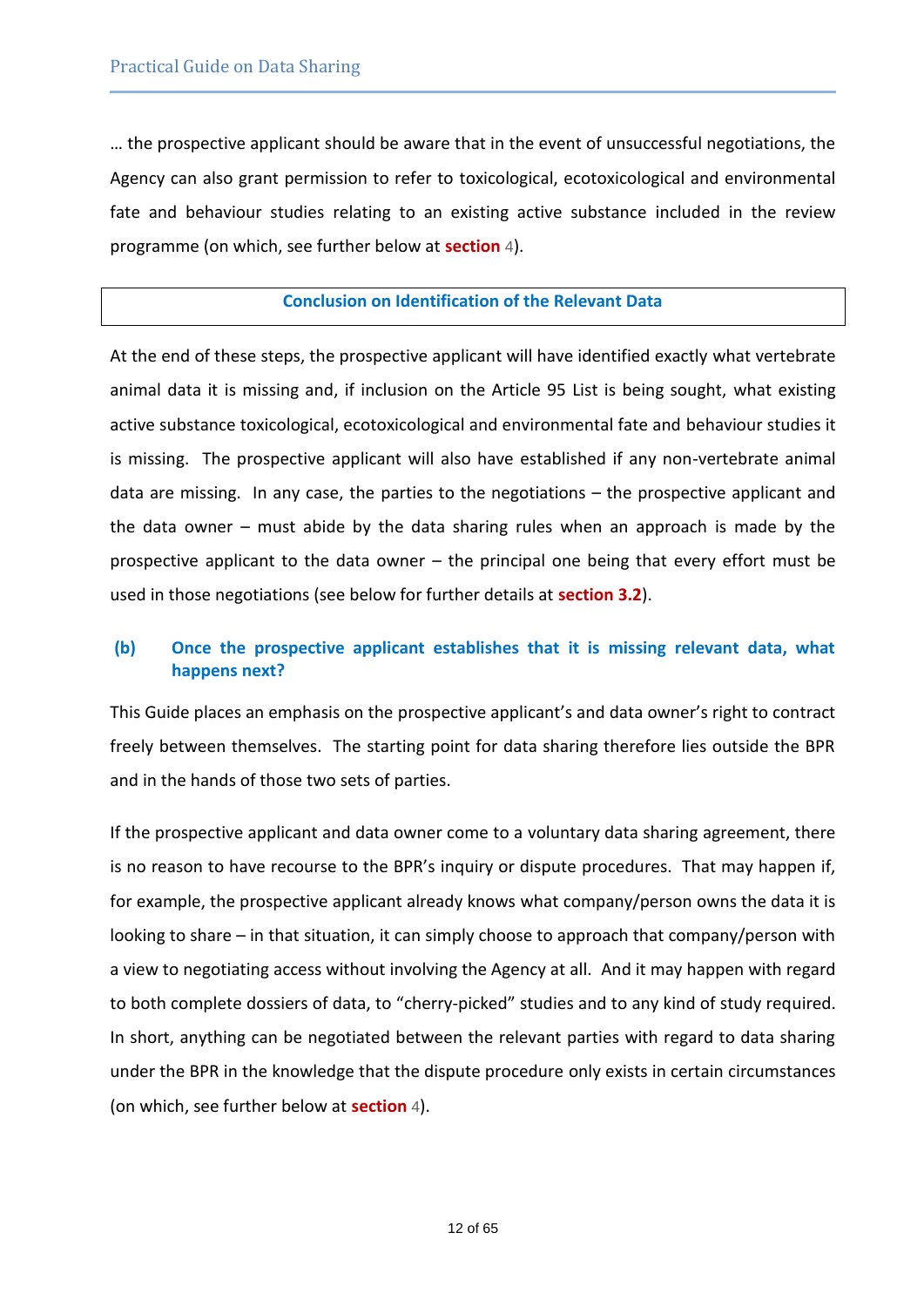… the prospective applicant should be aware that in the event of unsuccessful negotiations, the Agency can also grant permission to refer to toxicological, ecotoxicological and environmental fate and behaviour studies relating to an existing active substance included in the review programme (on which, see further below at **section** 4).

**Conclusion on Identification of the Relevant Data**

At the end of these steps, the prospective applicant will have identified exactly what vertebrate animal data it is missing and, if inclusion on the Article 95 List is being sought, what existing active substance toxicological, ecotoxicological and environmental fate and behaviour studies it is missing. The prospective applicant will also have established if any non-vertebrate animal data are missing. In any case, the parties to the negotiations – the prospective applicant and the data owner – must abide by the data sharing rules when an approach is made by the prospective applicant to the data owner – the principal one being that every effort must be used in those negotiations (see below for further details at **section 3.2**).

### (b) Once the prospective applicant establishes that it is missing relevant data, what happens next?

This Guide places an emphasis on the prospective applicant's and data owner's right to contract freely between themselves. The starting point for data sharing therefore lies outside the BPR and in the hands of those two sets of parties.

If the prospective applicant and data owner come to a voluntary data sharing agreement, there is no reason to have recourse to the BPR's inquiry or dispute procedures. That may happen if, for example, the prospective applicant already knows what company/person owns the data it is looking to share – in that situation, it can simply choose to approach that company/person with a view to negotiating access without involving the Agency at all. And it may happen with regard to both complete dossiers of data, to "cherry-picked" studies and to any kind of study required. In short, anything can be negotiated between the relevant parties with regard to data sharing under the BPR in the knowledge that the dispute procedure only exists in certain circumstances (on which, see further below at **section** 4).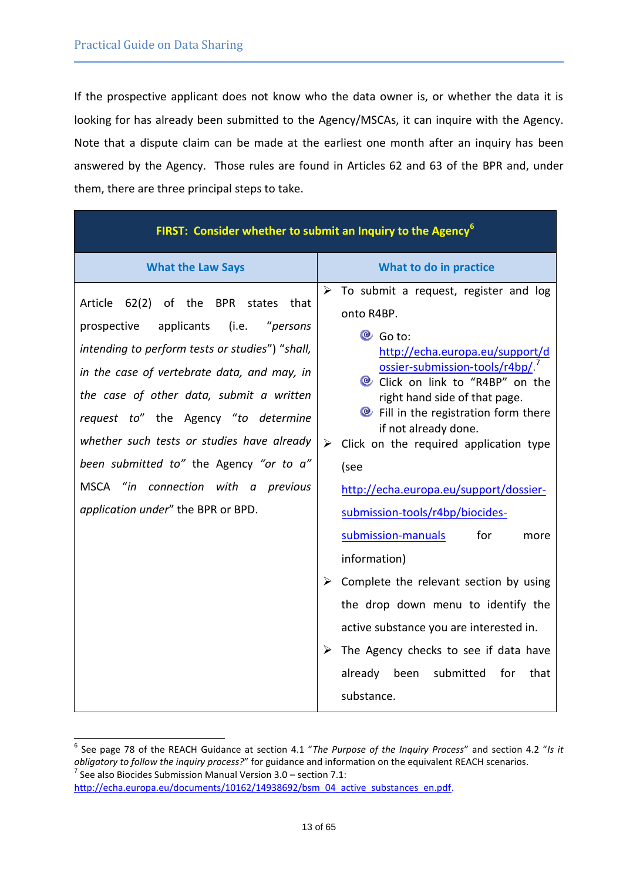If the prospective applicant does not know who the data owner is, or whether the data it is looking for has already been submitted to the Agency/MSCAs, it can inquire with the Agency. Note that a dispute claim can be made at the earliest one month after an inquiry has been answered by the Agency. Those rules are found in Articles 62 and 63 of the BPR and, under them, there are three principal steps to take.

| **FIRST: Consider whether to submit an Inquiry to the Agency[6]** | |
|---|---|
| **What the Law Says** | **What to do in practice** |
| Article 62(2) of the BPR states that prospective applicants (i.e. *"persons intending to perform tests or studies"*) *"shall, in the case of vertebrate data, and may, in the case of other data, submit a written request to"* the Agency *"to determine whether such tests or studies have already been submitted to"* the Agency *"or to a"* MSCA *"in connection with a previous application under"* the BPR or BPD. | ➢ To submit a request, register and log onto R4BP.<br>◦ Go to: http://echa.europa.eu/support/dossier-submission-tools/r4bp/.[7]<br>◦ Click on link to "R4BP" on the right hand side of that page.<br>◦ Fill in the registration form there if not already done.<br>➢ Click on the required application type (see http://echa.europa.eu/support/dossier-submission-tools/r4bp/biocides-submission-manuals for more information)<br>➢ Complete the relevant section by using the drop down menu to identify the active substance you are interested in.<br>➢ The Agency checks to see if data have already been submitted for that substance. |

[6] See page 78 of the REACH Guidance at section 4.1 "*The Purpose of the Inquiry Process*" and section 4.2 "*Is it obligatory to follow the inquiry process?*" for guidance and information on the equivalent REACH scenarios.

[7] See also Biocides Submission Manual Version 3.0 – section 7.1: http://echa.europa.eu/documents/10162/14938692/bsm_04_active_substances_en.pdf.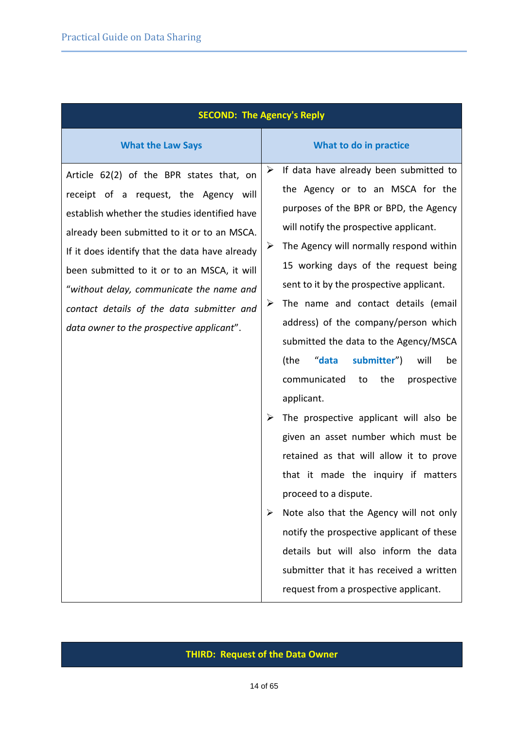| SECOND: The Agency's Reply | |
|---|---|
| **What the Law Says** | **What to do in practice** |
| Article 62(2) of the BPR states that, on receipt of a request, the Agency will establish whether the studies identified have already been submitted to it or to an MSCA. If it does identify that the data have already been submitted to it or to an MSCA, it will "*without delay, communicate the name and contact details of the data submitter and data owner to the prospective applicant*". | ➢ If data have already been submitted to the Agency or to an MSCA for the purposes of the BPR or BPD, the Agency will notify the prospective applicant.<br>➢ The Agency will normally respond within 15 working days of the request being sent to it by the prospective applicant.<br>➢ The name and contact details (email address) of the company/person which submitted the data to the Agency/MSCA (the "**data submitter**") will be communicated to the prospective applicant.<br>➢ The prospective applicant will also be given an asset number which must be retained as that will allow it to prove that it made the inquiry if matters proceed to a dispute.<br>➢ Note also that the Agency will not only notify the prospective applicant of these details but will also inform the data submitter that it has received a written request from a prospective applicant. |

| THIRD: Request of the Data Owner |
|---|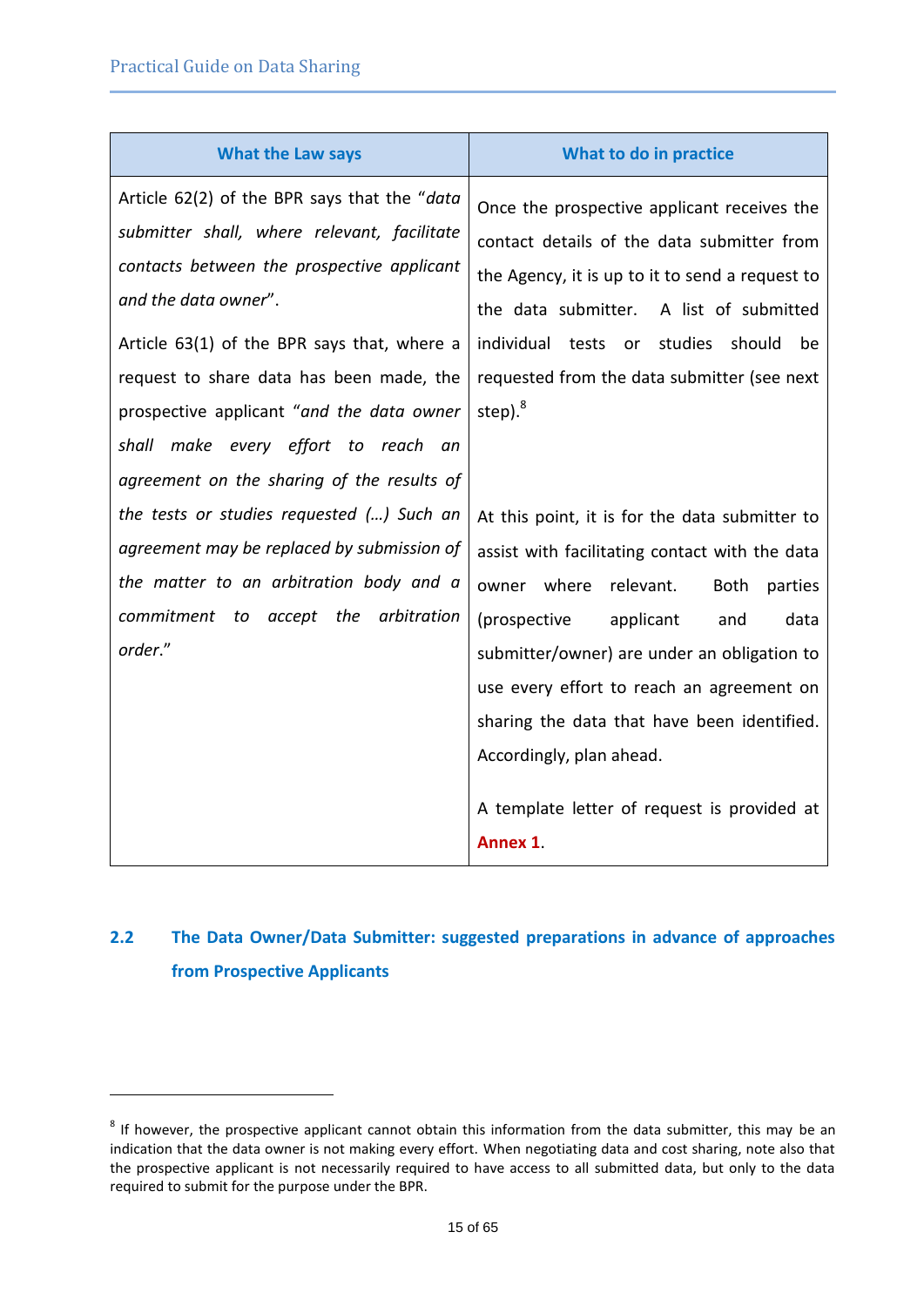| What the Law says | What to do in practice |
|---|---|
| Article 62(2) of the BPR says that the "*data submitter shall, where relevant, facilitate contacts between the prospective applicant and the data owner*".<br><br>Article 63(1) of the BPR says that, where a request to share data has been made, the prospective applicant "*and the data owner shall make every effort to reach an agreement on the sharing of the results of the tests or studies requested (…) Such an agreement may be replaced by submission of the matter to an arbitration body and a commitment to accept the arbitration order.*" | Once the prospective applicant receives the contact details of the data submitter from the Agency, it is up to it to send a request to the data submitter. A list of submitted individual tests or studies should be requested from the data submitter (see next step).[8]<br><br>At this point, it is for the data submitter to assist with facilitating contact with the data owner where relevant. Both parties (prospective applicant and data submitter/owner) are under an obligation to use every effort to reach an agreement on sharing the data that have been identified. Accordingly, plan ahead.<br><br>A template letter of request is provided at **Annex 1**. |

## 2.2 The Data Owner/Data Submitter: suggested preparations in advance of approaches from Prospective Applicants

[8] If however, the prospective applicant cannot obtain this information from the data submitter, this may be an indication that the data owner is not making every effort. When negotiating data and cost sharing, note also that the prospective applicant is not necessarily required to have access to all submitted data, but only to the data required to submit for the purpose under the BPR.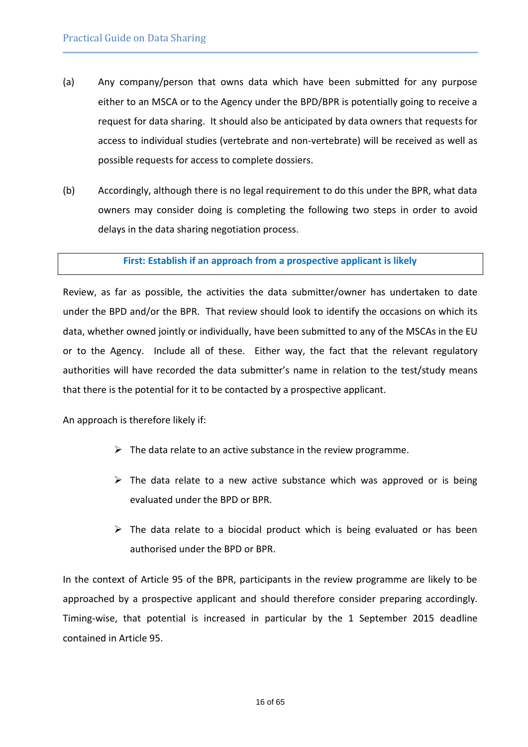(a) Any company/person that owns data which have been submitted for any purpose either to an MSCA or to the Agency under the BPD/BPR is potentially going to receive a request for data sharing. It should also be anticipated by data owners that requests for access to individual studies (vertebrate and non-vertebrate) will be received as well as possible requests for access to complete dossiers.

(b) Accordingly, although there is no legal requirement to do this under the BPR, what data owners may consider doing is completing the following two steps in order to avoid delays in the data sharing negotiation process.

**First: Establish if an approach from a prospective applicant is likely**

Review, as far as possible, the activities the data submitter/owner has undertaken to date under the BPD and/or the BPR. That review should look to identify the occasions on which its data, whether owned jointly or individually, have been submitted to any of the MSCAs in the EU or to the Agency. Include all of these. Either way, the fact that the relevant regulatory authorities will have recorded the data submitter's name in relation to the test/study means that there is the potential for it to be contacted by a prospective applicant.

An approach is therefore likely if:

- The data relate to an active substance in the review programme.
- The data relate to a new active substance which was approved or is being evaluated under the BPD or BPR.
- The data relate to a biocidal product which is being evaluated or has been authorised under the BPD or BPR.

In the context of Article 95 of the BPR, participants in the review programme are likely to be approached by a prospective applicant and should therefore consider preparing accordingly. Timing-wise, that potential is increased in particular by the 1 September 2015 deadline contained in Article 95.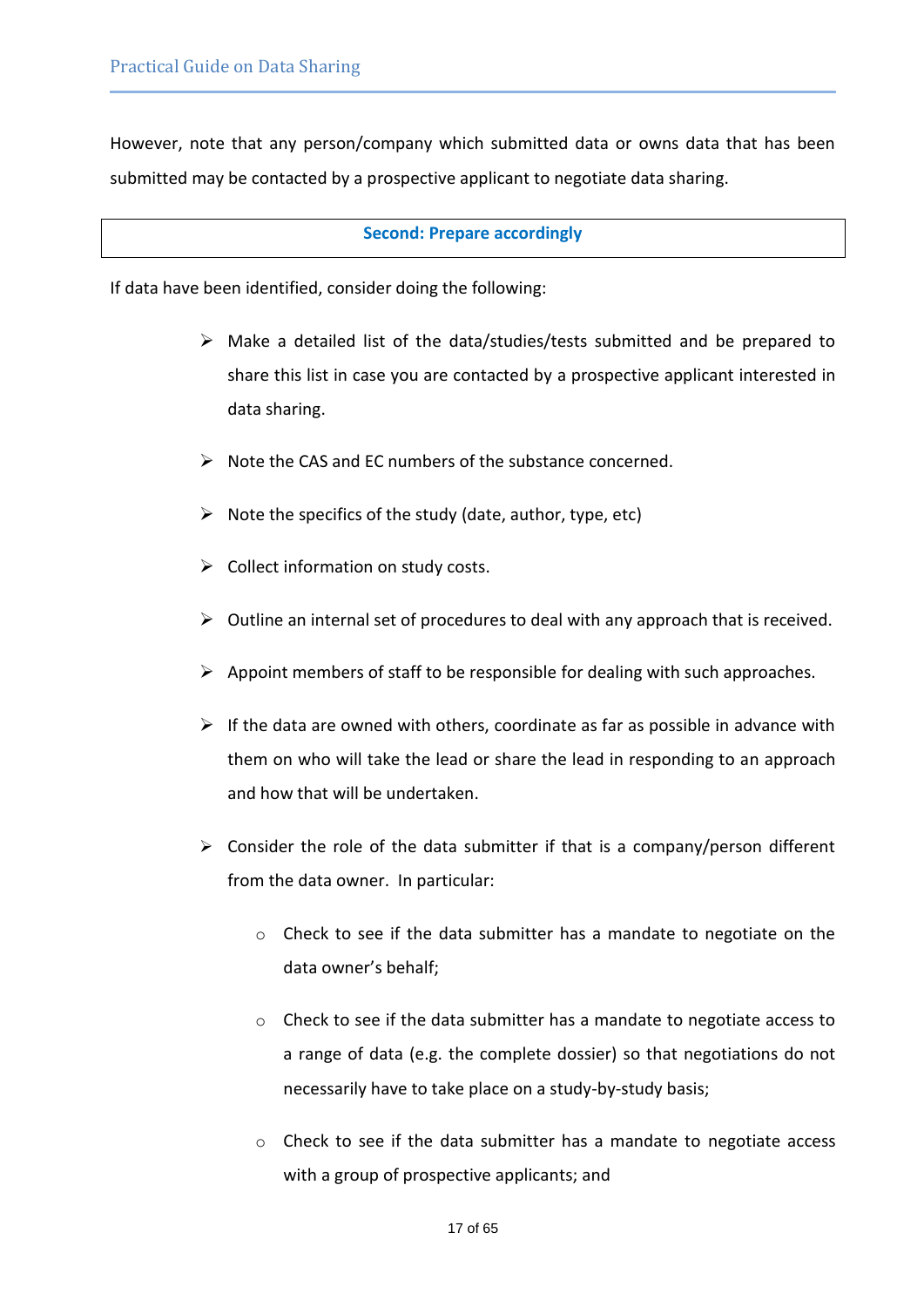However, note that any person/company which submitted data or owns data that has been submitted may be contacted by a prospective applicant to negotiate data sharing.

### Second: Prepare accordingly

If data have been identified, consider doing the following:

- Make a detailed list of the data/studies/tests submitted and be prepared to share this list in case you are contacted by a prospective applicant interested in data sharing.
- Note the CAS and EC numbers of the substance concerned.
- Note the specifics of the study (date, author, type, etc)
- Collect information on study costs.
- Outline an internal set of procedures to deal with any approach that is received.
- Appoint members of staff to be responsible for dealing with such approaches.
- If the data are owned with others, coordinate as far as possible in advance with them on who will take the lead or share the lead in responding to an approach and how that will be undertaken.
- Consider the role of the data submitter if that is a company/person different from the data owner. In particular:
    - Check to see if the data submitter has a mandate to negotiate on the data owner's behalf;
    - Check to see if the data submitter has a mandate to negotiate access to a range of data (e.g. the complete dossier) so that negotiations do not necessarily have to take place on a study-by-study basis;
    - Check to see if the data submitter has a mandate to negotiate access with a group of prospective applicants; and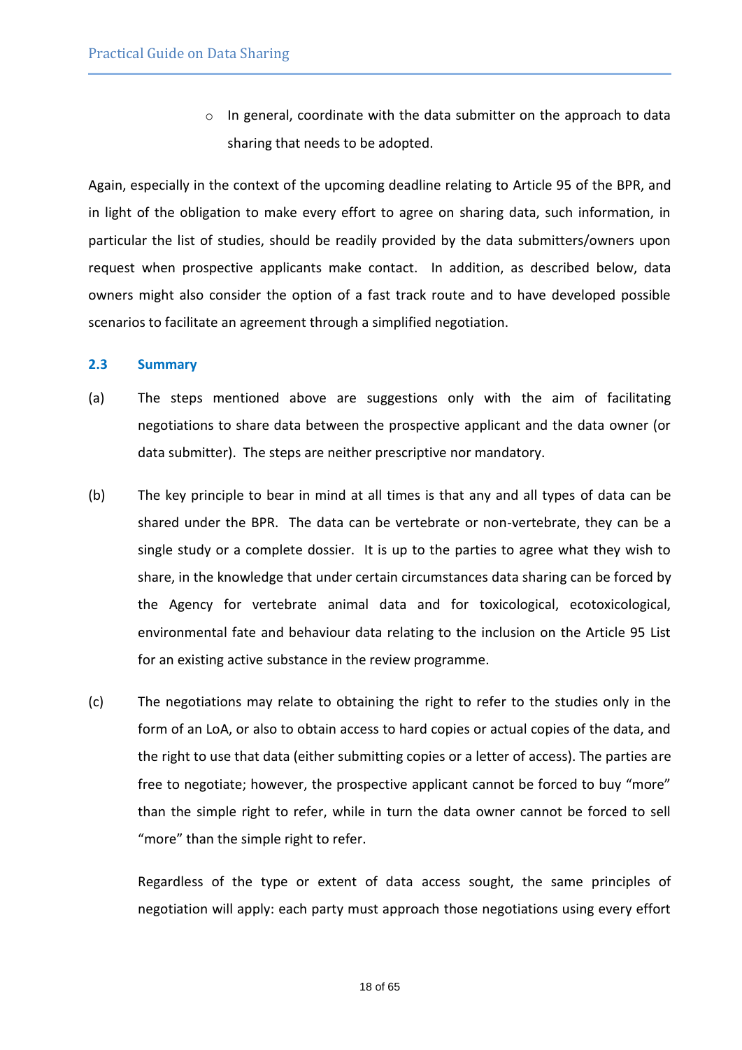- In general, coordinate with the data submitter on the approach to data sharing that needs to be adopted.

Again, especially in the context of the upcoming deadline relating to Article 95 of the BPR, and in light of the obligation to make every effort to agree on sharing data, such information, in particular the list of studies, should be readily provided by the data submitters/owners upon request when prospective applicants make contact. In addition, as described below, data owners might also consider the option of a fast track route and to have developed possible scenarios to facilitate an agreement through a simplified negotiation.

### 2.3 Summary

(a) The steps mentioned above are suggestions only with the aim of facilitating negotiations to share data between the prospective applicant and the data owner (or data submitter). The steps are neither prescriptive nor mandatory.

(b) The key principle to bear in mind at all times is that any and all types of data can be shared under the BPR. The data can be vertebrate or non-vertebrate, they can be a single study or a complete dossier. It is up to the parties to agree what they wish to share, in the knowledge that under certain circumstances data sharing can be forced by the Agency for vertebrate animal data and for toxicological, ecotoxicological, environmental fate and behaviour data relating to the inclusion on the Article 95 List for an existing active substance in the review programme.

(c) The negotiations may relate to obtaining the right to refer to the studies only in the form of an LoA, or also to obtain access to hard copies or actual copies of the data, and the right to use that data (either submitting copies or a letter of access). The parties are free to negotiate; however, the prospective applicant cannot be forced to buy "more" than the simple right to refer, while in turn the data owner cannot be forced to sell "more" than the simple right to refer.

Regardless of the type or extent of data access sought, the same principles of negotiation will apply: each party must approach those negotiations using every effort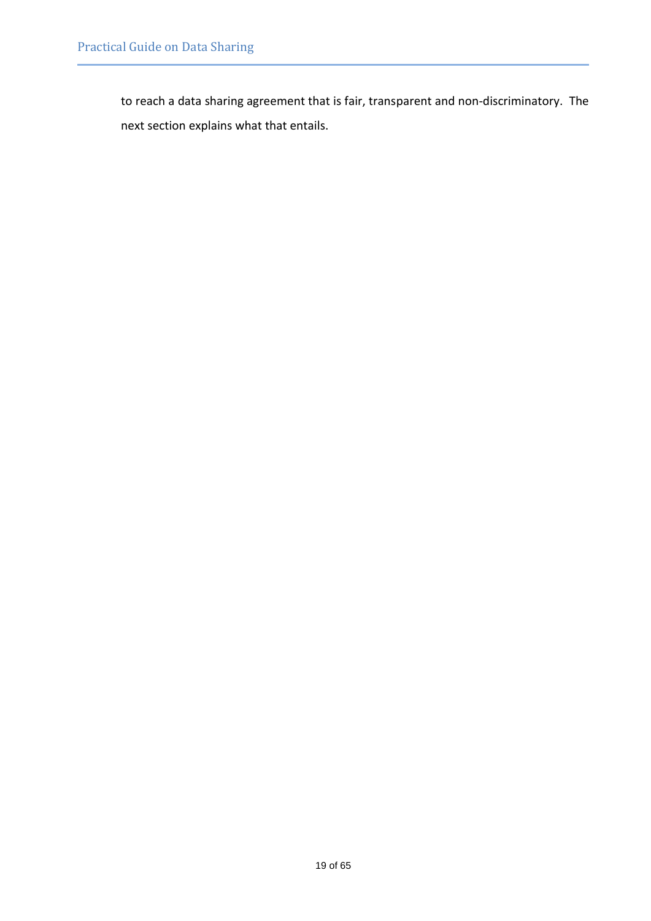to reach a data sharing agreement that is fair, transparent and non-discriminatory. The next section explains what that entails.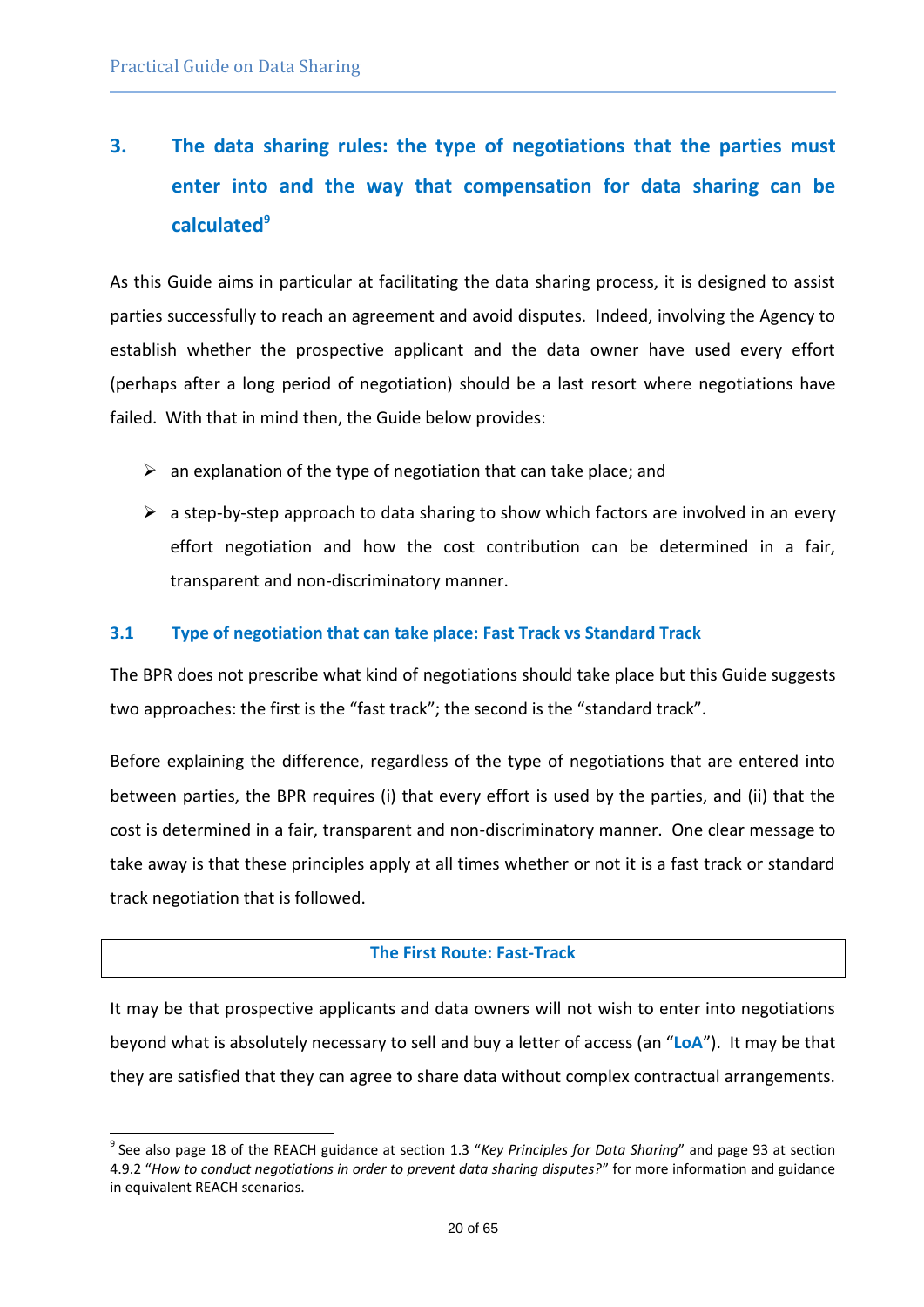## 3. The data sharing rules: the type of negotiations that the parties must enter into and the way that compensation for data sharing can be calculated[9]

As this Guide aims in particular at facilitating the data sharing process, it is designed to assist parties successfully to reach an agreement and avoid disputes. Indeed, involving the Agency to establish whether the prospective applicant and the data owner have used every effort (perhaps after a long period of negotiation) should be a last resort where negotiations have failed. With that in mind then, the Guide below provides:

- an explanation of the type of negotiation that can take place; and
- a step-by-step approach to data sharing to show which factors are involved in an every effort negotiation and how the cost contribution can be determined in a fair, transparent and non-discriminatory manner.

### 3.1 Type of negotiation that can take place: Fast Track vs Standard Track

The BPR does not prescribe what kind of negotiations should take place but this Guide suggests two approaches: the first is the "fast track"; the second is the "standard track".

Before explaining the difference, regardless of the type of negotiations that are entered into between parties, the BPR requires (i) that every effort is used by the parties, and (ii) that the cost is determined in a fair, transparent and non-discriminatory manner. One clear message to take away is that these principles apply at all times whether or not it is a fast track or standard track negotiation that is followed.

**The First Route: Fast-Track**

It may be that prospective applicants and data owners will not wish to enter into negotiations beyond what is absolutely necessary to sell and buy a letter of access (an "**LoA**"). It may be that they are satisfied that they can agree to share data without complex contractual arrangements.

[9] See also page 18 of the REACH guidance at section 1.3 "*Key Principles for Data Sharing*" and page 93 at section 4.9.2 "*How to conduct negotiations in order to prevent data sharing disputes?*" for more information and guidance in equivalent REACH scenarios.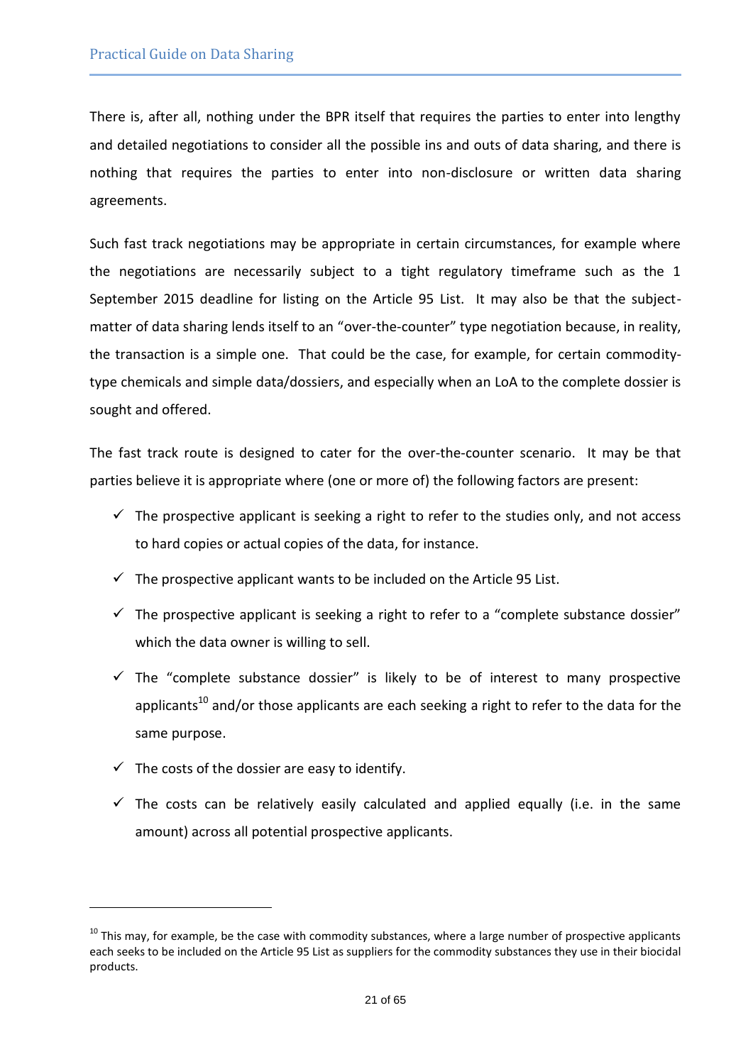There is, after all, nothing under the BPR itself that requires the parties to enter into lengthy and detailed negotiations to consider all the possible ins and outs of data sharing, and there is nothing that requires the parties to enter into non-disclosure or written data sharing agreements.

Such fast track negotiations may be appropriate in certain circumstances, for example where the negotiations are necessarily subject to a tight regulatory timeframe such as the 1 September 2015 deadline for listing on the Article 95 List. It may also be that the subject-matter of data sharing lends itself to an "over-the-counter" type negotiation because, in reality, the transaction is a simple one. That could be the case, for example, for certain commodity-type chemicals and simple data/dossiers, and especially when an LoA to the complete dossier is sought and offered.

The fast track route is designed to cater for the over-the-counter scenario. It may be that parties believe it is appropriate where (one or more of) the following factors are present:

- ✓ The prospective applicant is seeking a right to refer to the studies only, and not access to hard copies or actual copies of the data, for instance.
- ✓ The prospective applicant wants to be included on the Article 95 List.
- ✓ The prospective applicant is seeking a right to refer to a "complete substance dossier" which the data owner is willing to sell.
- ✓ The "complete substance dossier" is likely to be of interest to many prospective applicants[10] and/or those applicants are each seeking a right to refer to the data for the same purpose.
- ✓ The costs of the dossier are easy to identify.
- ✓ The costs can be relatively easily calculated and applied equally (i.e. in the same amount) across all potential prospective applicants.

---

[10] This may, for example, be the case with commodity substances, where a large number of prospective applicants each seeks to be included on the Article 95 List as suppliers for the commodity substances they use in their biocidal products.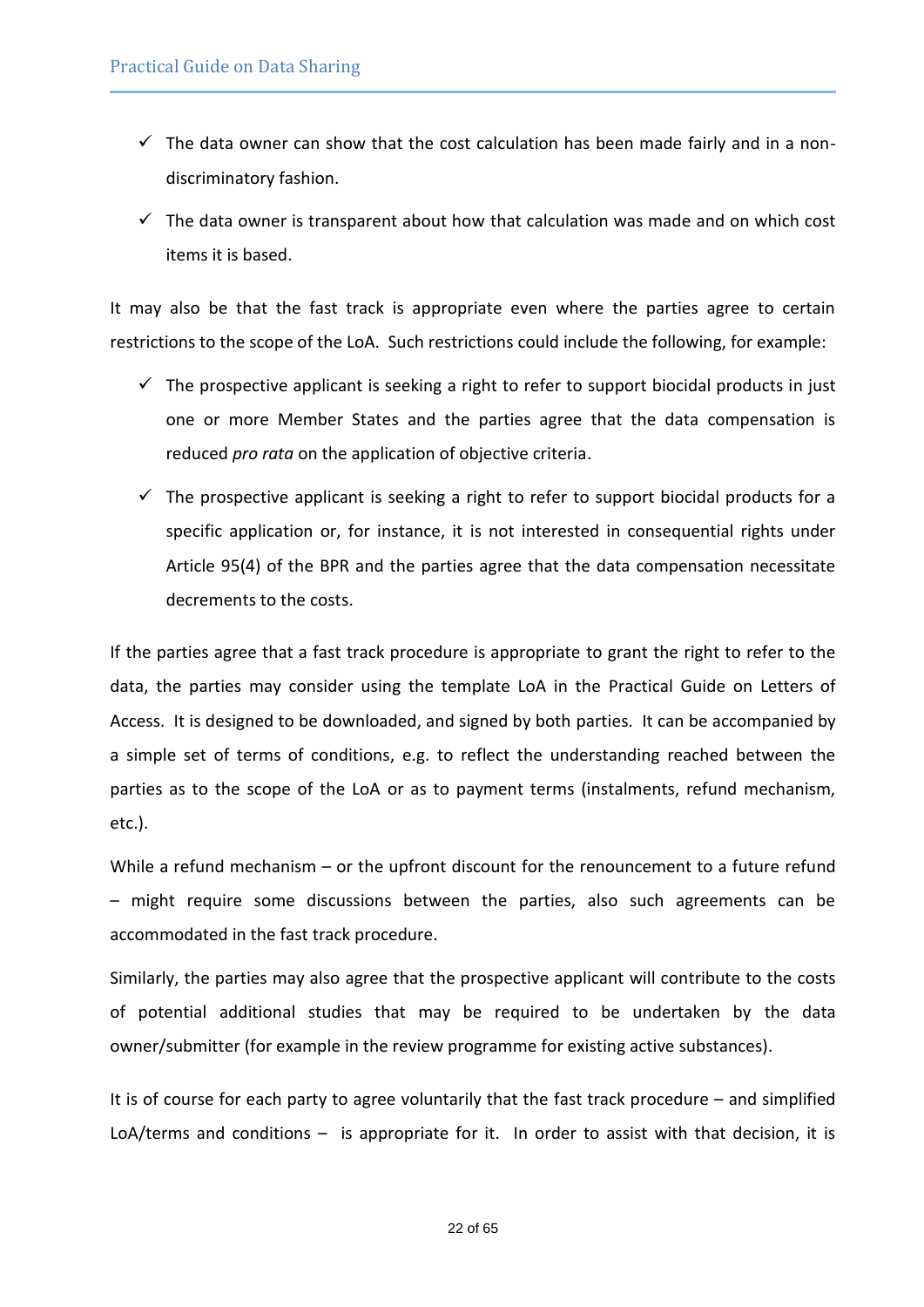- ✓ The data owner can show that the cost calculation has been made fairly and in a non-discriminatory fashion.
- ✓ The data owner is transparent about how that calculation was made and on which cost items it is based.

It may also be that the fast track is appropriate even where the parties agree to certain restrictions to the scope of the LoA. Such restrictions could include the following, for example:

- ✓ The prospective applicant is seeking a right to refer to support biocidal products in just one or more Member States and the parties agree that the data compensation is reduced *pro rata* on the application of objective criteria.
- ✓ The prospective applicant is seeking a right to refer to support biocidal products for a specific application or, for instance, it is not interested in consequential rights under Article 95(4) of the BPR and the parties agree that the data compensation necessitate decrements to the costs.

If the parties agree that a fast track procedure is appropriate to grant the right to refer to the data, the parties may consider using the template LoA in the Practical Guide on Letters of Access. It is designed to be downloaded, and signed by both parties. It can be accompanied by a simple set of terms of conditions, e.g. to reflect the understanding reached between the parties as to the scope of the LoA or as to payment terms (instalments, refund mechanism, etc.).

While a refund mechanism – or the upfront discount for the renouncement to a future refund – might require some discussions between the parties, also such agreements can be accommodated in the fast track procedure.

Similarly, the parties may also agree that the prospective applicant will contribute to the costs of potential additional studies that may be required to be undertaken by the data owner/submitter (for example in the review programme for existing active substances).

It is of course for each party to agree voluntarily that the fast track procedure – and simplified LoA/terms and conditions – is appropriate for it. In order to assist with that decision, it is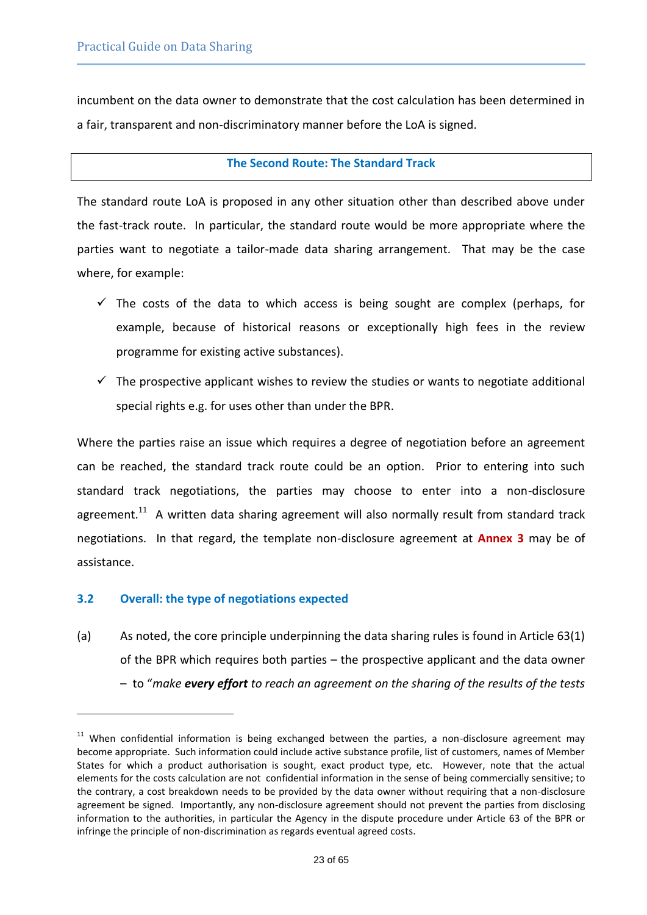incumbent on the data owner to demonstrate that the cost calculation has been determined in a fair, transparent and non-discriminatory manner before the LoA is signed.

**The Second Route: The Standard Track**

The standard route LoA is proposed in any other situation other than described above under the fast-track route. In particular, the standard route would be more appropriate where the parties want to negotiate a tailor-made data sharing arrangement. That may be the case where, for example:

- ✓ The costs of the data to which access is being sought are complex (perhaps, for example, because of historical reasons or exceptionally high fees in the review programme for existing active substances).
- ✓ The prospective applicant wishes to review the studies or wants to negotiate additional special rights e.g. for uses other than under the BPR.

Where the parties raise an issue which requires a degree of negotiation before an agreement can be reached, the standard track route could be an option. Prior to entering into such standard track negotiations, the parties may choose to enter into a non-disclosure agreement.[11] A written data sharing agreement will also normally result from standard track negotiations. In that regard, the template non-disclosure agreement at **Annex 3** may be of assistance.

### 3.2 Overall: the type of negotiations expected

(a) As noted, the core principle underpinning the data sharing rules is found in Article 63(1) of the BPR which requires both parties – the prospective applicant and the data owner – to "*make **every effort** to reach an agreement on the sharing of the results of the tests*

[11] When confidential information is being exchanged between the parties, a non-disclosure agreement may become appropriate. Such information could include active substance profile, list of customers, names of Member States for which a product authorisation is sought, exact product type, etc. However, note that the actual elements for the costs calculation are not confidential information in the sense of being commercially sensitive; to the contrary, a cost breakdown needs to be provided by the data owner without requiring that a non-disclosure agreement be signed. Importantly, any non-disclosure agreement should not prevent the parties from disclosing information to the authorities, in particular the Agency in the dispute procedure under Article 63 of the BPR or infringe the principle of non-discrimination as regards eventual agreed costs.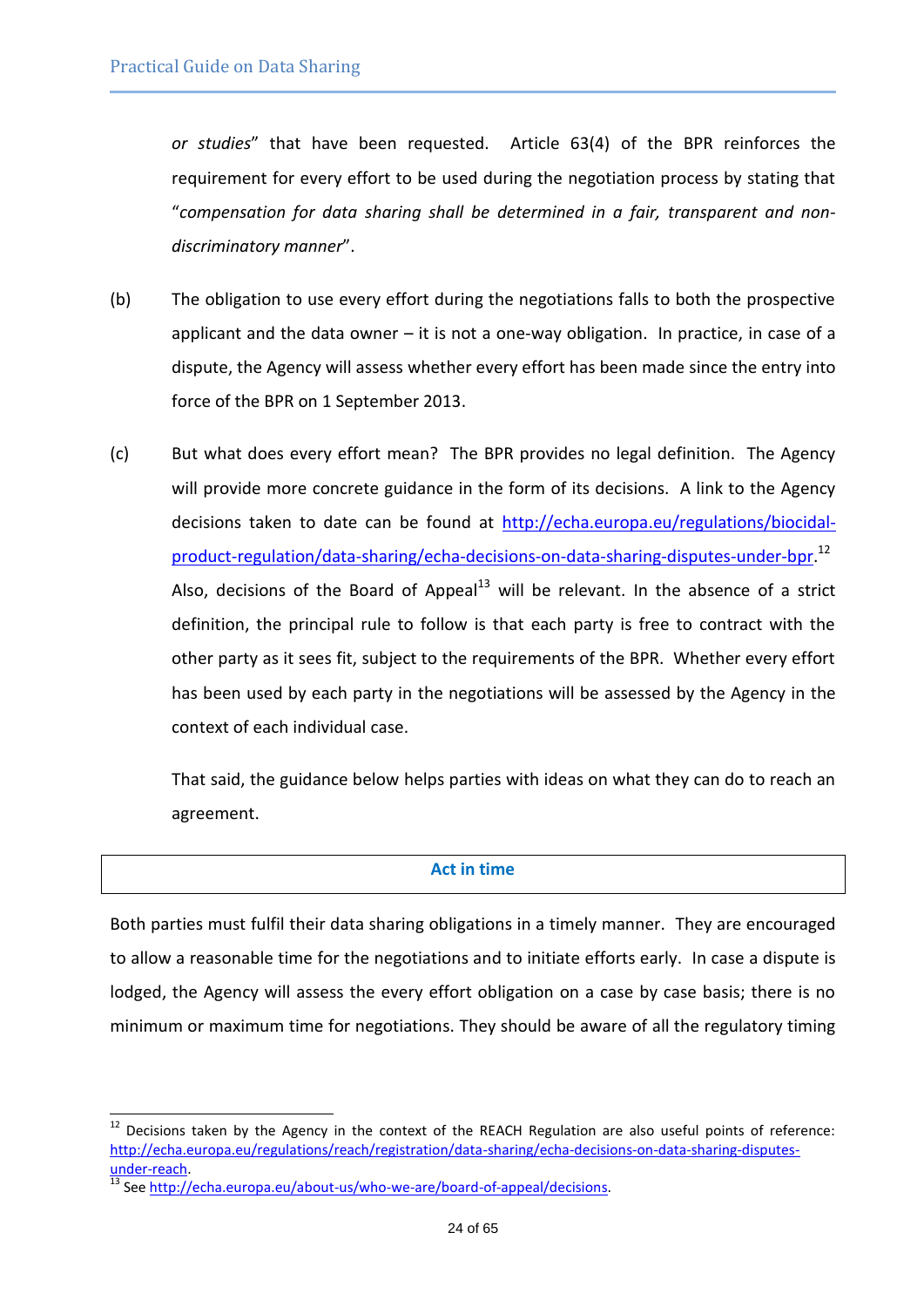*or studies*" that have been requested. Article 63(4) of the BPR reinforces the requirement for every effort to be used during the negotiation process by stating that "*compensation for data sharing shall be determined in a fair, transparent and non-discriminatory manner*".

(b) The obligation to use every effort during the negotiations falls to both the prospective applicant and the data owner – it is not a one-way obligation. In practice, in case of a dispute, the Agency will assess whether every effort has been made since the entry into force of the BPR on 1 September 2013.

(c) But what does every effort mean? The BPR provides no legal definition. The Agency will provide more concrete guidance in the form of its decisions. A link to the Agency decisions taken to date can be found at http://echa.europa.eu/regulations/biocidal-product-regulation/data-sharing/echa-decisions-on-data-sharing-disputes-under-bpr.[12] Also, decisions of the Board of Appeal[13] will be relevant. In the absence of a strict definition, the principal rule to follow is that each party is free to contract with the other party as it sees fit, subject to the requirements of the BPR. Whether every effort has been used by each party in the negotiations will be assessed by the Agency in the context of each individual case.

That said, the guidance below helps parties with ideas on what they can do to reach an agreement.

**Act in time**

Both parties must fulfil their data sharing obligations in a timely manner. They are encouraged to allow a reasonable time for the negotiations and to initiate efforts early. In case a dispute is lodged, the Agency will assess the every effort obligation on a case by case basis; there is no minimum or maximum time for negotiations. They should be aware of all the regulatory timing

---

[12] Decisions taken by the Agency in the context of the REACH Regulation are also useful points of reference: http://echa.europa.eu/regulations/reach/registration/data-sharing/echa-decisions-on-data-sharing-disputes-under-reach.

[13] See http://echa.europa.eu/about-us/who-we-are/board-of-appeal/decisions.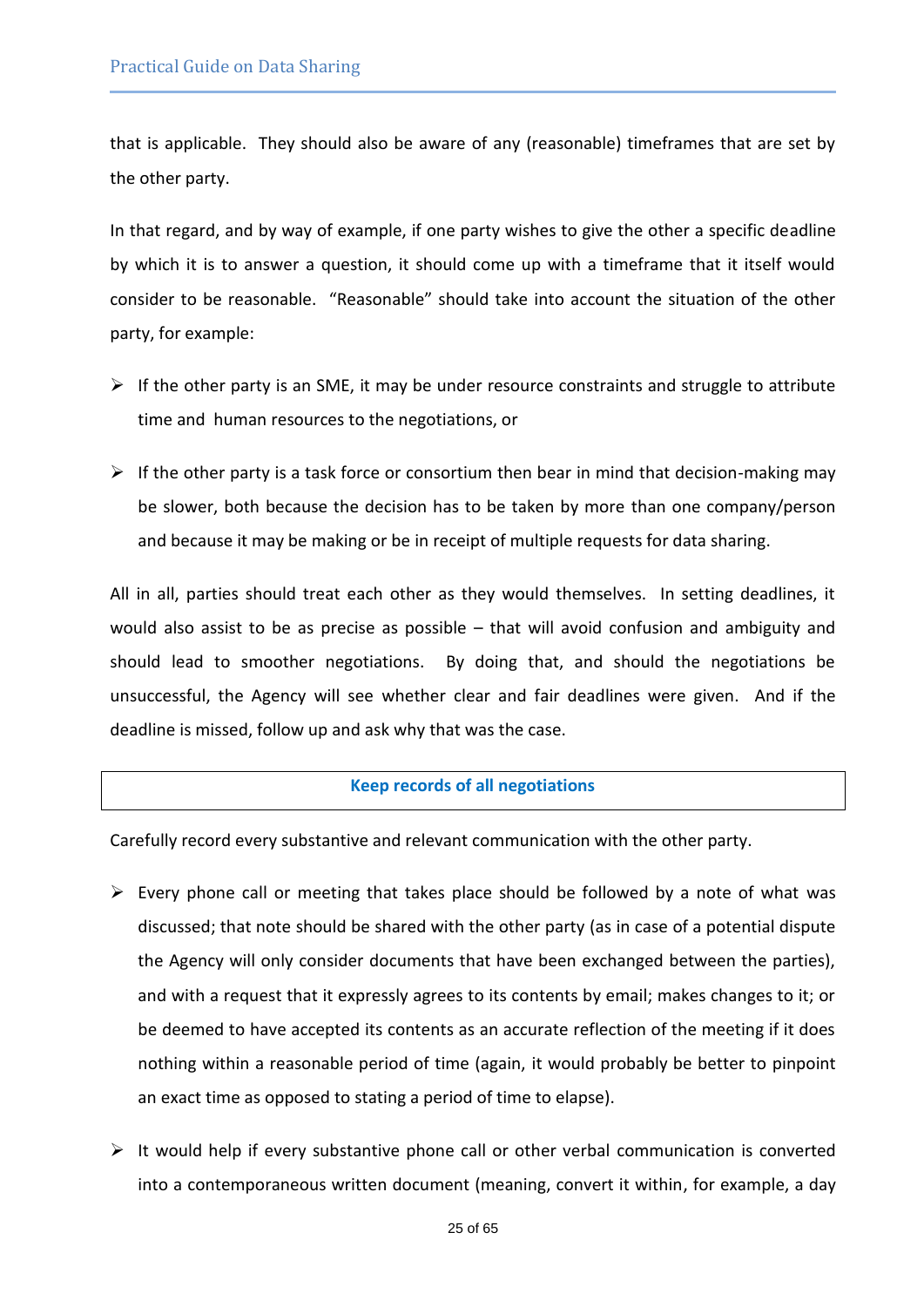that is applicable. They should also be aware of any (reasonable) timeframes that are set by the other party.

In that regard, and by way of example, if one party wishes to give the other a specific deadline by which it is to answer a question, it should come up with a timeframe that it itself would consider to be reasonable. "Reasonable" should take into account the situation of the other party, for example:

- If the other party is an SME, it may be under resource constraints and struggle to attribute time and human resources to the negotiations, or
- If the other party is a task force or consortium then bear in mind that decision-making may be slower, both because the decision has to be taken by more than one company/person and because it may be making or be in receipt of multiple requests for data sharing.

All in all, parties should treat each other as they would themselves. In setting deadlines, it would also assist to be as precise as possible – that will avoid confusion and ambiguity and should lead to smoother negotiations. By doing that, and should the negotiations be unsuccessful, the Agency will see whether clear and fair deadlines were given. And if the deadline is missed, follow up and ask why that was the case.

**Keep records of all negotiations**

Carefully record every substantive and relevant communication with the other party.

- Every phone call or meeting that takes place should be followed by a note of what was discussed; that note should be shared with the other party (as in case of a potential dispute the Agency will only consider documents that have been exchanged between the parties), and with a request that it expressly agrees to its contents by email; makes changes to it; or be deemed to have accepted its contents as an accurate reflection of the meeting if it does nothing within a reasonable period of time (again, it would probably be better to pinpoint an exact time as opposed to stating a period of time to elapse).
- It would help if every substantive phone call or other verbal communication is converted into a contemporaneous written document (meaning, convert it within, for example, a day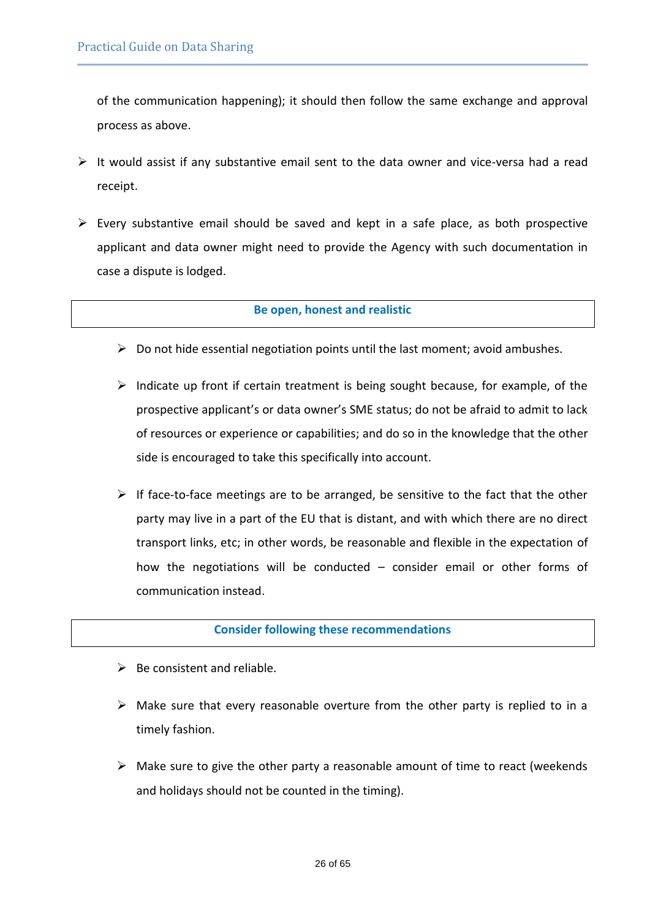of the communication happening); it should then follow the same exchange and approval process as above.

- It would assist if any substantive email sent to the data owner and vice-versa had a read receipt.
- Every substantive email should be saved and kept in a safe place, as both prospective applicant and data owner might need to provide the Agency with such documentation in case a dispute is lodged.

**Be open, honest and realistic**

- Do not hide essential negotiation points until the last moment; avoid ambushes.
- Indicate up front if certain treatment is being sought because, for example, of the prospective applicant's or data owner's SME status; do not be afraid to admit to lack of resources or experience or capabilities; and do so in the knowledge that the other side is encouraged to take this specifically into account.
- If face-to-face meetings are to be arranged, be sensitive to the fact that the other party may live in a part of the EU that is distant, and with which there are no direct transport links, etc; in other words, be reasonable and flexible in the expectation of how the negotiations will be conducted – consider email or other forms of communication instead.

**Consider following these recommendations**

- Be consistent and reliable.
- Make sure that every reasonable overture from the other party is replied to in a timely fashion.
- Make sure to give the other party a reasonable amount of time to react (weekends and holidays should not be counted in the timing).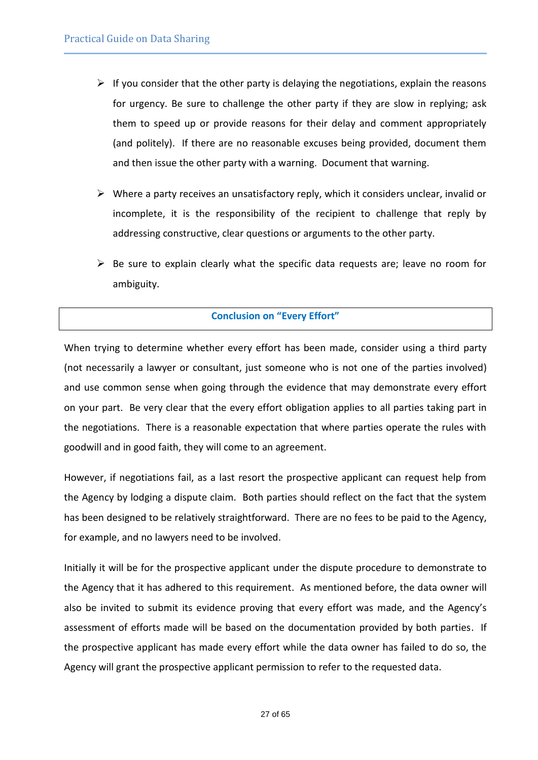- If you consider that the other party is delaying the negotiations, explain the reasons for urgency. Be sure to challenge the other party if they are slow in replying; ask them to speed up or provide reasons for their delay and comment appropriately (and politely). If there are no reasonable excuses being provided, document them and then issue the other party with a warning. Document that warning.

- Where a party receives an unsatisfactory reply, which it considers unclear, invalid or incomplete, it is the responsibility of the recipient to challenge that reply by addressing constructive, clear questions or arguments to the other party.

- Be sure to explain clearly what the specific data requests are; leave no room for ambiguity.

## Conclusion on "Every Effort"

When trying to determine whether every effort has been made, consider using a third party (not necessarily a lawyer or consultant, just someone who is not one of the parties involved) and use common sense when going through the evidence that may demonstrate every effort on your part. Be very clear that the every effort obligation applies to all parties taking part in the negotiations. There is a reasonable expectation that where parties operate the rules with goodwill and in good faith, they will come to an agreement.

However, if negotiations fail, as a last resort the prospective applicant can request help from the Agency by lodging a dispute claim. Both parties should reflect on the fact that the system has been designed to be relatively straightforward. There are no fees to be paid to the Agency, for example, and no lawyers need to be involved.

Initially it will be for the prospective applicant under the dispute procedure to demonstrate to the Agency that it has adhered to this requirement. As mentioned before, the data owner will also be invited to submit its evidence proving that every effort was made, and the Agency's assessment of efforts made will be based on the documentation provided by both parties. If the prospective applicant has made every effort while the data owner has failed to do so, the Agency will grant the prospective applicant permission to refer to the requested data.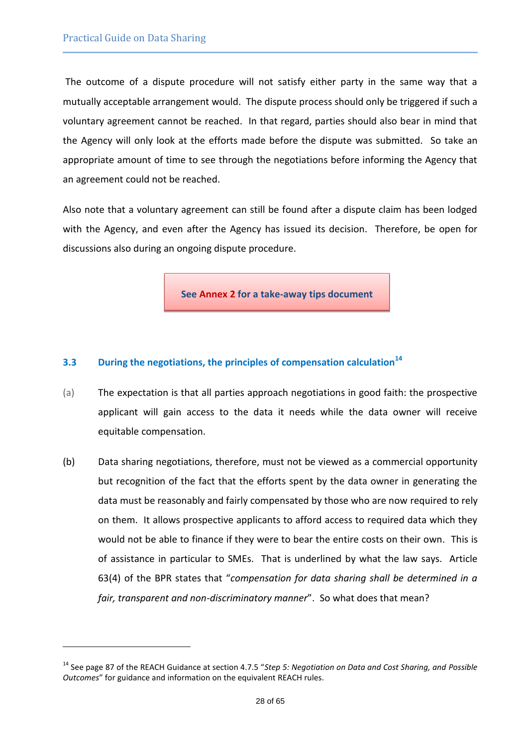The outcome of a dispute procedure will not satisfy either party in the same way that a mutually acceptable arrangement would. The dispute process should only be triggered if such a voluntary agreement cannot be reached. In that regard, parties should also bear in mind that the Agency will only look at the efforts made before the dispute was submitted. So take an appropriate amount of time to see through the negotiations before informing the Agency that an agreement could not be reached.

Also note that a voluntary agreement can still be found after a dispute claim has been lodged with the Agency, and even after the Agency has issued its decision. Therefore, be open for discussions also during an ongoing dispute procedure.

**See Annex 2 for a take-away tips document**

### 3.3 During the negotiations, the principles of compensation calculation[14]

(a) The expectation is that all parties approach negotiations in good faith: the prospective applicant will gain access to the data it needs while the data owner will receive equitable compensation.

(b) Data sharing negotiations, therefore, must not be viewed as a commercial opportunity but recognition of the fact that the efforts spent by the data owner in generating the data must be reasonably and fairly compensated by those who are now required to rely on them. It allows prospective applicants to afford access to required data which they would not be able to finance if they were to bear the entire costs on their own. This is of assistance in particular to SMEs. That is underlined by what the law says. Article 63(4) of the BPR states that "*compensation for data sharing shall be determined in a fair, transparent and non-discriminatory manner*". So what does that mean?

---

[14] See page 87 of the REACH Guidance at section 4.7.5 "*Step 5: Negotiation on Data and Cost Sharing, and Possible Outcomes*" for guidance and information on the equivalent REACH rules.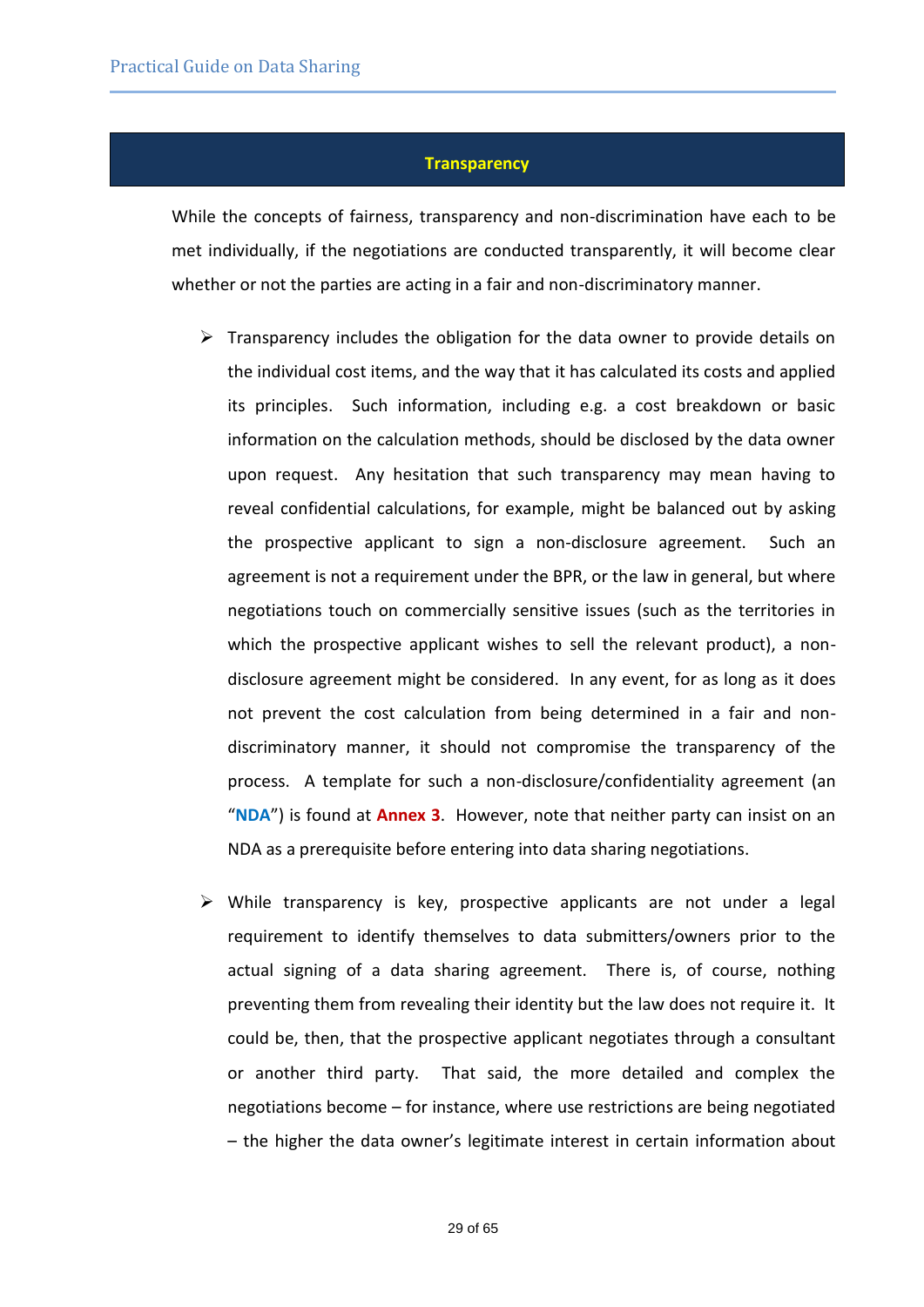## Transparency

While the concepts of fairness, transparency and non-discrimination have each to be met individually, if the negotiations are conducted transparently, it will become clear whether or not the parties are acting in a fair and non-discriminatory manner.

- Transparency includes the obligation for the data owner to provide details on the individual cost items, and the way that it has calculated its costs and applied its principles. Such information, including e.g. a cost breakdown or basic information on the calculation methods, should be disclosed by the data owner upon request. Any hesitation that such transparency may mean having to reveal confidential calculations, for example, might be balanced out by asking the prospective applicant to sign a non-disclosure agreement. Such an agreement is not a requirement under the BPR, or the law in general, but where negotiations touch on commercially sensitive issues (such as the territories in which the prospective applicant wishes to sell the relevant product), a non-disclosure agreement might be considered. In any event, for as long as it does not prevent the cost calculation from being determined in a fair and non-discriminatory manner, it should not compromise the transparency of the process. A template for such a non-disclosure/confidentiality agreement (an "**NDA**") is found at **Annex 3**. However, note that neither party can insist on an NDA as a prerequisite before entering into data sharing negotiations.

- While transparency is key, prospective applicants are not under a legal requirement to identify themselves to data submitters/owners prior to the actual signing of a data sharing agreement. There is, of course, nothing preventing them from revealing their identity but the law does not require it. It could be, then, that the prospective applicant negotiates through a consultant or another third party. That said, the more detailed and complex the negotiations become – for instance, where use restrictions are being negotiated – the higher the data owner's legitimate interest in certain information about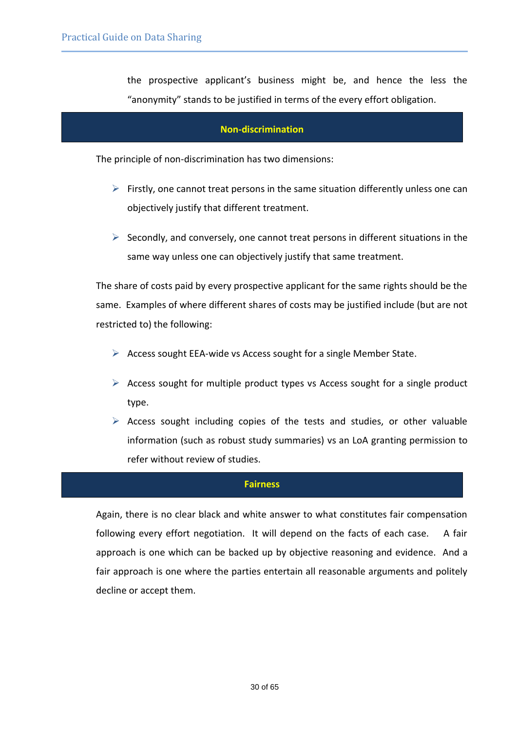the prospective applicant's business might be, and hence the less the "anonymity" stands to be justified in terms of the every effort obligation.

## Non-discrimination

The principle of non-discrimination has two dimensions:

- Firstly, one cannot treat persons in the same situation differently unless one can objectively justify that different treatment.
- Secondly, and conversely, one cannot treat persons in different situations in the same way unless one can objectively justify that same treatment.

The share of costs paid by every prospective applicant for the same rights should be the same. Examples of where different shares of costs may be justified include (but are not restricted to) the following:

- Access sought EEA-wide vs Access sought for a single Member State.
- Access sought for multiple product types vs Access sought for a single product type.
- Access sought including copies of the tests and studies, or other valuable information (such as robust study summaries) vs an LoA granting permission to refer without review of studies.

## Fairness

Again, there is no clear black and white answer to what constitutes fair compensation following every effort negotiation. It will depend on the facts of each case. A fair approach is one which can be backed up by objective reasoning and evidence. And a fair approach is one where the parties entertain all reasonable arguments and politely decline or accept them.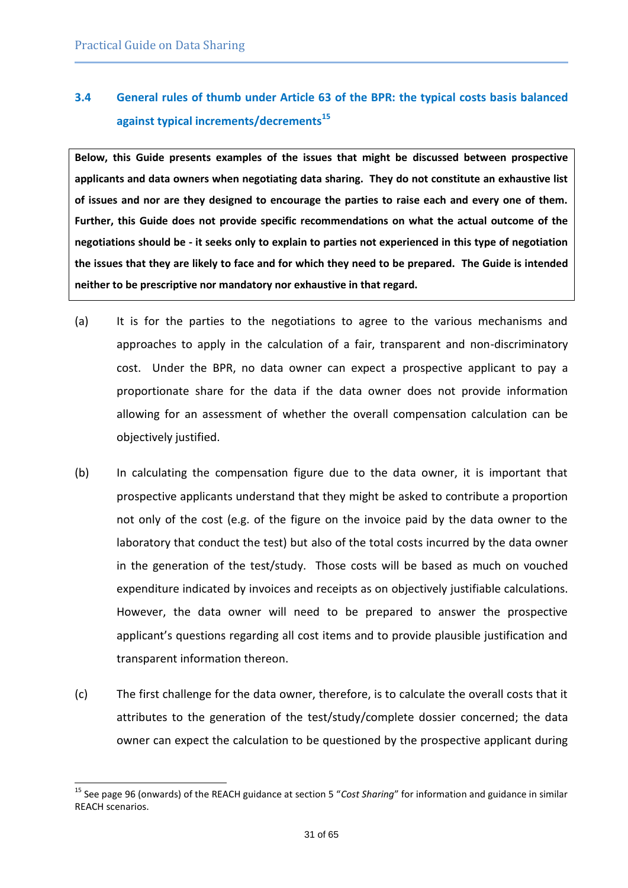### 3.4 General rules of thumb under Article 63 of the BPR: the typical costs basis balanced against typical increments/decrements[15]

**Below, this Guide presents examples of the issues that might be discussed between prospective applicants and data owners when negotiating data sharing. They do not constitute an exhaustive list of issues and nor are they designed to encourage the parties to raise each and every one of them. Further, this Guide does not provide specific recommendations on what the actual outcome of the negotiations should be - it seeks only to explain to parties not experienced in this type of negotiation the issues that they are likely to face and for which they need to be prepared. The Guide is intended neither to be prescriptive nor mandatory nor exhaustive in that regard.**

(a) It is for the parties to the negotiations to agree to the various mechanisms and approaches to apply in the calculation of a fair, transparent and non-discriminatory cost. Under the BPR, no data owner can expect a prospective applicant to pay a proportionate share for the data if the data owner does not provide information allowing for an assessment of whether the overall compensation calculation can be objectively justified.

(b) In calculating the compensation figure due to the data owner, it is important that prospective applicants understand that they might be asked to contribute a proportion not only of the cost (e.g. of the figure on the invoice paid by the data owner to the laboratory that conduct the test) but also of the total costs incurred by the data owner in the generation of the test/study. Those costs will be based as much on vouched expenditure indicated by invoices and receipts as on objectively justifiable calculations. However, the data owner will need to be prepared to answer the prospective applicant's questions regarding all cost items and to provide plausible justification and transparent information thereon.

(c) The first challenge for the data owner, therefore, is to calculate the overall costs that it attributes to the generation of the test/study/complete dossier concerned; the data owner can expect the calculation to be questioned by the prospective applicant during

[15] See page 96 (onwards) of the REACH guidance at section 5 "*Cost Sharing*" for information and guidance in similar REACH scenarios.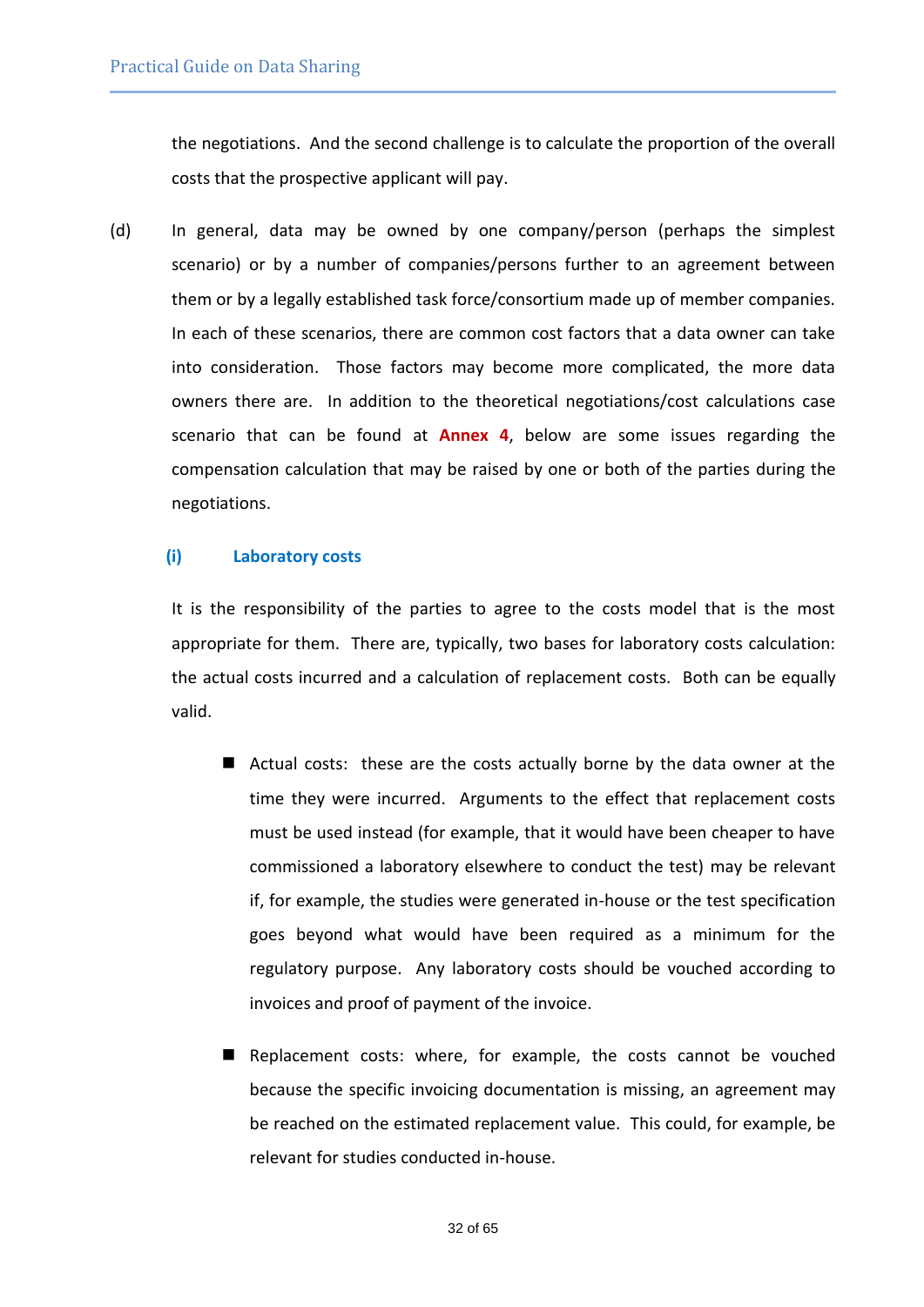the negotiations. And the second challenge is to calculate the proportion of the overall costs that the prospective applicant will pay.

(d) In general, data may be owned by one company/person (perhaps the simplest scenario) or by a number of companies/persons further to an agreement between them or by a legally established task force/consortium made up of member companies. In each of these scenarios, there are common cost factors that a data owner can take into consideration. Those factors may become more complicated, the more data owners there are. In addition to the theoretical negotiations/cost calculations case scenario that can be found at **Annex 4**, below are some issues regarding the compensation calculation that may be raised by one or both of the parties during the negotiations.

#### (i) Laboratory costs

It is the responsibility of the parties to agree to the costs model that is the most appropriate for them. There are, typically, two bases for laboratory costs calculation: the actual costs incurred and a calculation of replacement costs. Both can be equally valid.

- Actual costs: these are the costs actually borne by the data owner at the time they were incurred. Arguments to the effect that replacement costs must be used instead (for example, that it would have been cheaper to have commissioned a laboratory elsewhere to conduct the test) may be relevant if, for example, the studies were generated in-house or the test specification goes beyond what would have been required as a minimum for the regulatory purpose. Any laboratory costs should be vouched according to invoices and proof of payment of the invoice.

- Replacement costs: where, for example, the costs cannot be vouched because the specific invoicing documentation is missing, an agreement may be reached on the estimated replacement value. This could, for example, be relevant for studies conducted in-house.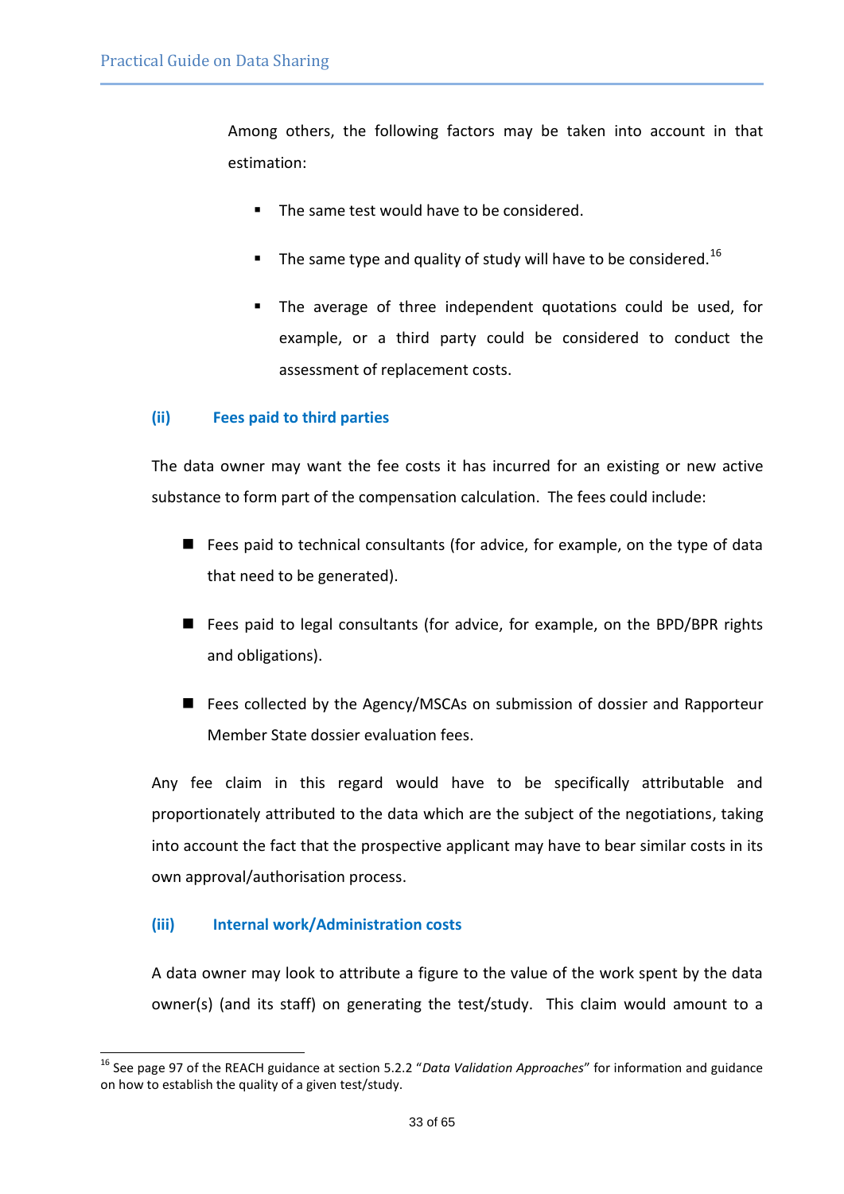Among others, the following factors may be taken into account in that estimation:

- The same test would have to be considered.
- The same type and quality of study will have to be considered.[16]
- The average of three independent quotations could be used, for example, or a third party could be considered to conduct the assessment of replacement costs.

#### (ii) Fees paid to third parties

The data owner may want the fee costs it has incurred for an existing or new active substance to form part of the compensation calculation. The fees could include:

- Fees paid to technical consultants (for advice, for example, on the type of data that need to be generated).
- Fees paid to legal consultants (for advice, for example, on the BPD/BPR rights and obligations).
- Fees collected by the Agency/MSCAs on submission of dossier and Rapporteur Member State dossier evaluation fees.

Any fee claim in this regard would have to be specifically attributable and proportionately attributed to the data which are the subject of the negotiations, taking into account the fact that the prospective applicant may have to bear similar costs in its own approval/authorisation process.

#### (iii) Internal work/Administration costs

A data owner may look to attribute a figure to the value of the work spent by the data owner(s) (and its staff) on generating the test/study. This claim would amount to a

---

[16] See page 97 of the REACH guidance at section 5.2.2 "*Data Validation Approaches*" for information and guidance on how to establish the quality of a given test/study.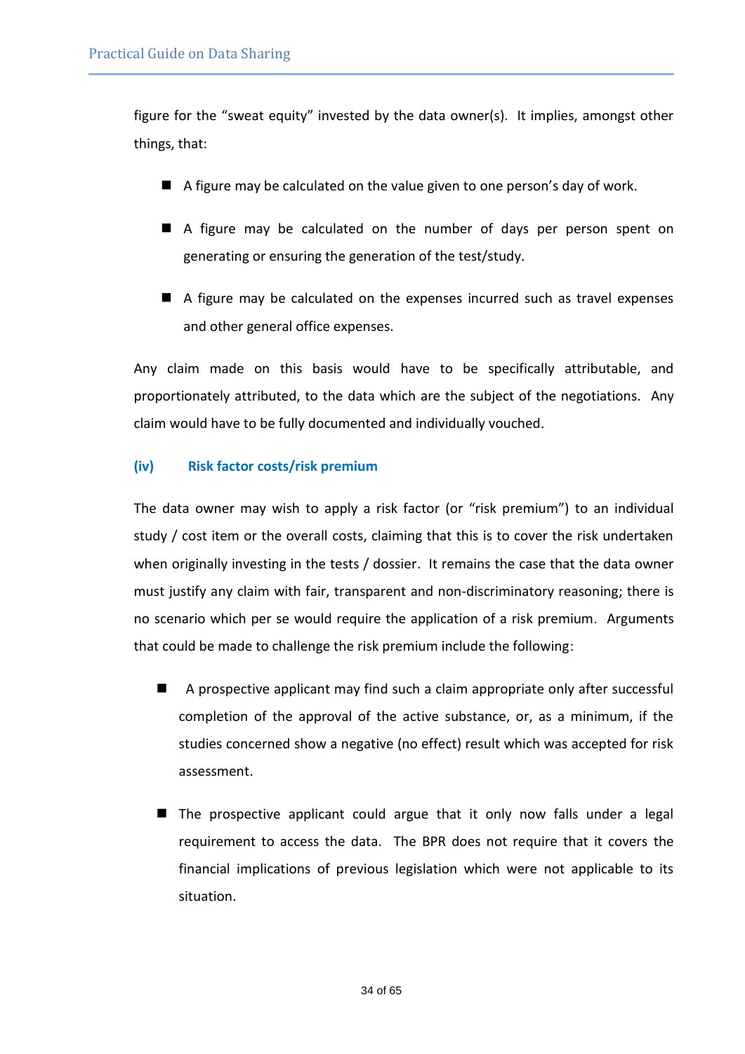figure for the “sweat equity” invested by the data owner(s). It implies, amongst other things, that:

- A figure may be calculated on the value given to one person’s day of work.
- A figure may be calculated on the number of days per person spent on generating or ensuring the generation of the test/study.
- A figure may be calculated on the expenses incurred such as travel expenses and other general office expenses.

Any claim made on this basis would have to be specifically attributable, and proportionately attributed, to the data which are the subject of the negotiations. Any claim would have to be fully documented and individually vouched.

#### (iv) Risk factor costs/risk premium

The data owner may wish to apply a risk factor (or “risk premium”) to an individual study / cost item or the overall costs, claiming that this is to cover the risk undertaken when originally investing in the tests / dossier. It remains the case that the data owner must justify any claim with fair, transparent and non-discriminatory reasoning; there is no scenario which per se would require the application of a risk premium. Arguments that could be made to challenge the risk premium include the following:

- A prospective applicant may find such a claim appropriate only after successful completion of the approval of the active substance, or, as a minimum, if the studies concerned show a negative (no effect) result which was accepted for risk assessment.
- The prospective applicant could argue that it only now falls under a legal requirement to access the data. The BPR does not require that it covers the financial implications of previous legislation which were not applicable to its situation.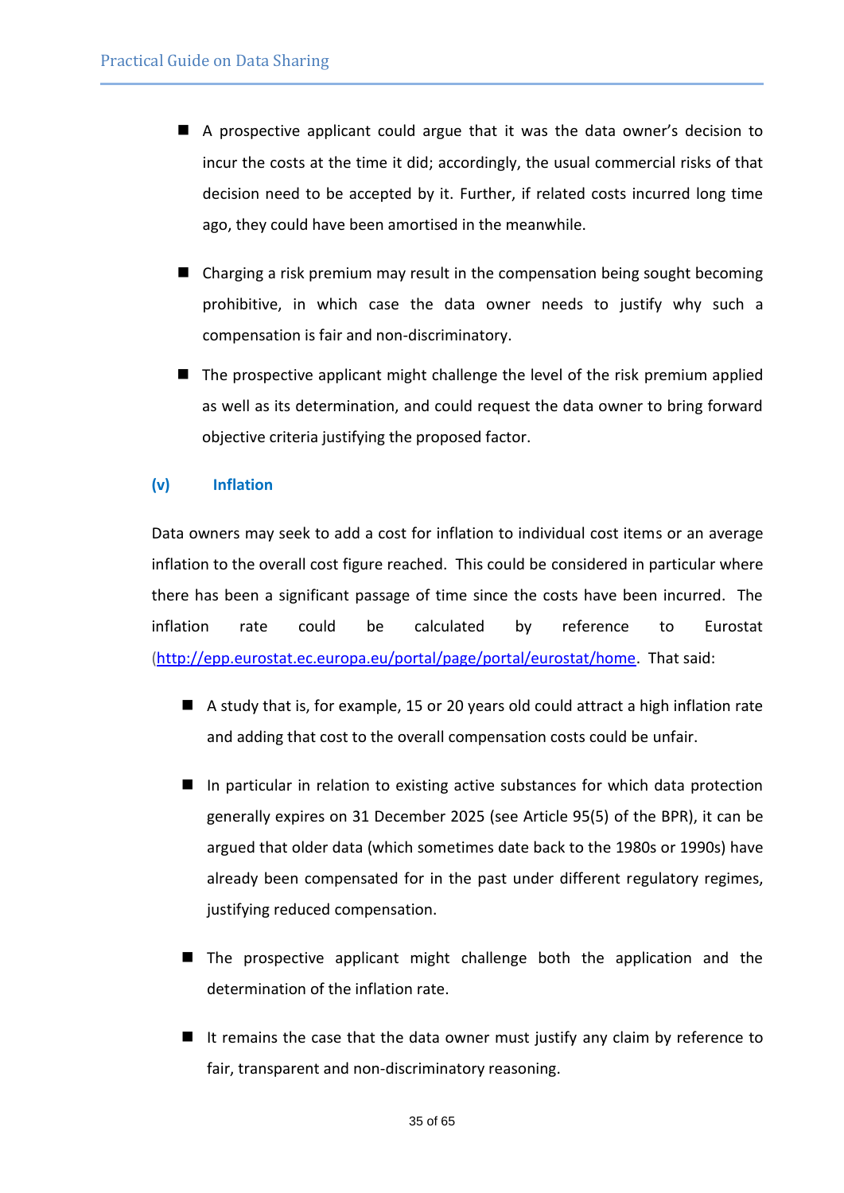- A prospective applicant could argue that it was the data owner's decision to incur the costs at the time it did; accordingly, the usual commercial risks of that decision need to be accepted by it. Further, if related costs incurred long time ago, they could have been amortised in the meanwhile.
- Charging a risk premium may result in the compensation being sought becoming prohibitive, in which case the data owner needs to justify why such a compensation is fair and non-discriminatory.
- The prospective applicant might challenge the level of the risk premium applied as well as its determination, and could request the data owner to bring forward objective criteria justifying the proposed factor.

#### (v) Inflation

Data owners may seek to add a cost for inflation to individual cost items or an average inflation to the overall cost figure reached. This could be considered in particular where there has been a significant passage of time since the costs have been incurred. The inflation rate could be calculated by reference to Eurostat (http://epp.eurostat.ec.europa.eu/portal/page/portal/eurostat/home. That said:

- A study that is, for example, 15 or 20 years old could attract a high inflation rate and adding that cost to the overall compensation costs could be unfair.
- In particular in relation to existing active substances for which data protection generally expires on 31 December 2025 (see Article 95(5) of the BPR), it can be argued that older data (which sometimes date back to the 1980s or 1990s) have already been compensated for in the past under different regulatory regimes, justifying reduced compensation.
- The prospective applicant might challenge both the application and the determination of the inflation rate.
- It remains the case that the data owner must justify any claim by reference to fair, transparent and non-discriminatory reasoning.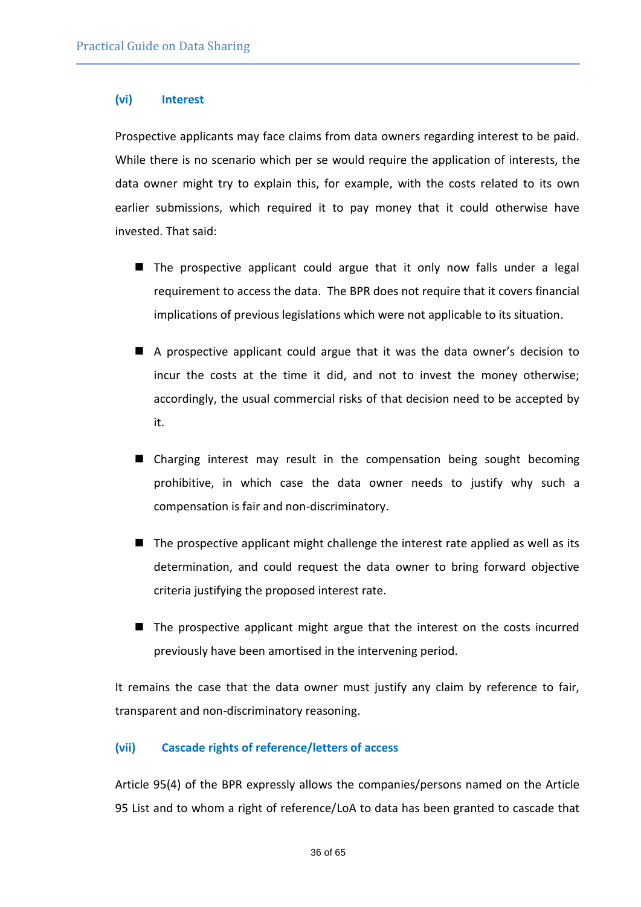### (vi) Interest

Prospective applicants may face claims from data owners regarding interest to be paid. While there is no scenario which per se would require the application of interests, the data owner might try to explain this, for example, with the costs related to its own earlier submissions, which required it to pay money that it could otherwise have invested. That said:

- The prospective applicant could argue that it only now falls under a legal requirement to access the data. The BPR does not require that it covers financial implications of previous legislations which were not applicable to its situation.
- A prospective applicant could argue that it was the data owner's decision to incur the costs at the time it did, and not to invest the money otherwise; accordingly, the usual commercial risks of that decision need to be accepted by it.
- Charging interest may result in the compensation being sought becoming prohibitive, in which case the data owner needs to justify why such a compensation is fair and non-discriminatory.
- The prospective applicant might challenge the interest rate applied as well as its determination, and could request the data owner to bring forward objective criteria justifying the proposed interest rate.
- The prospective applicant might argue that the interest on the costs incurred previously have been amortised in the intervening period.

It remains the case that the data owner must justify any claim by reference to fair, transparent and non-discriminatory reasoning.

### (vii) Cascade rights of reference/letters of access

Article 95(4) of the BPR expressly allows the companies/persons named on the Article 95 List and to whom a right of reference/LoA to data has been granted to cascade that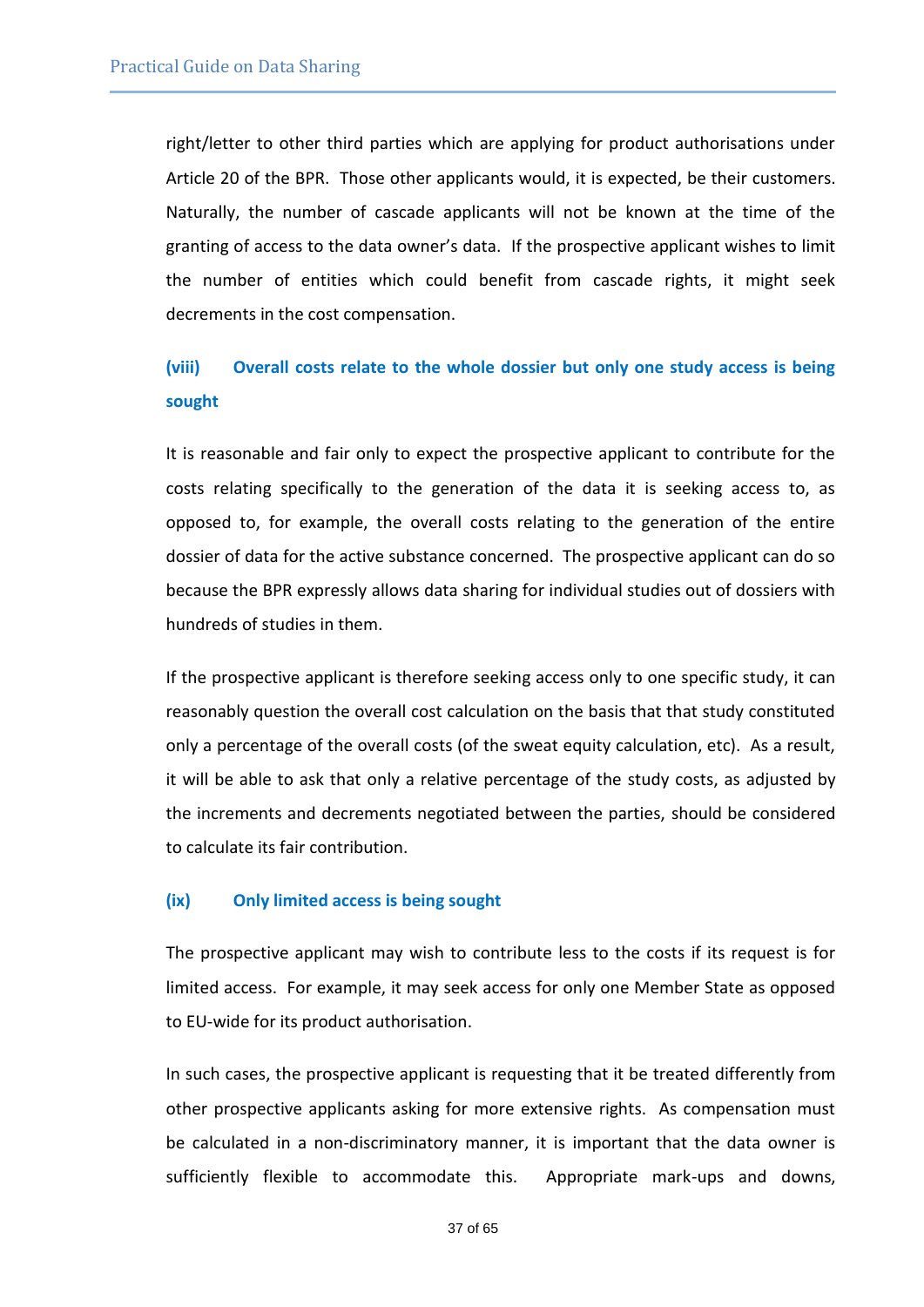right/letter to other third parties which are applying for product authorisations under Article 20 of the BPR. Those other applicants would, it is expected, be their customers. Naturally, the number of cascade applicants will not be known at the time of the granting of access to the data owner's data. If the prospective applicant wishes to limit the number of entities which could benefit from cascade rights, it might seek decrements in the cost compensation.

#### (viii) Overall costs relate to the whole dossier but only one study access is being sought

It is reasonable and fair only to expect the prospective applicant to contribute for the costs relating specifically to the generation of the data it is seeking access to, as opposed to, for example, the overall costs relating to the generation of the entire dossier of data for the active substance concerned. The prospective applicant can do so because the BPR expressly allows data sharing for individual studies out of dossiers with hundreds of studies in them.

If the prospective applicant is therefore seeking access only to one specific study, it can reasonably question the overall cost calculation on the basis that that study constituted only a percentage of the overall costs (of the sweat equity calculation, etc). As a result, it will be able to ask that only a relative percentage of the study costs, as adjusted by the increments and decrements negotiated between the parties, should be considered to calculate its fair contribution.

#### (ix) Only limited access is being sought

The prospective applicant may wish to contribute less to the costs if its request is for limited access. For example, it may seek access for only one Member State as opposed to EU-wide for its product authorisation.

In such cases, the prospective applicant is requesting that it be treated differently from other prospective applicants asking for more extensive rights. As compensation must be calculated in a non-discriminatory manner, it is important that the data owner is sufficiently flexible to accommodate this. Appropriate mark-ups and downs,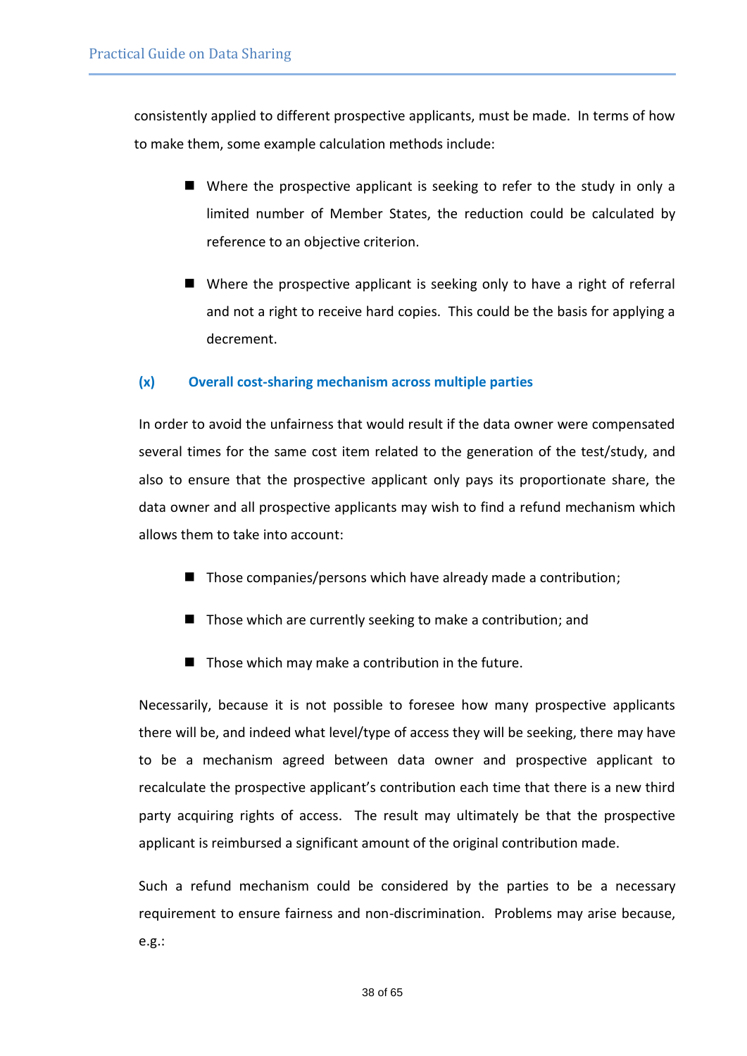consistently applied to different prospective applicants, must be made. In terms of how to make them, some example calculation methods include:

- Where the prospective applicant is seeking to refer to the study in only a limited number of Member States, the reduction could be calculated by reference to an objective criterion.
- Where the prospective applicant is seeking only to have a right of referral and not a right to receive hard copies. This could be the basis for applying a decrement.

### (x) Overall cost-sharing mechanism across multiple parties

In order to avoid the unfairness that would result if the data owner were compensated several times for the same cost item related to the generation of the test/study, and also to ensure that the prospective applicant only pays its proportionate share, the data owner and all prospective applicants may wish to find a refund mechanism which allows them to take into account:

- Those companies/persons which have already made a contribution;
- Those which are currently seeking to make a contribution; and
- Those which may make a contribution in the future.

Necessarily, because it is not possible to foresee how many prospective applicants there will be, and indeed what level/type of access they will be seeking, there may have to be a mechanism agreed between data owner and prospective applicant to recalculate the prospective applicant's contribution each time that there is a new third party acquiring rights of access. The result may ultimately be that the prospective applicant is reimbursed a significant amount of the original contribution made.

Such a refund mechanism could be considered by the parties to be a necessary requirement to ensure fairness and non-discrimination. Problems may arise because, e.g.: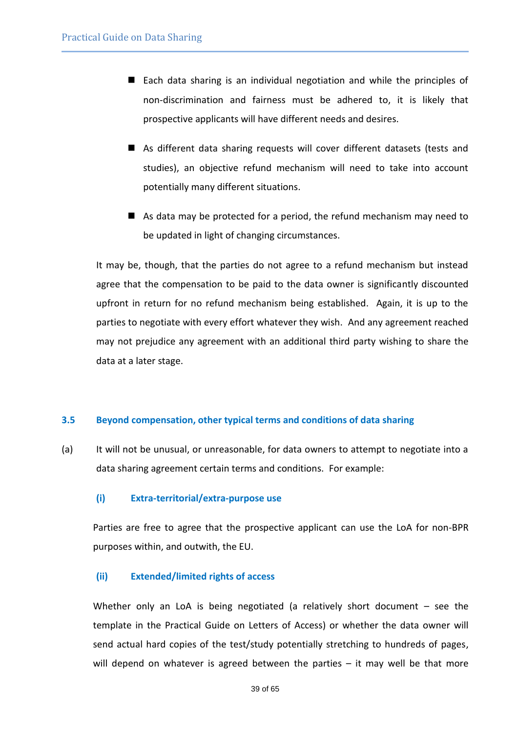- Each data sharing is an individual negotiation and while the principles of non-discrimination and fairness must be adhered to, it is likely that prospective applicants will have different needs and desires.
- As different data sharing requests will cover different datasets (tests and studies), an objective refund mechanism will need to take into account potentially many different situations.
- As data may be protected for a period, the refund mechanism may need to be updated in light of changing circumstances.

It may be, though, that the parties do not agree to a refund mechanism but instead agree that the compensation to be paid to the data owner is significantly discounted upfront in return for no refund mechanism being established. Again, it is up to the parties to negotiate with every effort whatever they wish. And any agreement reached may not prejudice any agreement with an additional third party wishing to share the data at a later stage.

### 3.5 Beyond compensation, other typical terms and conditions of data sharing

(a) It will not be unusual, or unreasonable, for data owners to attempt to negotiate into a data sharing agreement certain terms and conditions. For example:

#### (i) Extra-territorial/extra-purpose use

Parties are free to agree that the prospective applicant can use the LoA for non-BPR purposes within, and outwith, the EU.

#### (ii) Extended/limited rights of access

Whether only an LoA is being negotiated (a relatively short document – see the template in the Practical Guide on Letters of Access) or whether the data owner will send actual hard copies of the test/study potentially stretching to hundreds of pages, will depend on whatever is agreed between the parties – it may well be that more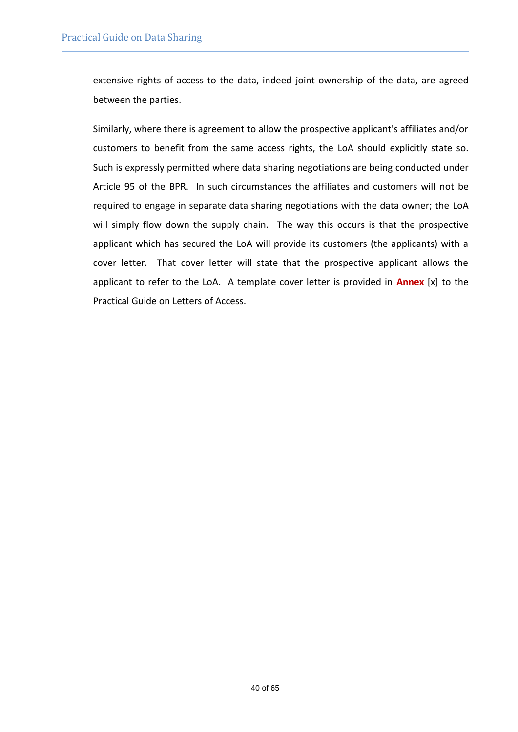extensive rights of access to the data, indeed joint ownership of the data, are agreed between the parties.

Similarly, where there is agreement to allow the prospective applicant's affiliates and/or customers to benefit from the same access rights, the LoA should explicitly state so. Such is expressly permitted where data sharing negotiations are being conducted under Article 95 of the BPR. In such circumstances the affiliates and customers will not be required to engage in separate data sharing negotiations with the data owner; the LoA will simply flow down the supply chain. The way this occurs is that the prospective applicant which has secured the LoA will provide its customers (the applicants) with a cover letter. That cover letter will state that the prospective applicant allows the applicant to refer to the LoA. A template cover letter is provided in **Annex** [x] to the Practical Guide on Letters of Access.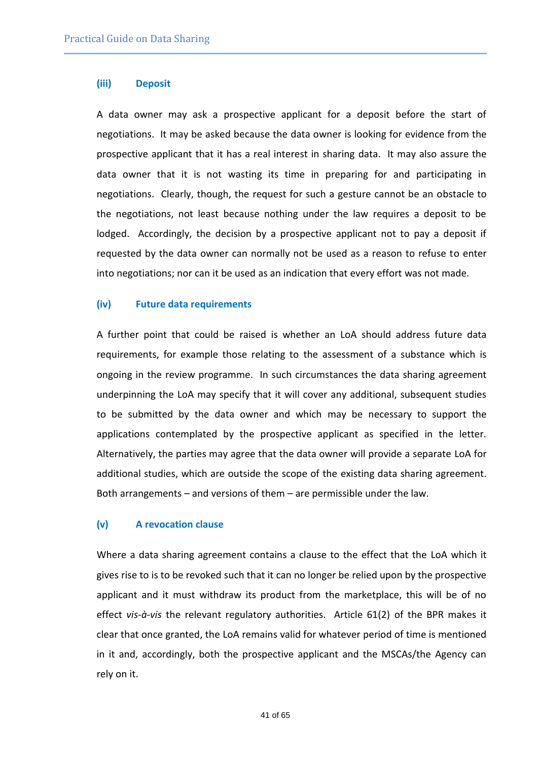#### (iii) Deposit

A data owner may ask a prospective applicant for a deposit before the start of negotiations. It may be asked because the data owner is looking for evidence from the prospective applicant that it has a real interest in sharing data. It may also assure the data owner that it is not wasting its time in preparing for and participating in negotiations. Clearly, though, the request for such a gesture cannot be an obstacle to the negotiations, not least because nothing under the law requires a deposit to be lodged. Accordingly, the decision by a prospective applicant not to pay a deposit if requested by the data owner can normally not be used as a reason to refuse to enter into negotiations; nor can it be used as an indication that every effort was not made.

#### (iv) Future data requirements

A further point that could be raised is whether an LoA should address future data requirements, for example those relating to the assessment of a substance which is ongoing in the review programme. In such circumstances the data sharing agreement underpinning the LoA may specify that it will cover any additional, subsequent studies to be submitted by the data owner and which may be necessary to support the applications contemplated by the prospective applicant as specified in the letter. Alternatively, the parties may agree that the data owner will provide a separate LoA for additional studies, which are outside the scope of the existing data sharing agreement. Both arrangements – and versions of them – are permissible under the law.

#### (v) A revocation clause

Where a data sharing agreement contains a clause to the effect that the LoA which it gives rise to is to be revoked such that it can no longer be relied upon by the prospective applicant and it must withdraw its product from the marketplace, this will be of no effect *vis-à-vis* the relevant regulatory authorities. Article 61(2) of the BPR makes it clear that once granted, the LoA remains valid for whatever period of time is mentioned in it and, accordingly, both the prospective applicant and the MSCAs/the Agency can rely on it.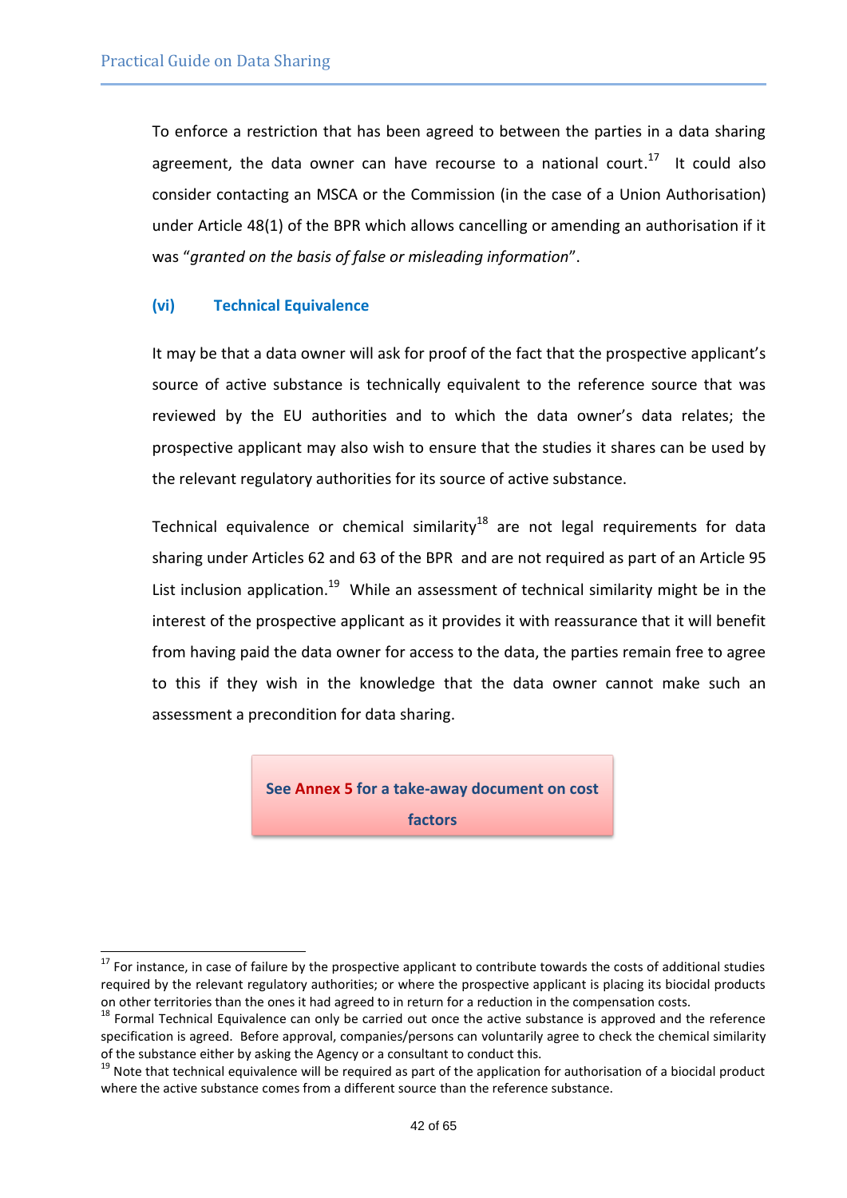To enforce a restriction that has been agreed to between the parties in a data sharing agreement, the data owner can have recourse to a national court.[17] It could also consider contacting an MSCA or the Commission (in the case of a Union Authorisation) under Article 48(1) of the BPR which allows cancelling or amending an authorisation if it was "*granted on the basis of false or misleading information*".

### (vi) Technical Equivalence

It may be that a data owner will ask for proof of the fact that the prospective applicant's source of active substance is technically equivalent to the reference source that was reviewed by the EU authorities and to which the data owner's data relates; the prospective applicant may also wish to ensure that the studies it shares can be used by the relevant regulatory authorities for its source of active substance.

Technical equivalence or chemical similarity[18] are not legal requirements for data sharing under Articles 62 and 63 of the BPR and are not required as part of an Article 95 List inclusion application.[19] While an assessment of technical similarity might be in the interest of the prospective applicant as it provides it with reassurance that it will benefit from having paid the data owner for access to the data, the parties remain free to agree to this if they wish in the knowledge that the data owner cannot make such an assessment a precondition for data sharing.

**See Annex 5 for a take-away document on cost factors**

---

[17] For instance, in case of failure by the prospective applicant to contribute towards the costs of additional studies required by the relevant regulatory authorities; or where the prospective applicant is placing its biocidal products on other territories than the ones it had agreed to in return for a reduction in the compensation costs.

[18] Formal Technical Equivalence can only be carried out once the active substance is approved and the reference specification is agreed. Before approval, companies/persons can voluntarily agree to check the chemical similarity of the substance either by asking the Agency or a consultant to conduct this.

[19] Note that technical equivalence will be required as part of the application for authorisation of a biocidal product where the active substance comes from a different source than the reference substance.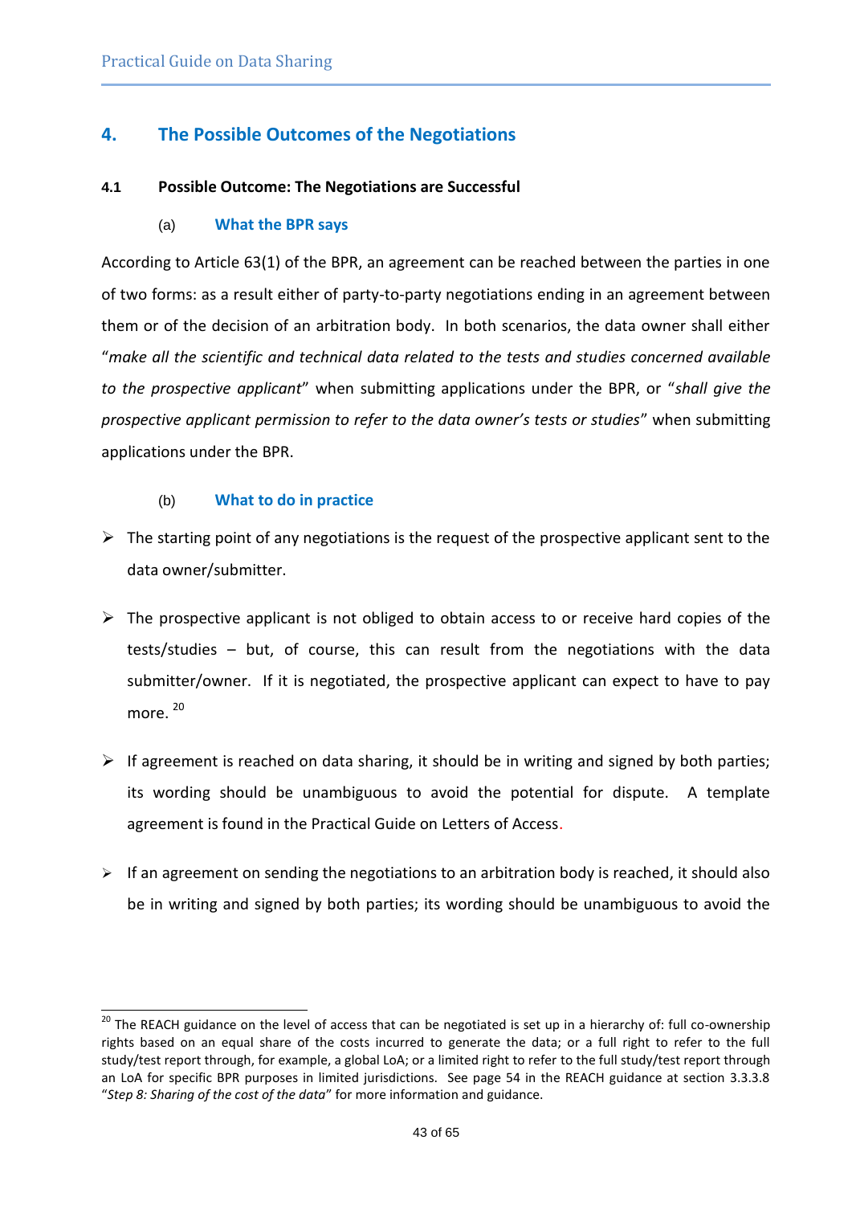# 4. The Possible Outcomes of the Negotiations

## 4.1 Possible Outcome: The Negotiations are Successful

### (a) What the BPR says

According to Article 63(1) of the BPR, an agreement can be reached between the parties in one of two forms: as a result either of party-to-party negotiations ending in an agreement between them or of the decision of an arbitration body. In both scenarios, the data owner shall either "*make all the scientific and technical data related to the tests and studies concerned available to the prospective applicant*" when submitting applications under the BPR, or "*shall give the prospective applicant permission to refer to the data owner's tests or studies*" when submitting applications under the BPR.

### (b) What to do in practice

- The starting point of any negotiations is the request of the prospective applicant sent to the data owner/submitter.
- The prospective applicant is not obliged to obtain access to or receive hard copies of the tests/studies – but, of course, this can result from the negotiations with the data submitter/owner. If it is negotiated, the prospective applicant can expect to have to pay more. [20]
- If agreement is reached on data sharing, it should be in writing and signed by both parties; its wording should be unambiguous to avoid the potential for dispute. A template agreement is found in the Practical Guide on Letters of Access.
- If an agreement on sending the negotiations to an arbitration body is reached, it should also be in writing and signed by both parties; its wording should be unambiguous to avoid the

---

[20] The REACH guidance on the level of access that can be negotiated is set up in a hierarchy of: full co-ownership rights based on an equal share of the costs incurred to generate the data; or a full right to refer to the full study/test report through, for example, a global LoA; or a limited right to refer to the full study/test report through an LoA for specific BPR purposes in limited jurisdictions. See page 54 in the REACH guidance at section 3.3.3.8 "*Step 8: Sharing of the cost of the data*" for more information and guidance.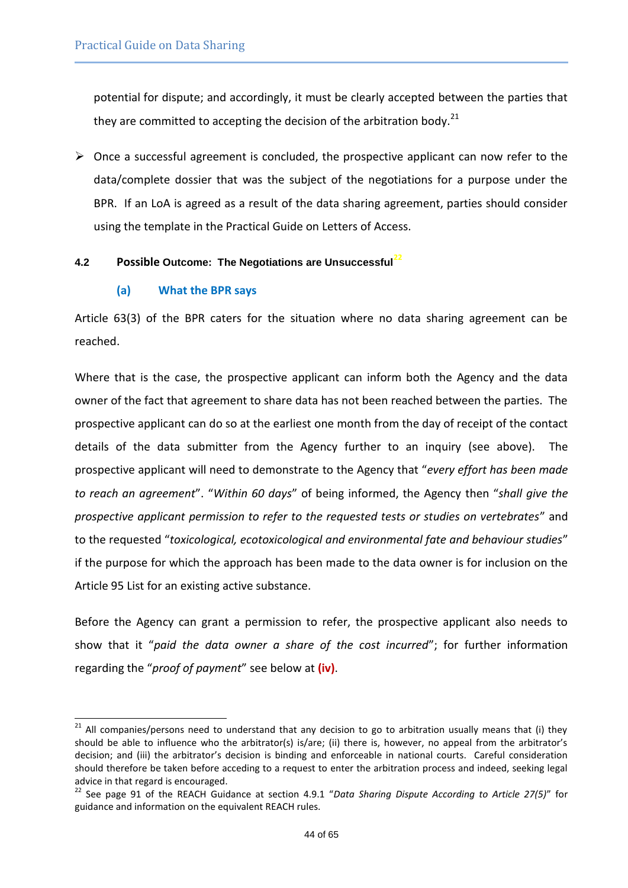potential for dispute; and accordingly, it must be clearly accepted between the parties that they are committed to accepting the decision of the arbitration body.[21]

- Once a successful agreement is concluded, the prospective applicant can now refer to the data/complete dossier that was the subject of the negotiations for a purpose under the BPR. If an LoA is agreed as a result of the data sharing agreement, parties should consider using the template in the Practical Guide on Letters of Access.

### 4.2 Possible Outcome: The Negotiations are Unsuccessful[22]

#### (a) What the BPR says

Article 63(3) of the BPR caters for the situation where no data sharing agreement can be reached.

Where that is the case, the prospective applicant can inform both the Agency and the data owner of the fact that agreement to share data has not been reached between the parties. The prospective applicant can do so at the earliest one month from the day of receipt of the contact details of the data submitter from the Agency further to an inquiry (see above). The prospective applicant will need to demonstrate to the Agency that "*every effort has been made to reach an agreement*". "*Within 60 days*" of being informed, the Agency then "*shall give the prospective applicant permission to refer to the requested tests or studies on vertebrates*" and to the requested "*toxicological, ecotoxicological and environmental fate and behaviour studies*" if the purpose for which the approach has been made to the data owner is for inclusion on the Article 95 List for an existing active substance.

Before the Agency can grant a permission to refer, the prospective applicant also needs to show that it "*paid the data owner a share of the cost incurred*"; for further information regarding the "*proof of payment*" see below at **(iv)**.

---

[21] All companies/persons need to understand that any decision to go to arbitration usually means that (i) they should be able to influence who the arbitrator(s) is/are; (ii) there is, however, no appeal from the arbitrator's decision; and (iii) the arbitrator's decision is binding and enforceable in national courts. Careful consideration should therefore be taken before acceding to a request to enter the arbitration process and indeed, seeking legal advice in that regard is encouraged.

[22] See page 91 of the REACH Guidance at section 4.9.1 "*Data Sharing Dispute According to Article 27(5)*" for guidance and information on the equivalent REACH rules.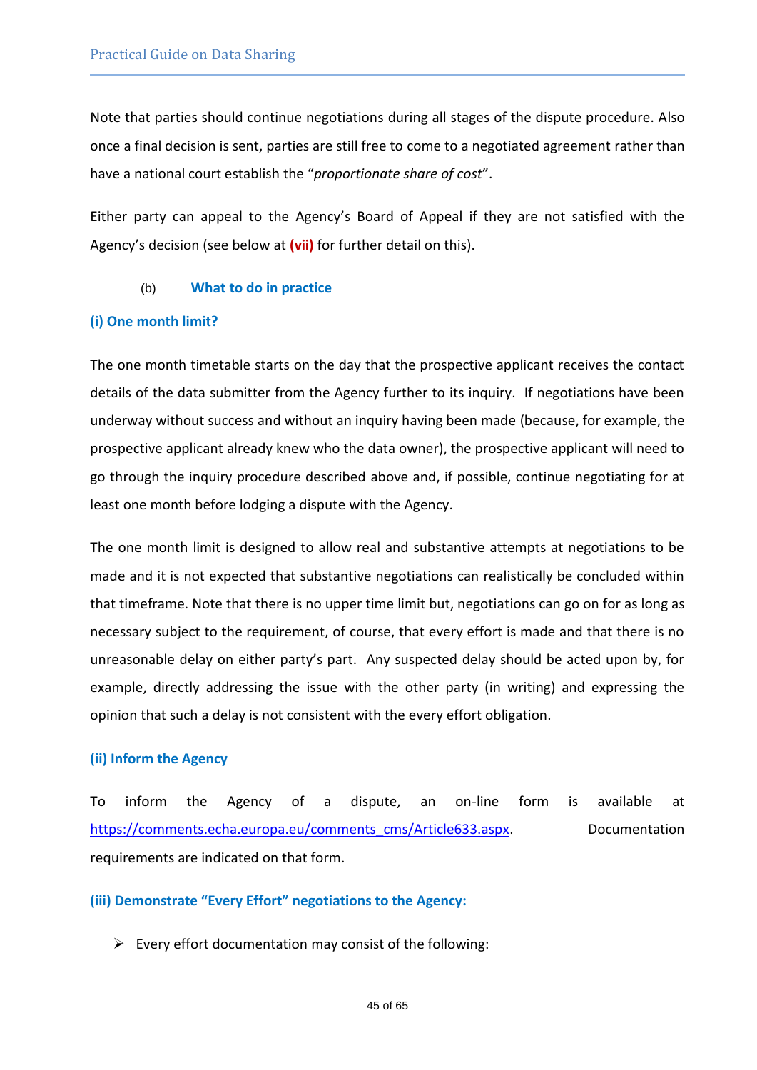Note that parties should continue negotiations during all stages of the dispute procedure. Also once a final decision is sent, parties are still free to come to a negotiated agreement rather than have a national court establish the "*proportionate share of cost*".

Either party can appeal to the Agency's Board of Appeal if they are not satisfied with the Agency's decision (see below at **(vii)** for further detail on this).

### (b) What to do in practice

#### (i) One month limit?

The one month timetable starts on the day that the prospective applicant receives the contact details of the data submitter from the Agency further to its inquiry. If negotiations have been underway without success and without an inquiry having been made (because, for example, the prospective applicant already knew who the data owner), the prospective applicant will need to go through the inquiry procedure described above and, if possible, continue negotiating for at least one month before lodging a dispute with the Agency.

The one month limit is designed to allow real and substantive attempts at negotiations to be made and it is not expected that substantive negotiations can realistically be concluded within that timeframe. Note that there is no upper time limit but, negotiations can go on for as long as necessary subject to the requirement, of course, that every effort is made and that there is no unreasonable delay on either party's part. Any suspected delay should be acted upon by, for example, directly addressing the issue with the other party (in writing) and expressing the opinion that such a delay is not consistent with the every effort obligation.

#### (ii) Inform the Agency

To inform the Agency of a dispute, an on-line form is available at [https://comments.echa.europa.eu/comments_cms/Article633.aspx](https://comments.echa.europa.eu/comments_cms/Article633.aspx). Documentation requirements are indicated on that form.

#### (iii) Demonstrate "Every Effort" negotiations to the Agency:

- Every effort documentation may consist of the following: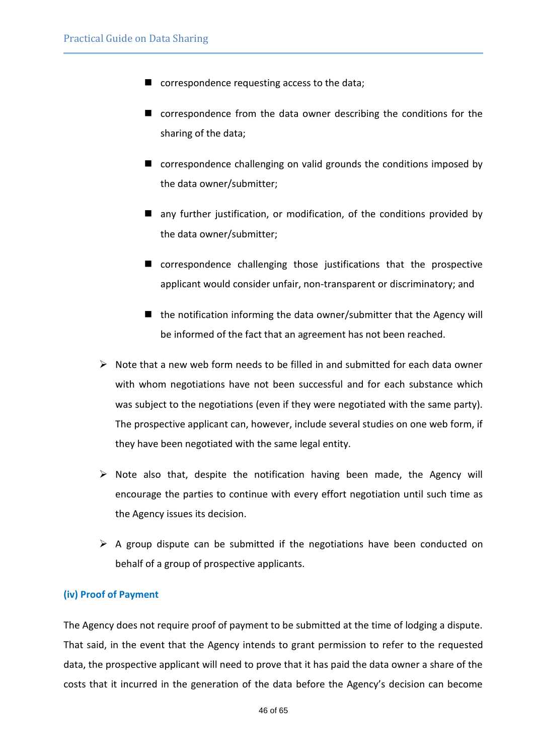- correspondence requesting access to the data;
- correspondence from the data owner describing the conditions for the sharing of the data;
- correspondence challenging on valid grounds the conditions imposed by the data owner/submitter;
- any further justification, or modification, of the conditions provided by the data owner/submitter;
- correspondence challenging those justifications that the prospective applicant would consider unfair, non-transparent or discriminatory; and
- the notification informing the data owner/submitter that the Agency will be informed of the fact that an agreement has not been reached.

➢ Note that a new web form needs to be filled in and submitted for each data owner with whom negotiations have not been successful and for each substance which was subject to the negotiations (even if they were negotiated with the same party). The prospective applicant can, however, include several studies on one web form, if they have been negotiated with the same legal entity.

➢ Note also that, despite the notification having been made, the Agency will encourage the parties to continue with every effort negotiation until such time as the Agency issues its decision.

➢ A group dispute can be submitted if the negotiations have been conducted on behalf of a group of prospective applicants.

### (iv) Proof of Payment

The Agency does not require proof of payment to be submitted at the time of lodging a dispute. That said, in the event that the Agency intends to grant permission to refer to the requested data, the prospective applicant will need to prove that it has paid the data owner a share of the costs that it incurred in the generation of the data before the Agency's decision can become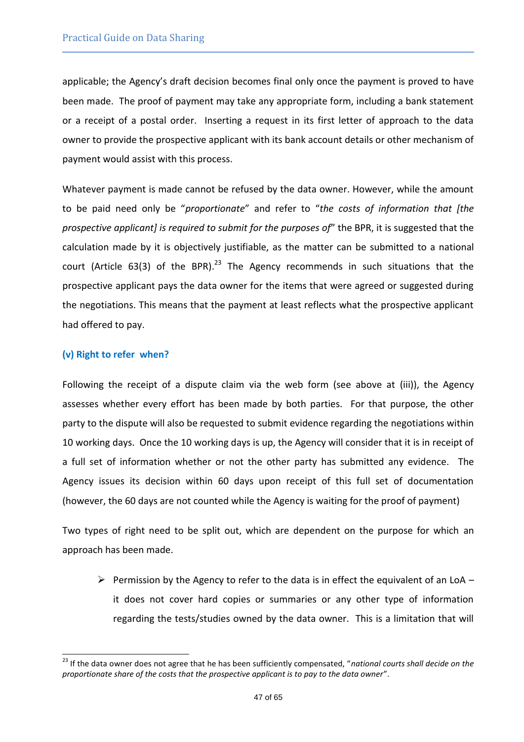applicable; the Agency's draft decision becomes final only once the payment is proved to have been made. The proof of payment may take any appropriate form, including a bank statement or a receipt of a postal order. Inserting a request in its first letter of approach to the data owner to provide the prospective applicant with its bank account details or other mechanism of payment would assist with this process.

Whatever payment is made cannot be refused by the data owner. However, while the amount to be paid need only be "*proportionate*" and refer to "*the costs of information that [the prospective applicant] is required to submit for the purposes of*" the BPR, it is suggested that the calculation made by it is objectively justifiable, as the matter can be submitted to a national court (Article 63(3) of the BPR).[23] The Agency recommends in such situations that the prospective applicant pays the data owner for the items that were agreed or suggested during the negotiations. This means that the payment at least reflects what the prospective applicant had offered to pay.

### (v) Right to refer when?

Following the receipt of a dispute claim via the web form (see above at (iii)), the Agency assesses whether every effort has been made by both parties. For that purpose, the other party to the dispute will also be requested to submit evidence regarding the negotiations within 10 working days. Once the 10 working days is up, the Agency will consider that it is in receipt of a full set of information whether or not the other party has submitted any evidence. The Agency issues its decision within 60 days upon receipt of this full set of documentation (however, the 60 days are not counted while the Agency is waiting for the proof of payment)

Two types of right need to be split out, which are dependent on the purpose for which an approach has been made.

- Permission by the Agency to refer to the data is in effect the equivalent of an LoA – it does not cover hard copies or summaries or any other type of information regarding the tests/studies owned by the data owner. This is a limitation that will

[23] If the data owner does not agree that he has been sufficiently compensated, "*national courts shall decide on the proportionate share of the costs that the prospective applicant is to pay to the data owner*".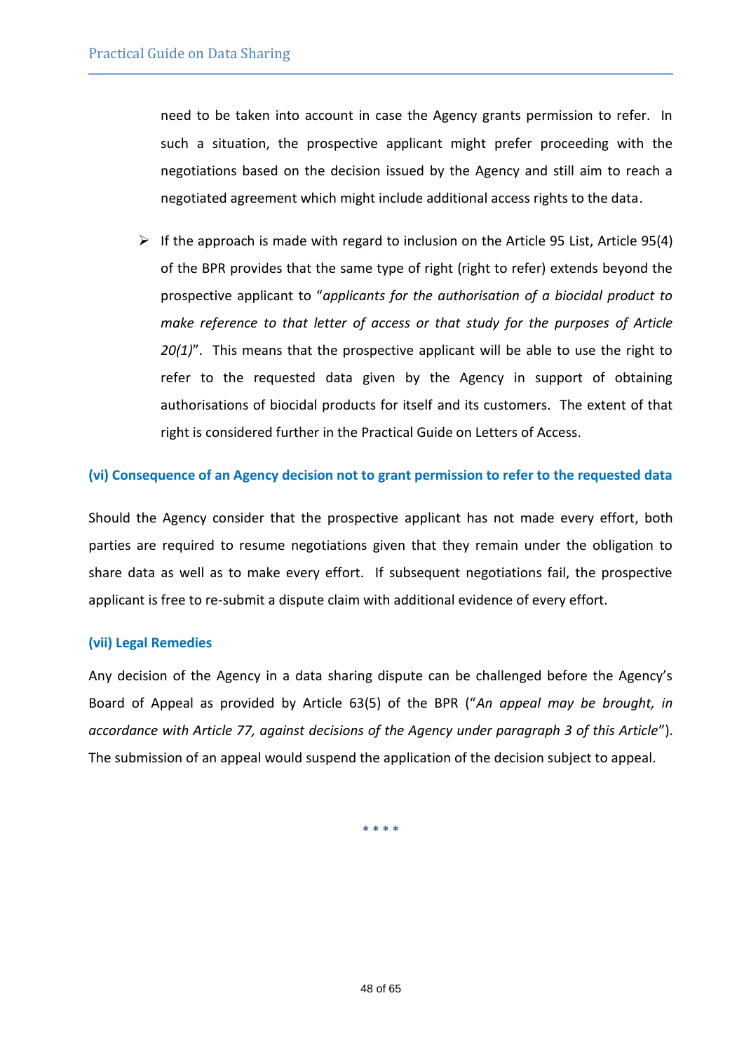need to be taken into account in case the Agency grants permission to refer. In such a situation, the prospective applicant might prefer proceeding with the negotiations based on the decision issued by the Agency and still aim to reach a negotiated agreement which might include additional access rights to the data.

- If the approach is made with regard to inclusion on the Article 95 List, Article 95(4) of the BPR provides that the same type of right (right to refer) extends beyond the prospective applicant to "*applicants for the authorisation of a biocidal product to make reference to that letter of access or that study for the purposes of Article 20(1)*". This means that the prospective applicant will be able to use the right to refer to the requested data given by the Agency in support of obtaining authorisations of biocidal products for itself and its customers. The extent of that right is considered further in the Practical Guide on Letters of Access.

#### (vi) Consequence of an Agency decision not to grant permission to refer to the requested data

Should the Agency consider that the prospective applicant has not made every effort, both parties are required to resume negotiations given that they remain under the obligation to share data as well as to make every effort. If subsequent negotiations fail, the prospective applicant is free to re-submit a dispute claim with additional evidence of every effort.

#### (vii) Legal Remedies

Any decision of the Agency in a data sharing dispute can be challenged before the Agency's Board of Appeal as provided by Article 63(5) of the BPR ("*An appeal may be brought, in accordance with Article 77, against decisions of the Agency under paragraph 3 of this Article*"). The submission of an appeal would suspend the application of the decision subject to appeal.

* * * *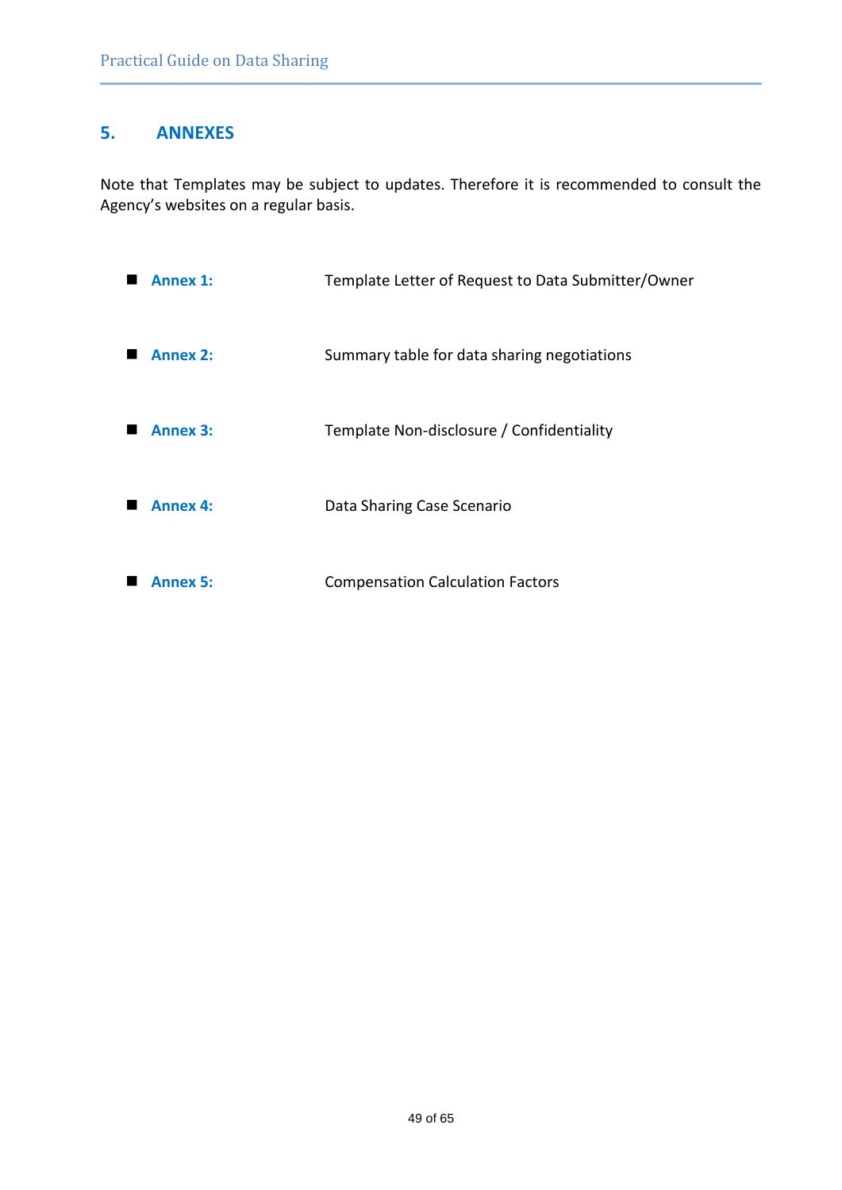## 5. ANNEXES

Note that Templates may be subject to updates. Therefore it is recommended to consult the Agency's websites on a regular basis.

- **Annex 1:** Template Letter of Request to Data Submitter/Owner
- **Annex 2:** Summary table for data sharing negotiations
- **Annex 3:** Template Non-disclosure / Confidentiality
- **Annex 4:** Data Sharing Case Scenario
- **Annex 5:** Compensation Calculation Factors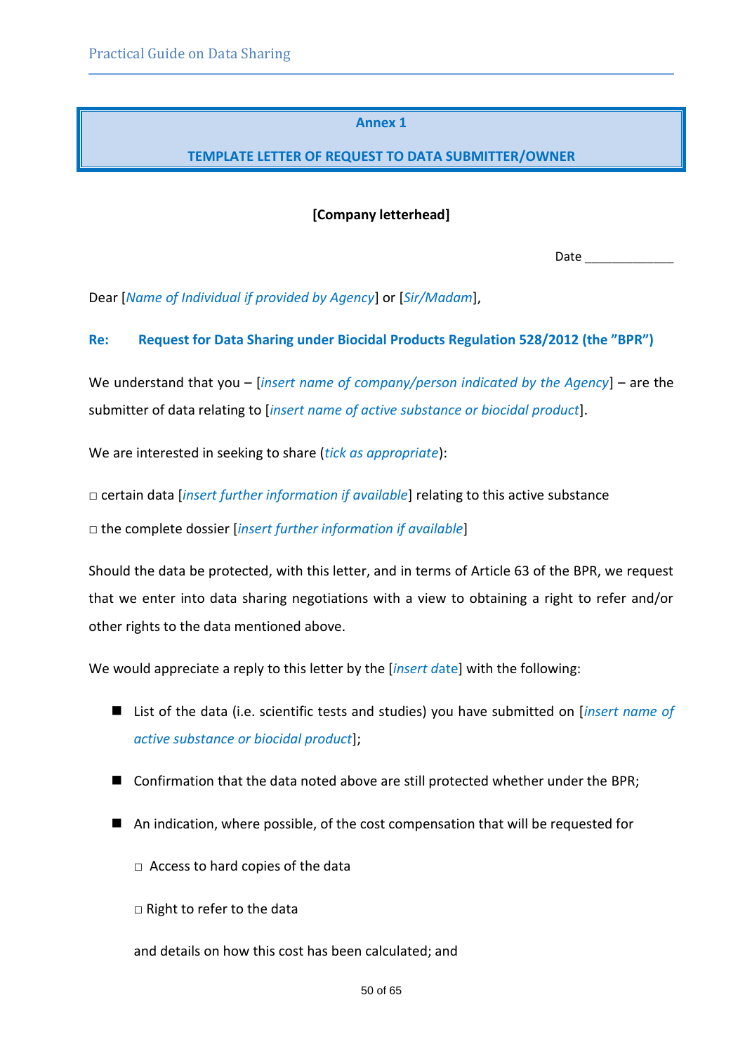## Annex 1

## TEMPLATE LETTER OF REQUEST TO DATA SUBMITTER/OWNER

**[Company letterhead]**

Date _____________

Dear [*Name of Individual if provided by Agency*] or [*Sir/Madam*],

**Re: Request for Data Sharing under Biocidal Products Regulation 528/2012 (the "BPR")**

We understand that you – [*insert name of company/person indicated by the Agency*] – are the submitter of data relating to [*insert name of active substance or biocidal product*].

We are interested in seeking to share (*tick as appropriate*):

□ certain data [*insert further information if available*] relating to this active substance

□ the complete dossier [*insert further information if available*]

Should the data be protected, with this letter, and in terms of Article 63 of the BPR, we request that we enter into data sharing negotiations with a view to obtaining a right to refer and/or other rights to the data mentioned above.

We would appreciate a reply to this letter by the [*insert date*] with the following:

- List of the data (i.e. scientific tests and studies) you have submitted on [*insert name of active substance or biocidal product*];
- Confirmation that the data noted above are still protected whether under the BPR;
- An indication, where possible, of the cost compensation that will be requested for

  □ Access to hard copies of the data

  □ Right to refer to the data

  and details on how this cost has been calculated; and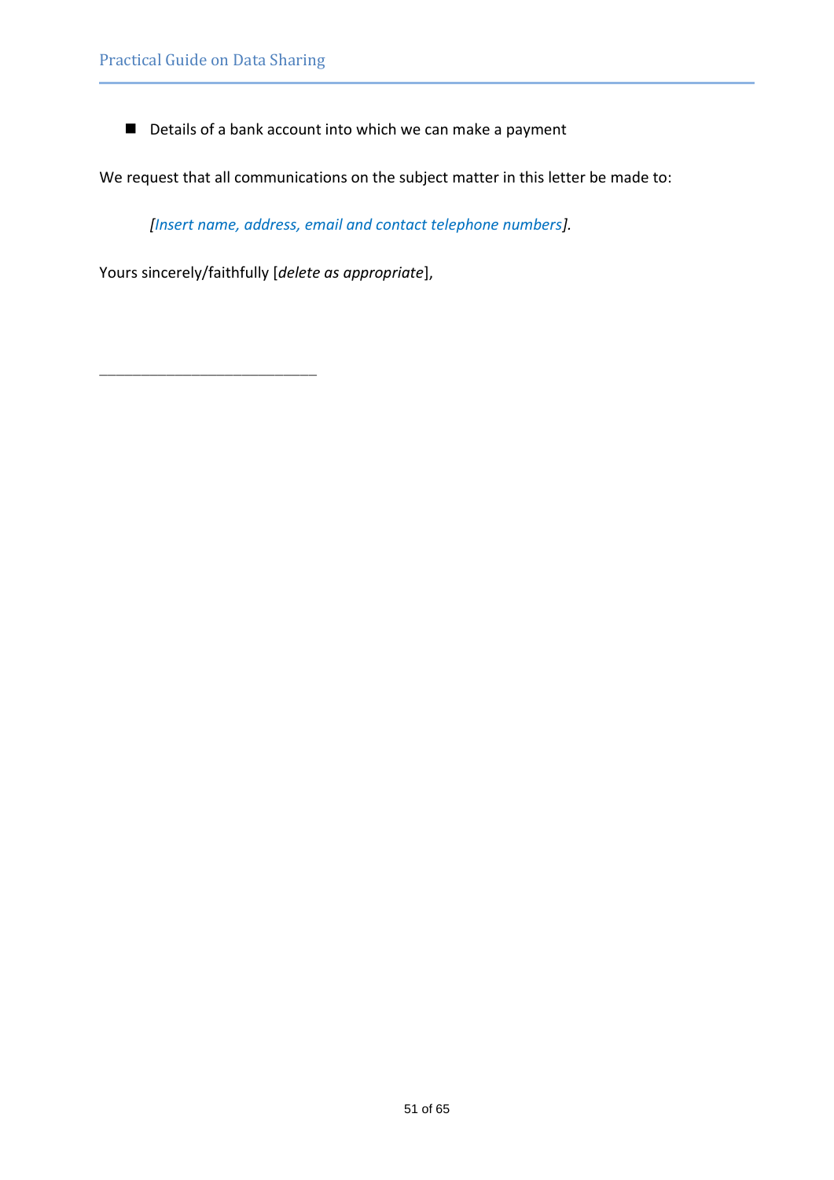- Details of a bank account into which we can make a payment

We request that all communications on the subject matter in this letter be made to:

*[Insert name, address, email and contact telephone numbers].*

Yours sincerely/faithfully [*delete as appropriate*],

____________________________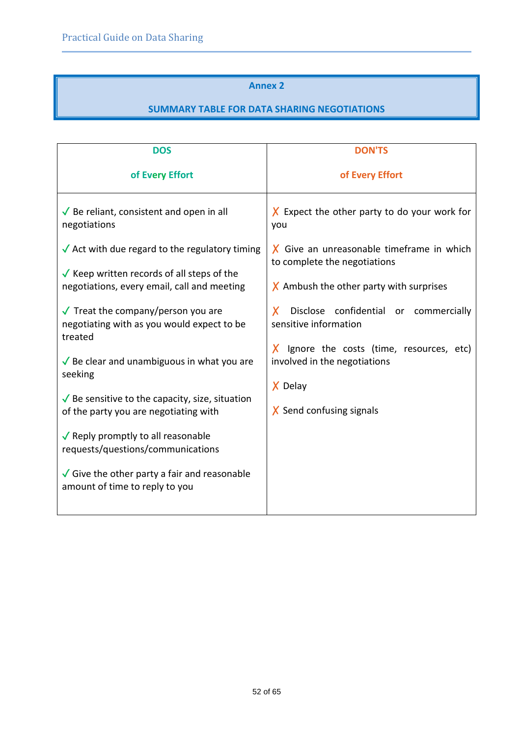## Annex 2

## SUMMARY TABLE FOR DATA SHARING NEGOTIATIONS

| DOS<br><br>of Every Effort | DON'TS<br><br>of Every Effort |
|---|---|
| ✓ Be reliant, consistent and open in all negotiations<br><br>✓ Act with due regard to the regulatory timing<br><br>✓ Keep written records of all steps of the negotiations, every email, call and meeting<br><br>✓ Treat the company/person you are negotiating with as you would expect to be treated<br><br>✓ Be clear and unambiguous in what you are seeking<br><br>✓ Be sensitive to the capacity, size, situation of the party you are negotiating with<br><br>✓ Reply promptly to all reasonable requests/questions/communications<br><br>✓ Give the other party a fair and reasonable amount of time to reply to you | ✗ Expect the other party to do your work for you<br><br>✗ Give an unreasonable timeframe in which to complete the negotiations<br><br>✗ Ambush the other party with surprises<br><br>✗ Disclose confidential or commercially sensitive information<br><br>✗ Ignore the costs (time, resources, etc) involved in the negotiations<br><br>✗ Delay<br><br>✗ Send confusing signals |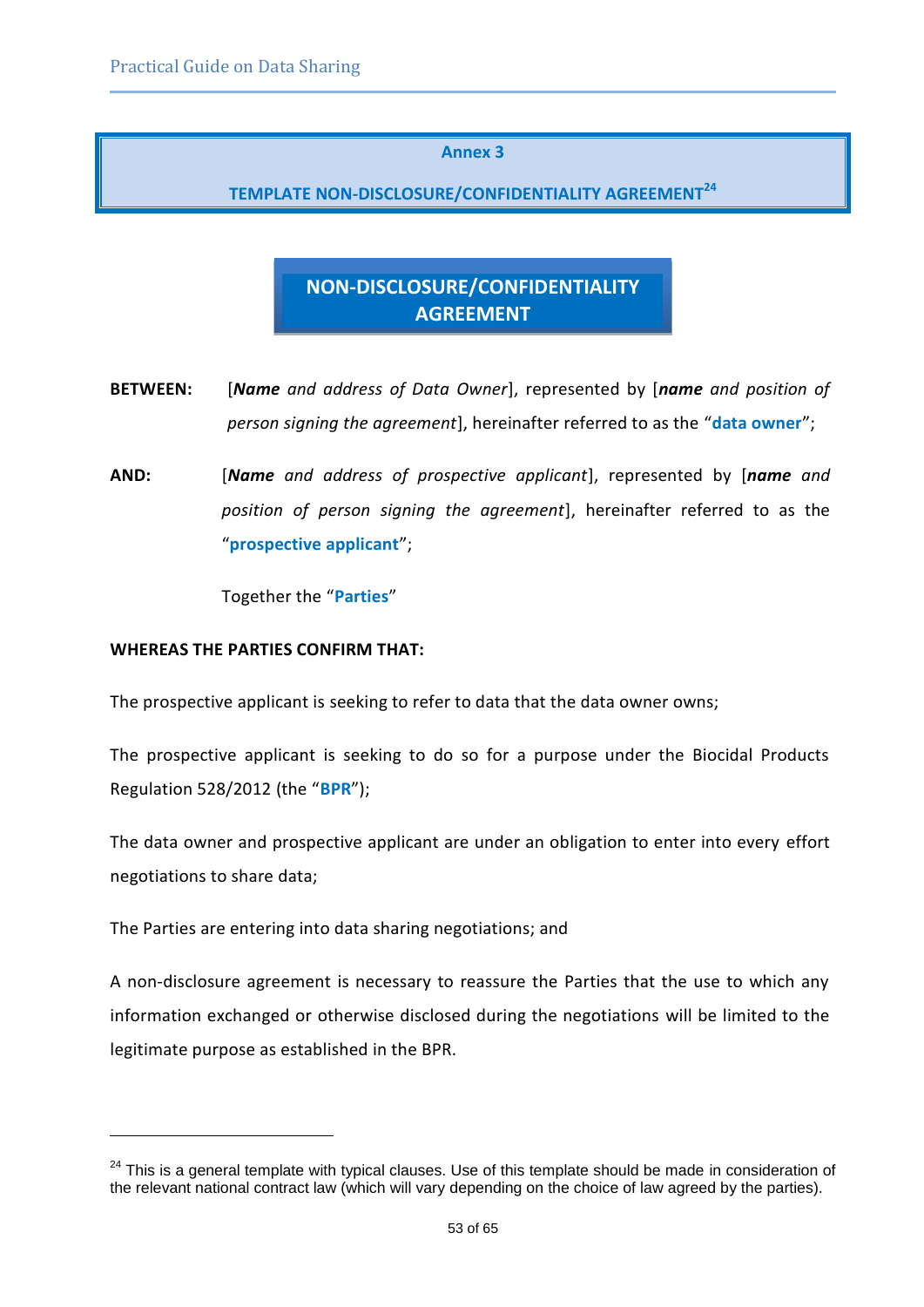## Annex 3

## TEMPLATE NON-DISCLOSURE/CONFIDENTIALITY AGREEMENT[24]

# NON-DISCLOSURE/CONFIDENTIALITY AGREEMENT

**BETWEEN:** [***Name*** *and address of Data Owner*], represented by [***name*** *and position of person signing the agreement*], hereinafter referred to as the "**data owner**";

**AND:** [***Name*** *and address of prospective applicant*], represented by [***name*** *and position of person signing the agreement*], hereinafter referred to as the "**prospective applicant**";

Together the "**Parties**"

**WHEREAS THE PARTIES CONFIRM THAT:**

The prospective applicant is seeking to refer to data that the data owner owns;

The prospective applicant is seeking to do so for a purpose under the Biocidal Products Regulation 528/2012 (the "**BPR**");

The data owner and prospective applicant are under an obligation to enter into every effort negotiations to share data;

The Parties are entering into data sharing negotiations; and

A non-disclosure agreement is necessary to reassure the Parties that the use to which any information exchanged or otherwise disclosed during the negotiations will be limited to the legitimate purpose as established in the BPR.

---

[24] This is a general template with typical clauses. Use of this template should be made in consideration of the relevant national contract law (which will vary depending on the choice of law agreed by the parties).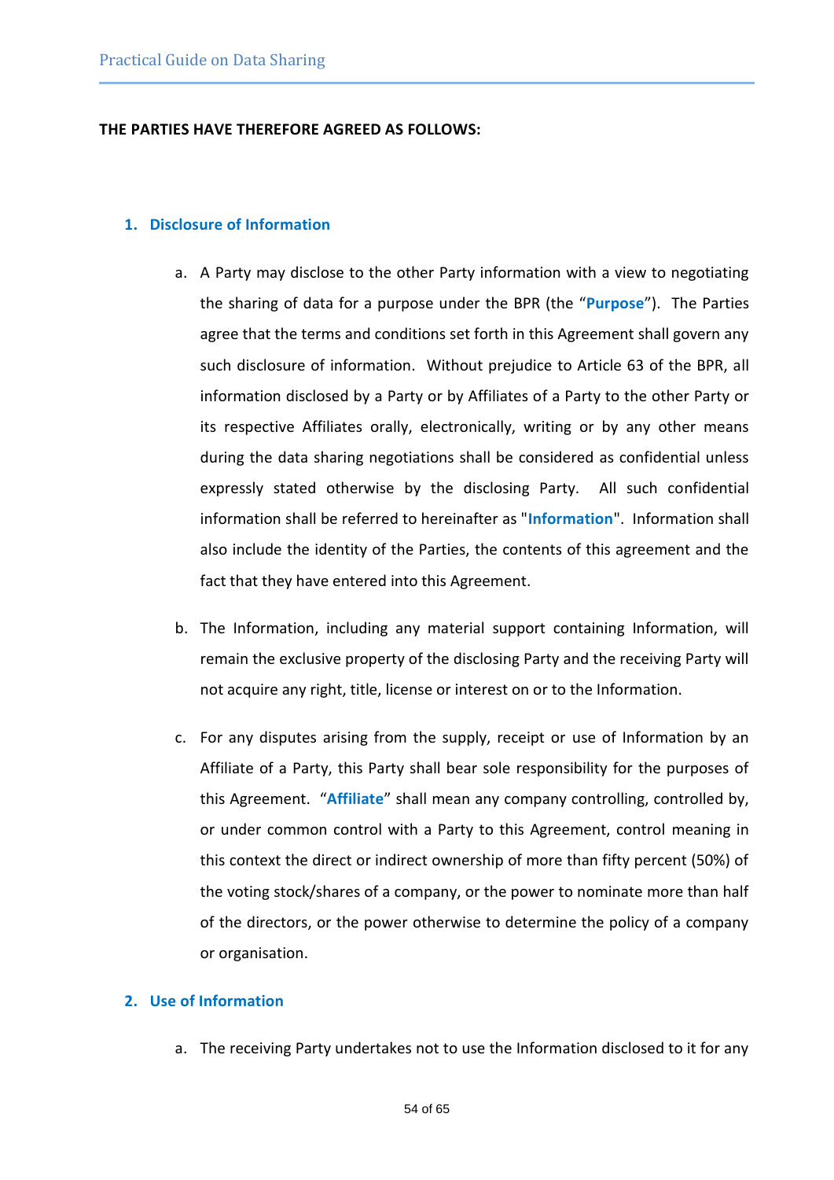**THE PARTIES HAVE THEREFORE AGREED AS FOLLOWS:**

## 1. Disclosure of Information

a. A Party may disclose to the other Party information with a view to negotiating the sharing of data for a purpose under the BPR (the "**Purpose**"). The Parties agree that the terms and conditions set forth in this Agreement shall govern any such disclosure of information. Without prejudice to Article 63 of the BPR, all information disclosed by a Party or by Affiliates of a Party to the other Party or its respective Affiliates orally, electronically, writing or by any other means during the data sharing negotiations shall be considered as confidential unless expressly stated otherwise by the disclosing Party. All such confidential information shall be referred to hereinafter as "**Information**". Information shall also include the identity of the Parties, the contents of this agreement and the fact that they have entered into this Agreement.

b. The Information, including any material support containing Information, will remain the exclusive property of the disclosing Party and the receiving Party will not acquire any right, title, license or interest on or to the Information.

c. For any disputes arising from the supply, receipt or use of Information by an Affiliate of a Party, this Party shall bear sole responsibility for the purposes of this Agreement. "**Affiliate**" shall mean any company controlling, controlled by, or under common control with a Party to this Agreement, control meaning in this context the direct or indirect ownership of more than fifty percent (50%) of the voting stock/shares of a company, or the power to nominate more than half of the directors, or the power otherwise to determine the policy of a company or organisation.

## 2. Use of Information

a. The receiving Party undertakes not to use the Information disclosed to it for any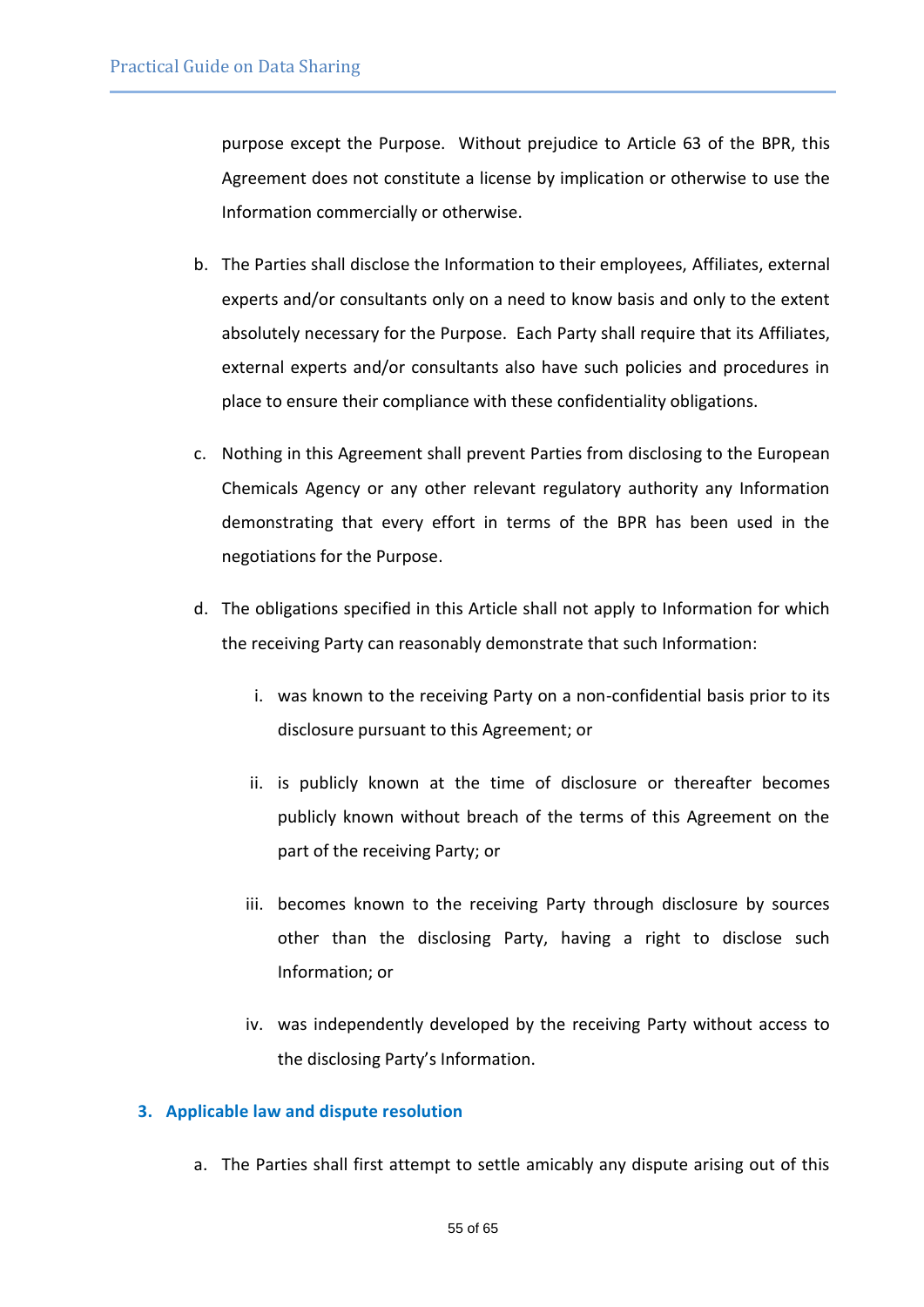purpose except the Purpose. Without prejudice to Article 63 of the BPR, this Agreement does not constitute a license by implication or otherwise to use the Information commercially or otherwise.

b. The Parties shall disclose the Information to their employees, Affiliates, external experts and/or consultants only on a need to know basis and only to the extent absolutely necessary for the Purpose. Each Party shall require that its Affiliates, external experts and/or consultants also have such policies and procedures in place to ensure their compliance with these confidentiality obligations.

c. Nothing in this Agreement shall prevent Parties from disclosing to the European Chemicals Agency or any other relevant regulatory authority any Information demonstrating that every effort in terms of the BPR has been used in the negotiations for the Purpose.

d. The obligations specified in this Article shall not apply to Information for which the receiving Party can reasonably demonstrate that such Information:

   i. was known to the receiving Party on a non-confidential basis prior to its disclosure pursuant to this Agreement; or

   ii. is publicly known at the time of disclosure or thereafter becomes publicly known without breach of the terms of this Agreement on the part of the receiving Party; or

   iii. becomes known to the receiving Party through disclosure by sources other than the disclosing Party, having a right to disclose such Information; or

   iv. was independently developed by the receiving Party without access to the disclosing Party's Information.

### 3. Applicable law and dispute resolution

a. The Parties shall first attempt to settle amicably any dispute arising out of this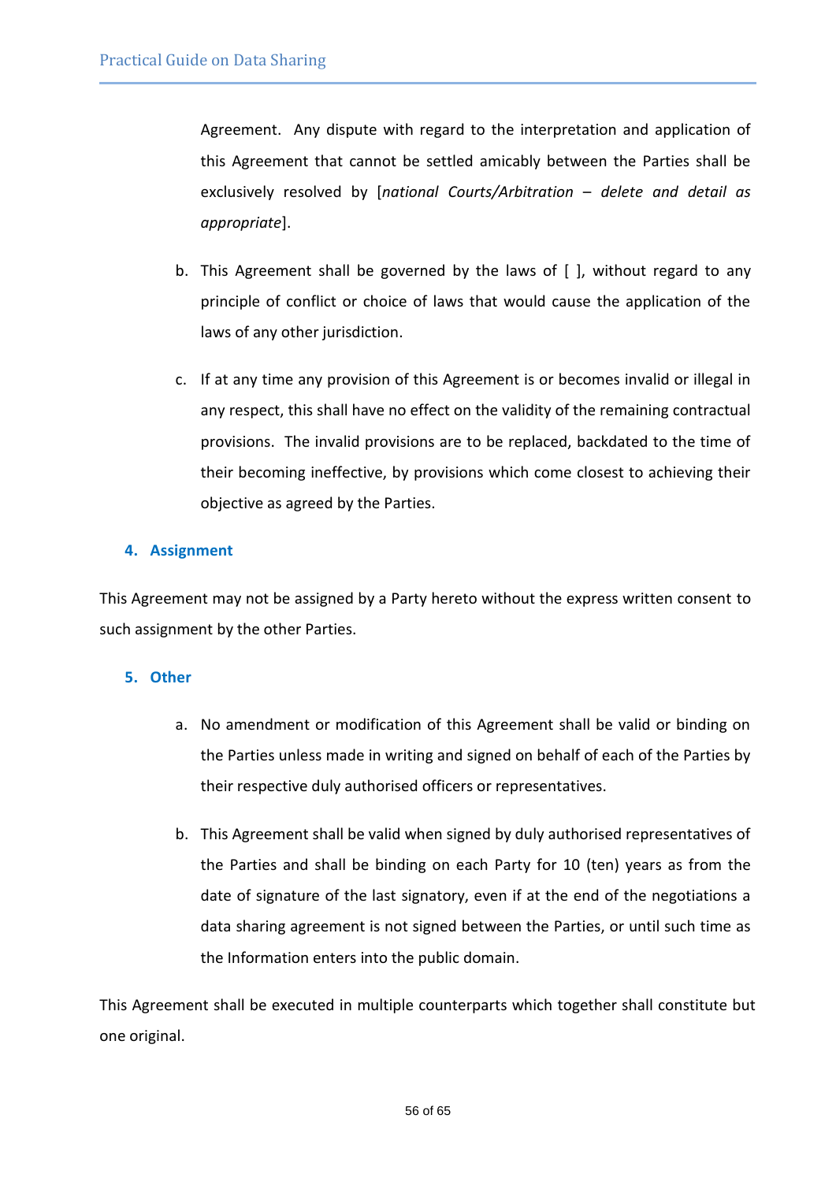Agreement. Any dispute with regard to the interpretation and application of this Agreement that cannot be settled amicably between the Parties shall be exclusively resolved by [*national Courts/Arbitration – delete and detail as appropriate*].

b. This Agreement shall be governed by the laws of [ ], without regard to any principle of conflict or choice of laws that would cause the application of the laws of any other jurisdiction.

c. If at any time any provision of this Agreement is or becomes invalid or illegal in any respect, this shall have no effect on the validity of the remaining contractual provisions. The invalid provisions are to be replaced, backdated to the time of their becoming ineffective, by provisions which come closest to achieving their objective as agreed by the Parties.

### 4. Assignment

This Agreement may not be assigned by a Party hereto without the express written consent to such assignment by the other Parties.

### 5. Other

a. No amendment or modification of this Agreement shall be valid or binding on the Parties unless made in writing and signed on behalf of each of the Parties by their respective duly authorised officers or representatives.

b. This Agreement shall be valid when signed by duly authorised representatives of the Parties and shall be binding on each Party for 10 (ten) years as from the date of signature of the last signatory, even if at the end of the negotiations a data sharing agreement is not signed between the Parties, or until such time as the Information enters into the public domain.

This Agreement shall be executed in multiple counterparts which together shall constitute but one original.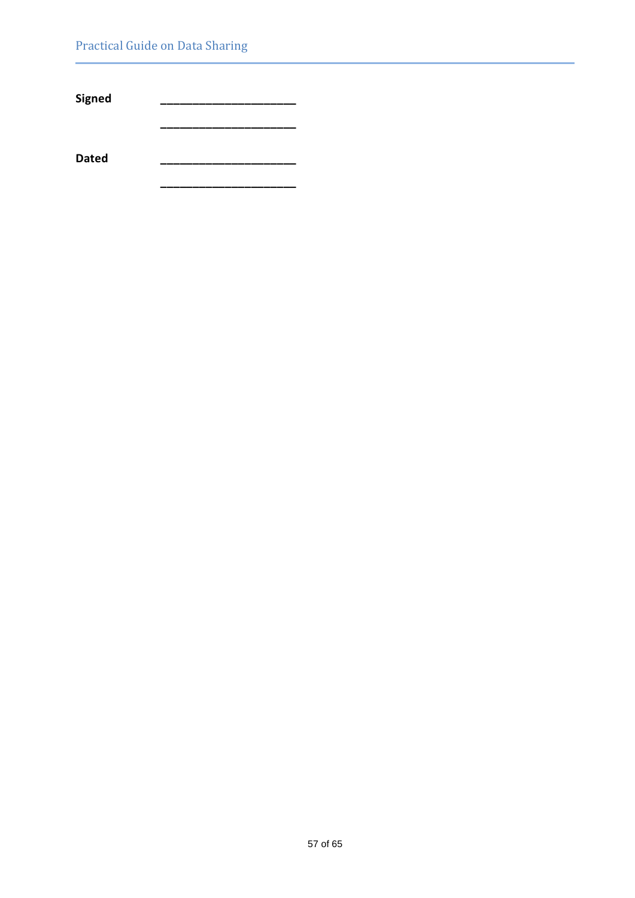**Signed** ______________________

______________________

**Dated** ______________________

______________________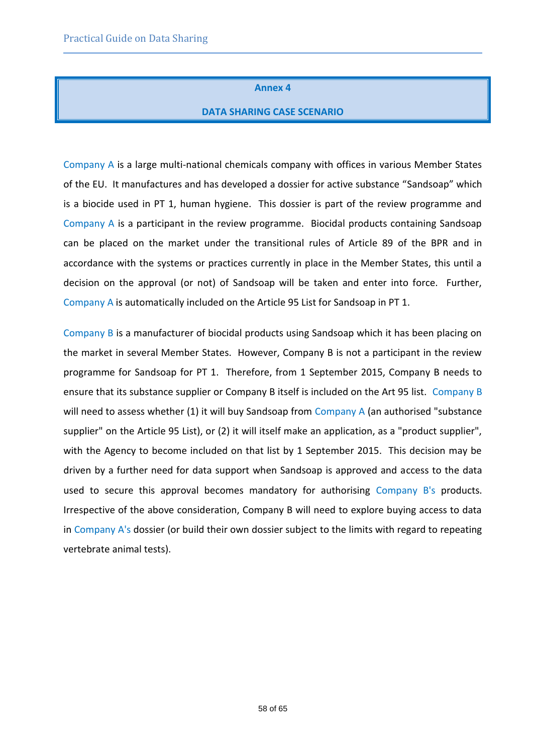# Annex 4

## DATA SHARING CASE SCENARIO

Company A is a large multi-national chemicals company with offices in various Member States of the EU. It manufactures and has developed a dossier for active substance "Sandsoap" which is a biocide used in PT 1, human hygiene. This dossier is part of the review programme and Company A is a participant in the review programme. Biocidal products containing Sandsoap can be placed on the market under the transitional rules of Article 89 of the BPR and in accordance with the systems or practices currently in place in the Member States, this until a decision on the approval (or not) of Sandsoap will be taken and enter into force. Further, Company A is automatically included on the Article 95 List for Sandsoap in PT 1.

Company B is a manufacturer of biocidal products using Sandsoap which it has been placing on the market in several Member States. However, Company B is not a participant in the review programme for Sandsoap for PT 1. Therefore, from 1 September 2015, Company B needs to ensure that its substance supplier or Company B itself is included on the Art 95 list. Company B will need to assess whether (1) it will buy Sandsoap from Company A (an authorised "substance supplier" on the Article 95 List), or (2) it will itself make an application, as a "product supplier", with the Agency to become included on that list by 1 September 2015. This decision may be driven by a further need for data support when Sandsoap is approved and access to the data used to secure this approval becomes mandatory for authorising Company B's products. Irrespective of the above consideration, Company B will need to explore buying access to data in Company A's dossier (or build their own dossier subject to the limits with regard to repeating vertebrate animal tests).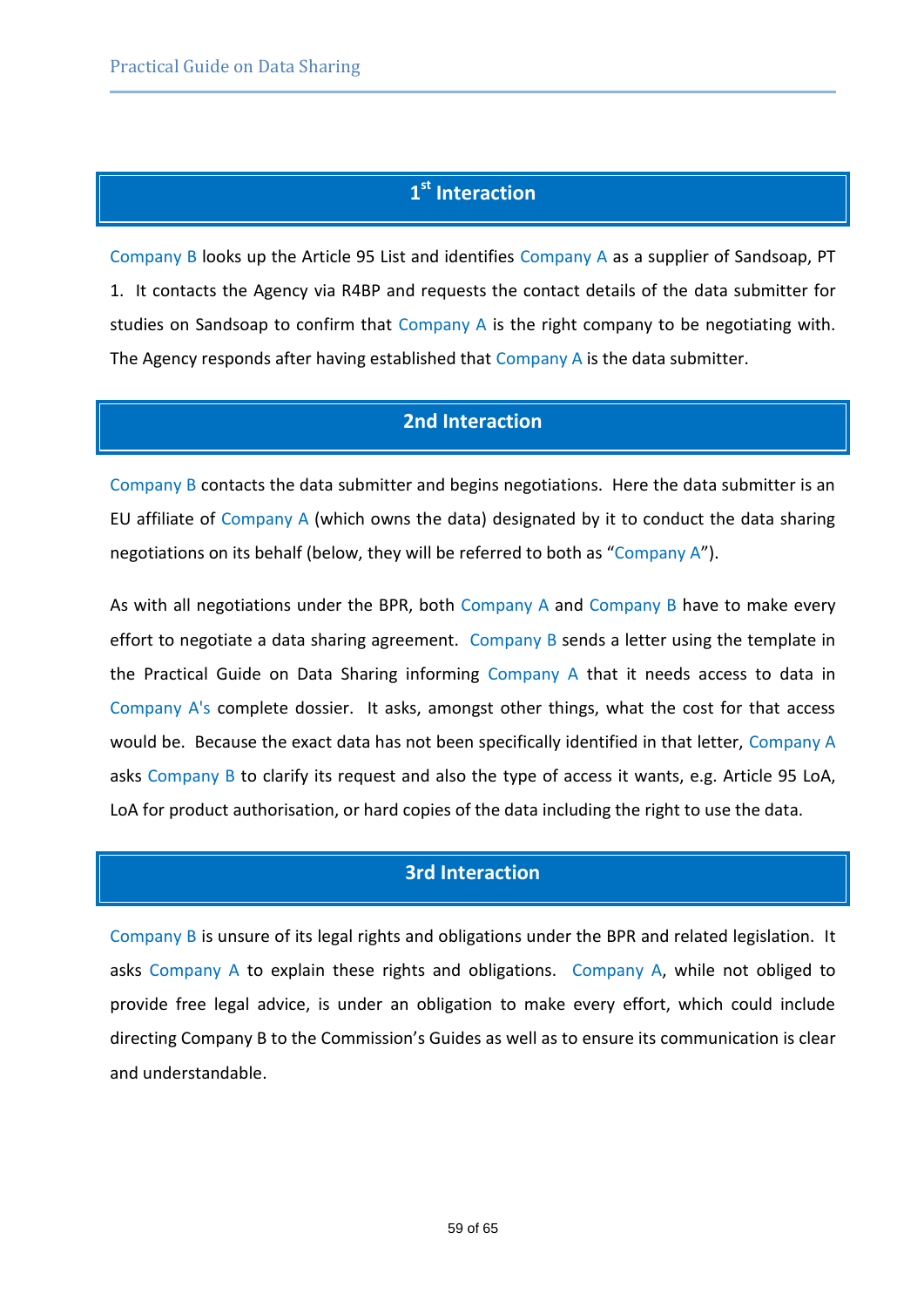## 1st Interaction

Company B looks up the Article 95 List and identifies Company A as a supplier of Sandsoap, PT 1. It contacts the Agency via R4BP and requests the contact details of the data submitter for studies on Sandsoap to confirm that Company A is the right company to be negotiating with. The Agency responds after having established that Company A is the data submitter.

## 2nd Interaction

Company B contacts the data submitter and begins negotiations. Here the data submitter is an EU affiliate of Company A (which owns the data) designated by it to conduct the data sharing negotiations on its behalf (below, they will be referred to both as "Company A").

As with all negotiations under the BPR, both Company A and Company B have to make every effort to negotiate a data sharing agreement. Company B sends a letter using the template in the Practical Guide on Data Sharing informing Company A that it needs access to data in Company A's complete dossier. It asks, amongst other things, what the cost for that access would be. Because the exact data has not been specifically identified in that letter, Company A asks Company B to clarify its request and also the type of access it wants, e.g. Article 95 LoA, LoA for product authorisation, or hard copies of the data including the right to use the data.

## 3rd Interaction

Company B is unsure of its legal rights and obligations under the BPR and related legislation. It asks Company A to explain these rights and obligations. Company A, while not obliged to provide free legal advice, is under an obligation to make every effort, which could include directing Company B to the Commission's Guides as well as to ensure its communication is clear and understandable.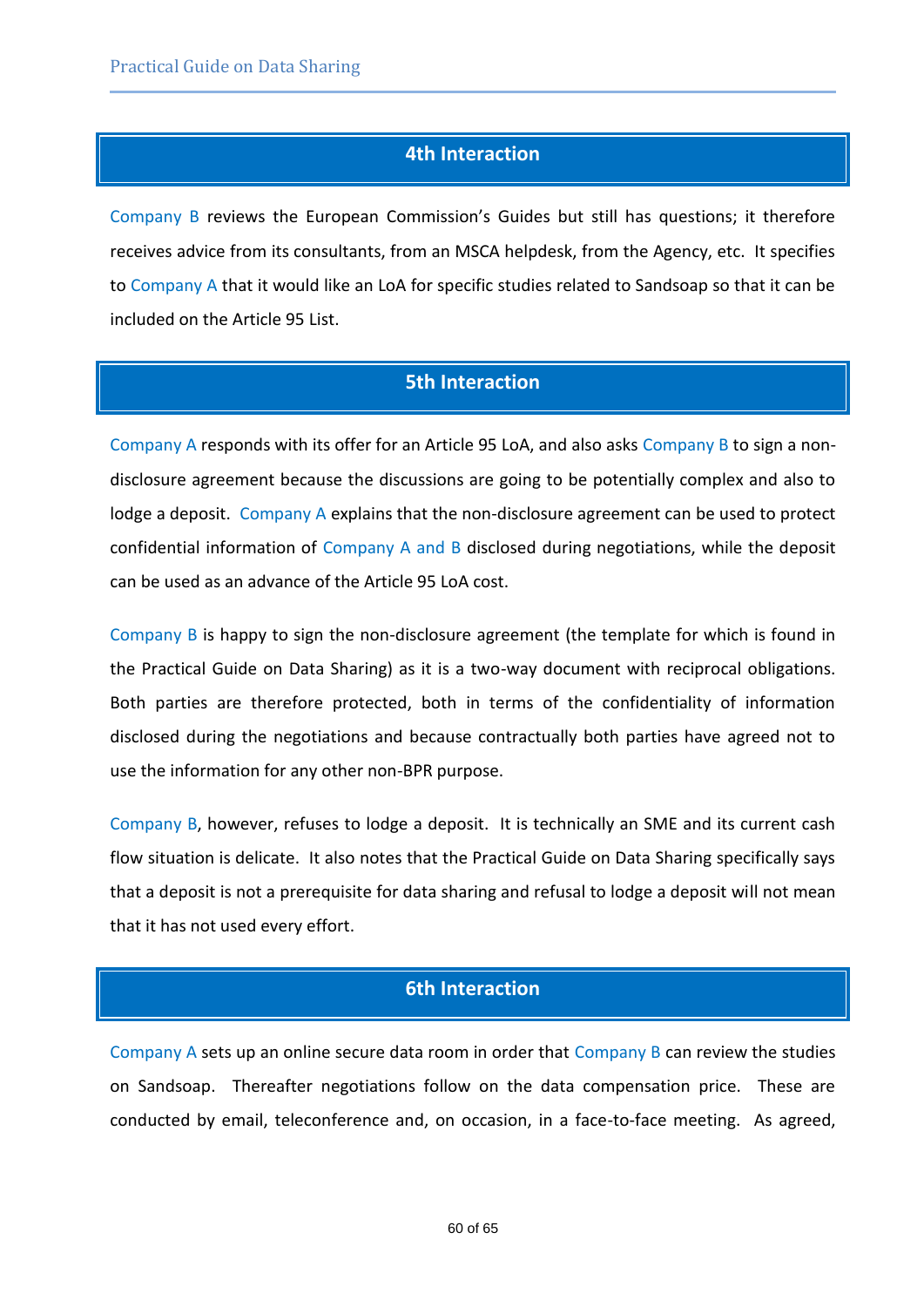## 4th Interaction

Company B reviews the European Commission's Guides but still has questions; it therefore receives advice from its consultants, from an MSCA helpdesk, from the Agency, etc. It specifies to Company A that it would like an LoA for specific studies related to Sandsoap so that it can be included on the Article 95 List.

## 5th Interaction

Company A responds with its offer for an Article 95 LoA, and also asks Company B to sign a non-disclosure agreement because the discussions are going to be potentially complex and also to lodge a deposit. Company A explains that the non-disclosure agreement can be used to protect confidential information of Company A and B disclosed during negotiations, while the deposit can be used as an advance of the Article 95 LoA cost.

Company B is happy to sign the non-disclosure agreement (the template for which is found in the Practical Guide on Data Sharing) as it is a two-way document with reciprocal obligations. Both parties are therefore protected, both in terms of the confidentiality of information disclosed during the negotiations and because contractually both parties have agreed not to use the information for any other non-BPR purpose.

Company B, however, refuses to lodge a deposit. It is technically an SME and its current cash flow situation is delicate. It also notes that the Practical Guide on Data Sharing specifically says that a deposit is not a prerequisite for data sharing and refusal to lodge a deposit will not mean that it has not used every effort.

## 6th Interaction

Company A sets up an online secure data room in order that Company B can review the studies on Sandsoap. Thereafter negotiations follow on the data compensation price. These are conducted by email, teleconference and, on occasion, in a face-to-face meeting. As agreed,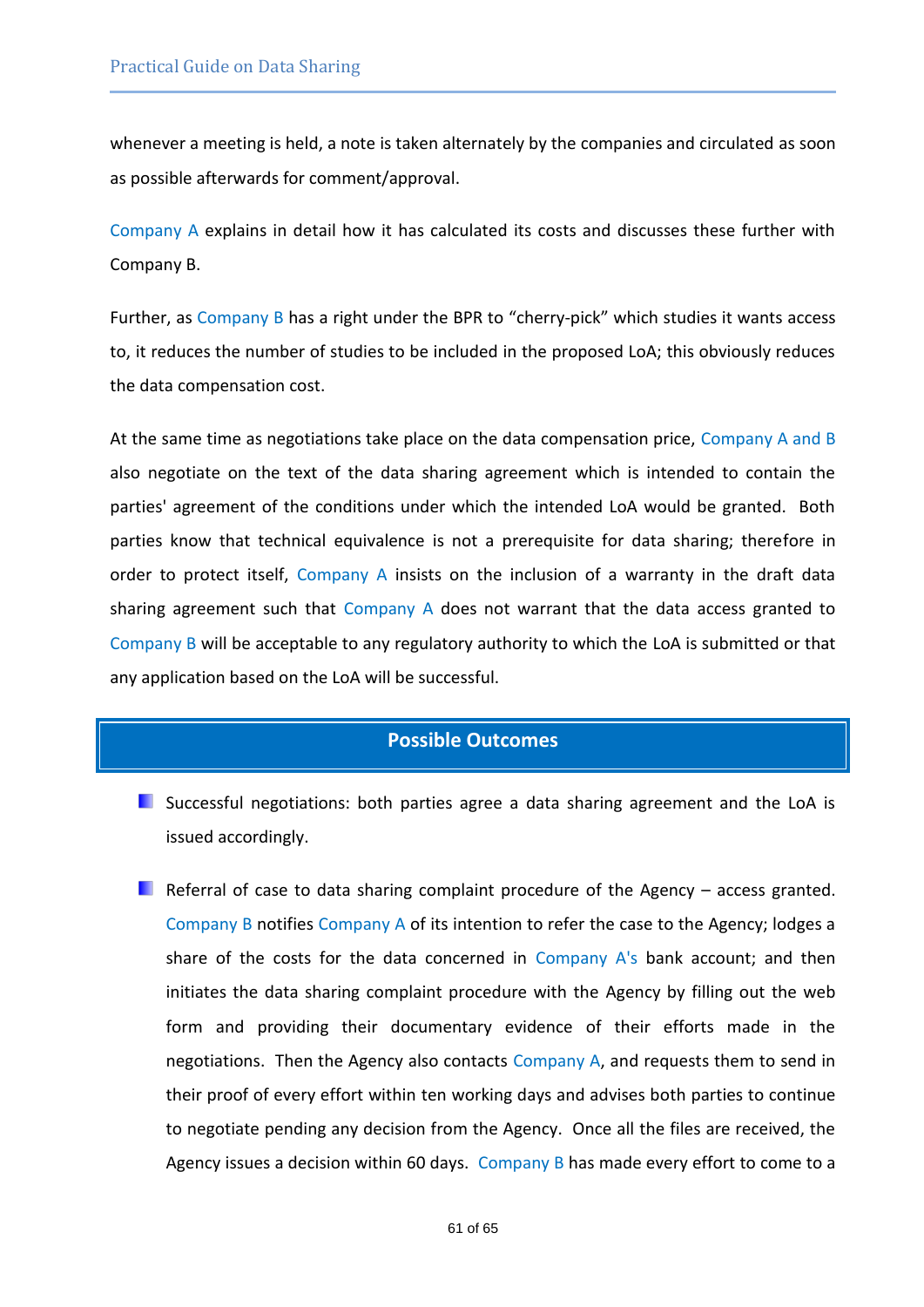whenever a meeting is held, a note is taken alternately by the companies and circulated as soon as possible afterwards for comment/approval.

Company A explains in detail how it has calculated its costs and discusses these further with Company B.

Further, as Company B has a right under the BPR to "cherry-pick" which studies it wants access to, it reduces the number of studies to be included in the proposed LoA; this obviously reduces the data compensation cost.

At the same time as negotiations take place on the data compensation price, Company A and B also negotiate on the text of the data sharing agreement which is intended to contain the parties' agreement of the conditions under which the intended LoA would be granted. Both parties know that technical equivalence is not a prerequisite for data sharing; therefore in order to protect itself, Company A insists on the inclusion of a warranty in the draft data sharing agreement such that Company A does not warrant that the data access granted to Company B will be acceptable to any regulatory authority to which the LoA is submitted or that any application based on the LoA will be successful.

## Possible Outcomes

- Successful negotiations: both parties agree a data sharing agreement and the LoA is issued accordingly.

- Referral of case to data sharing complaint procedure of the Agency – access granted. Company B notifies Company A of its intention to refer the case to the Agency; lodges a share of the costs for the data concerned in Company A's bank account; and then initiates the data sharing complaint procedure with the Agency by filling out the web form and providing their documentary evidence of their efforts made in the negotiations. Then the Agency also contacts Company A, and requests them to send in their proof of every effort within ten working days and advises both parties to continue to negotiate pending any decision from the Agency. Once all the files are received, the Agency issues a decision within 60 days. Company B has made every effort to come to a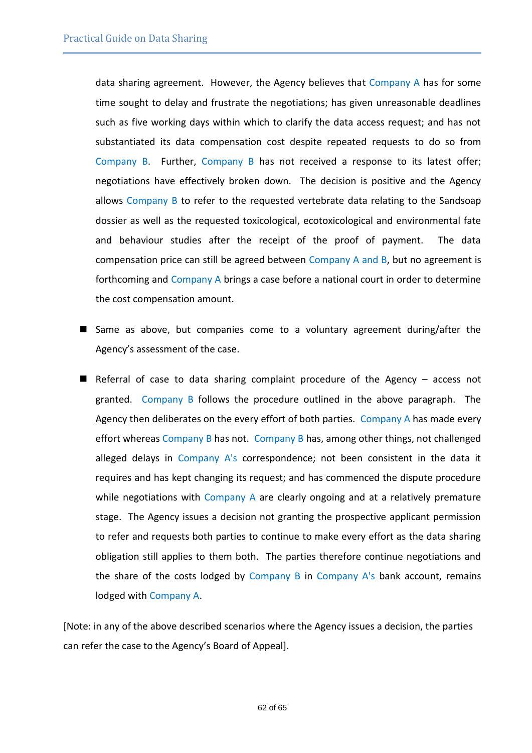data sharing agreement. However, the Agency believes that Company A has for some time sought to delay and frustrate the negotiations; has given unreasonable deadlines such as five working days within which to clarify the data access request; and has not substantiated its data compensation cost despite repeated requests to do so from Company B. Further, Company B has not received a response to its latest offer; negotiations have effectively broken down. The decision is positive and the Agency allows Company B to refer to the requested vertebrate data relating to the Sandsoap dossier as well as the requested toxicological, ecotoxicological and environmental fate and behaviour studies after the receipt of the proof of payment. The data compensation price can still be agreed between Company A and B, but no agreement is forthcoming and Company A brings a case before a national court in order to determine the cost compensation amount.

- Same as above, but companies come to a voluntary agreement during/after the Agency's assessment of the case.

- Referral of case to data sharing complaint procedure of the Agency – access not granted. Company B follows the procedure outlined in the above paragraph. The Agency then deliberates on the every effort of both parties. Company A has made every effort whereas Company B has not. Company B has, among other things, not challenged alleged delays in Company A's correspondence; not been consistent in the data it requires and has kept changing its request; and has commenced the dispute procedure while negotiations with Company A are clearly ongoing and at a relatively premature stage. The Agency issues a decision not granting the prospective applicant permission to refer and requests both parties to continue to make every effort as the data sharing obligation still applies to them both. The parties therefore continue negotiations and the share of the costs lodged by Company B in Company A's bank account, remains lodged with Company A.

[Note: in any of the above described scenarios where the Agency issues a decision, the parties can refer the case to the Agency's Board of Appeal].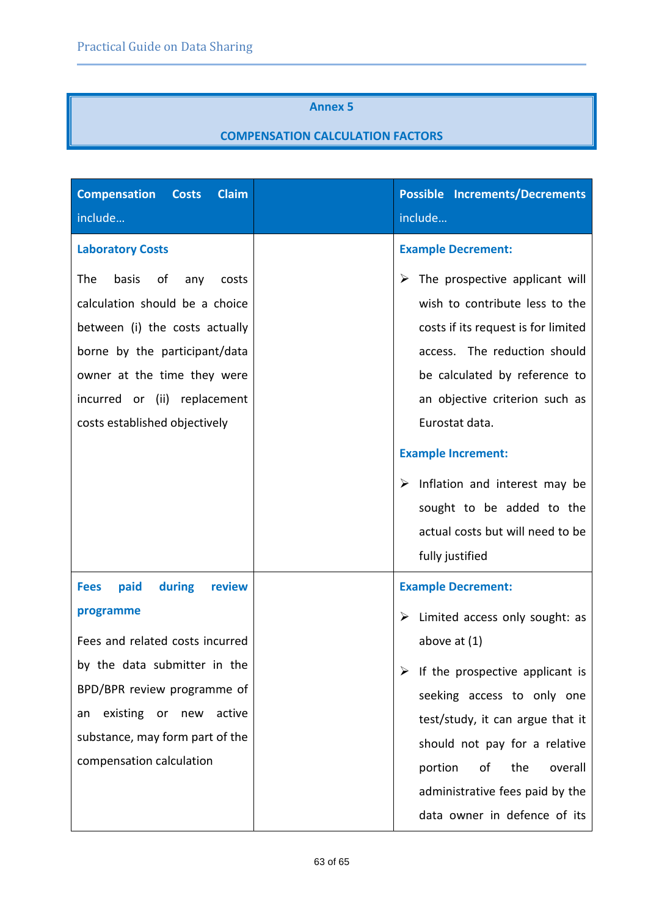## Annex 5

## COMPENSATION CALCULATION FACTORS

| Compensation Costs Claim include… | | Possible Increments/Decrements include… |
|---|---|---|
| **Laboratory Costs**<br><br>The basis of any costs calculation should be a choice between (i) the costs actually borne by the participant/data owner at the time they were incurred or (ii) replacement costs established objectively | | **Example Decrement:**<br><br>➢ The prospective applicant will wish to contribute less to the costs if its request is for limited access. The reduction should be calculated by reference to an objective criterion such as Eurostat data.<br><br>**Example Increment:**<br><br>➢ Inflation and interest may be sought to be added to the actual costs but will need to be fully justified |
| **Fees paid during review programme**<br><br>Fees and related costs incurred by the data submitter in the BPD/BPR review programme of an existing or new active substance, may form part of the compensation calculation | | **Example Decrement:**<br><br>➢ Limited access only sought: as above at (1)<br><br>➢ If the prospective applicant is seeking access to only one test/study, it can argue that it should not pay for a relative portion of the overall administrative fees paid by the data owner in defence of its |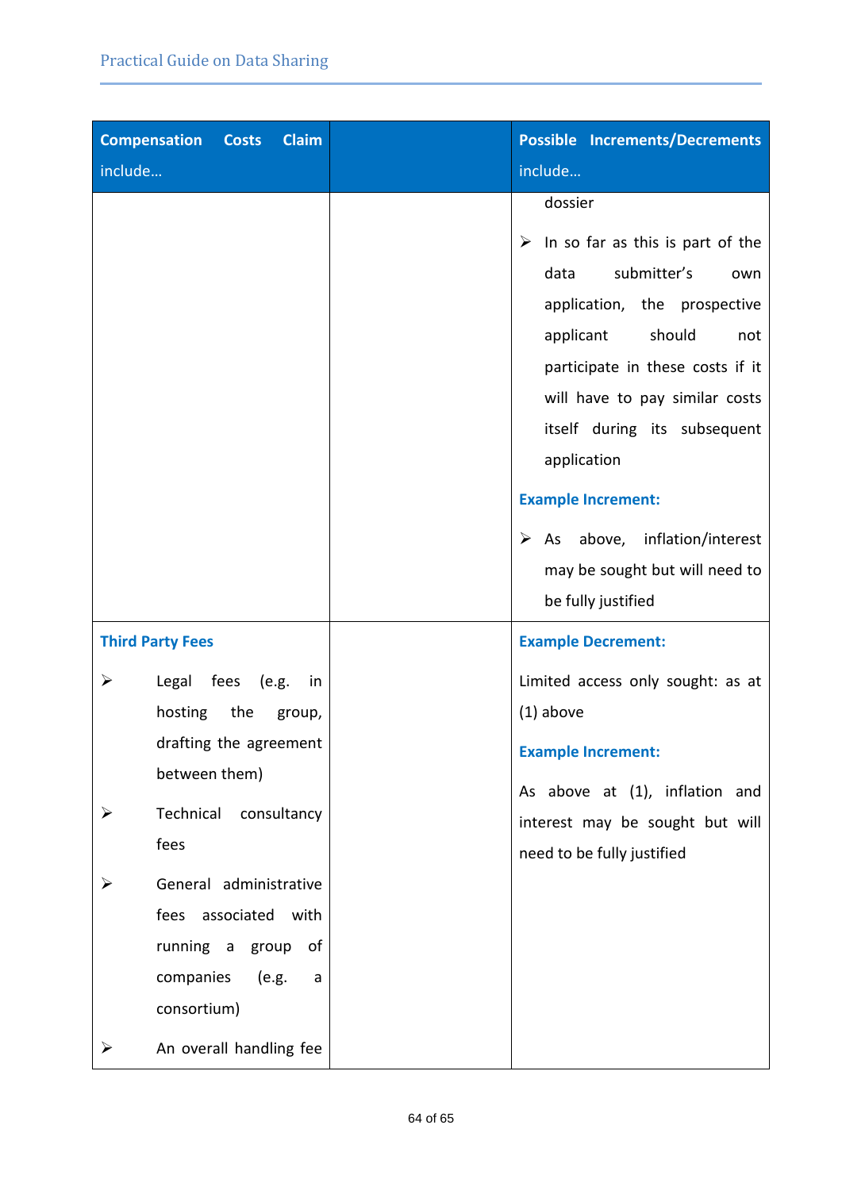| Compensation Costs Claim include… | | Possible Increments/Decrements include… |
|---|---|---|
| | | dossier<br><br>➢ In so far as this is part of the data submitter's own application, the prospective applicant should not participate in these costs if it will have to pay similar costs itself during its subsequent application<br><br>**Example Increment:**<br><br>➢ As above, inflation/interest may be sought but will need to be fully justified |
| **Third Party Fees**<br><br>➢ Legal fees (e.g. in hosting the group, drafting the agreement between them)<br><br>➢ Technical consultancy fees<br><br>➢ General administrative fees associated with running a group of companies (e.g. a consortium)<br><br>➢ An overall handling fee | | **Example Decrement:**<br><br>Limited access only sought: as at (1) above<br><br>**Example Increment:**<br><br>As above at (1), inflation and interest may be sought but will need to be fully justified |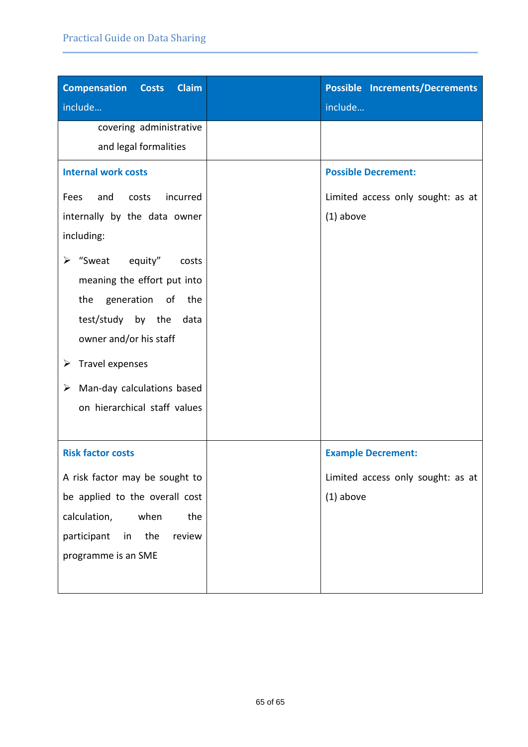| **Compensation Costs Claim include…** | | **Possible Increments/Decrements include…** |
|---|---|---|
| covering administrative and legal formalities | | |
| **Internal work costs**<br><br>Fees and costs incurred internally by the data owner including:<br><br>➢ "Sweat equity" costs meaning the effort put into the generation of the test/study by the data owner and/or his staff<br><br>➢ Travel expenses<br><br>➢ Man-day calculations based on hierarchical staff values | | **Possible Decrement:**<br><br>Limited access only sought: as at (1) above |
| **Risk factor costs**<br><br>A risk factor may be sought to be applied to the overall cost calculation, when the participant in the review programme is an SME | | **Example Decrement:**<br><br>Limited access only sought: as at (1) above |